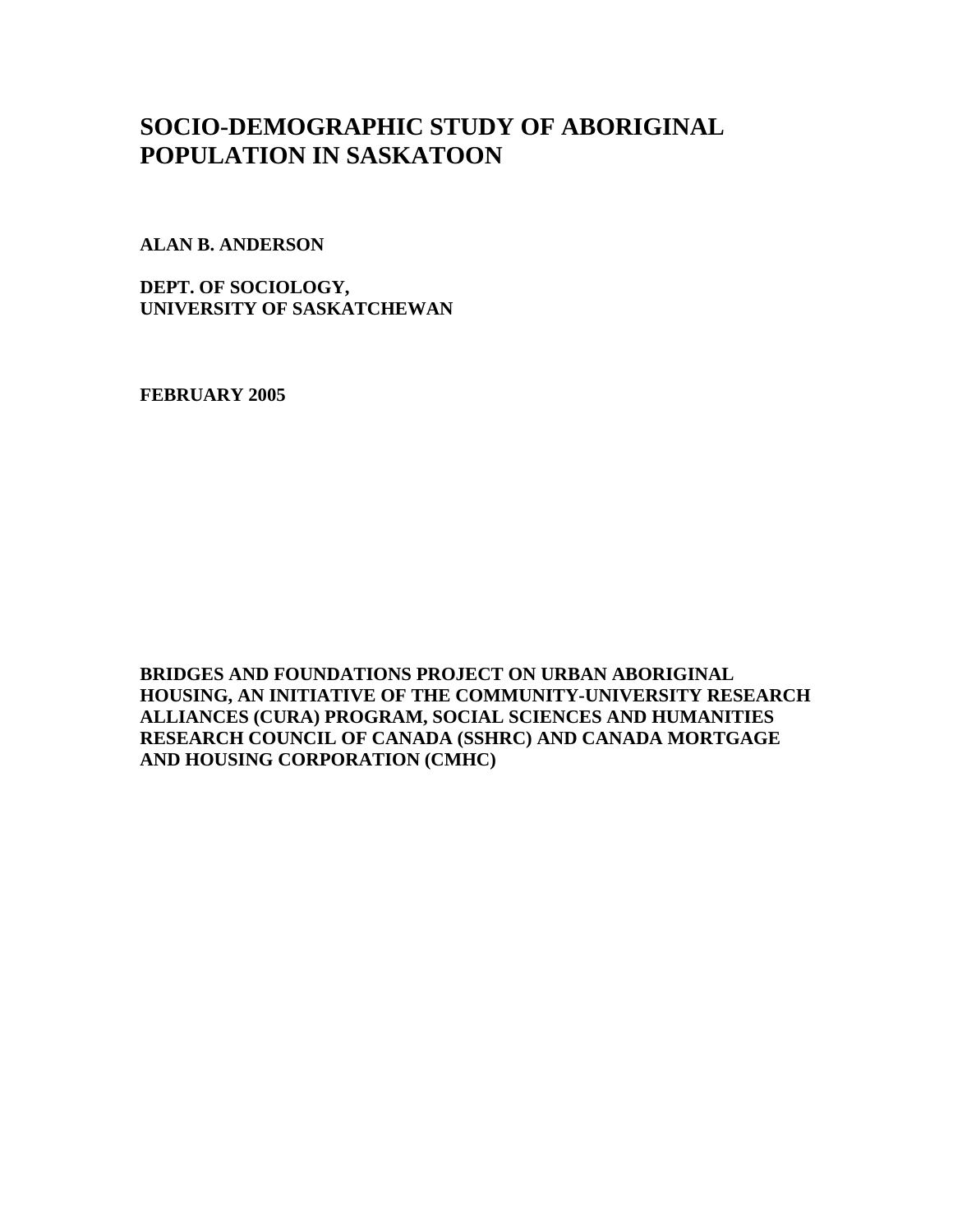# SOCIO-DEMOGRAPHIC STUDY OF ABORIGINAL POPULATION IN SASKATOON

**ALAN B. ANDERSON**

**DEPT. OF SOCIOLOGY,**
**UNIVERSITY OF SASKATCHEWAN**

**FEBRUARY 2005**

**BRIDGES AND FOUNDATIONS PROJECT ON URBAN ABORIGINAL HOUSING, AN INITIATIVE OF THE COMMUNITY-UNIVERSITY RESEARCH ALLIANCES (CURA) PROGRAM, SOCIAL SCIENCES AND HUMANITIES RESEARCH COUNCIL OF CANADA (SSHRC) AND CANADA MORTGAGE AND HOUSING CORPORATION (CMHC)**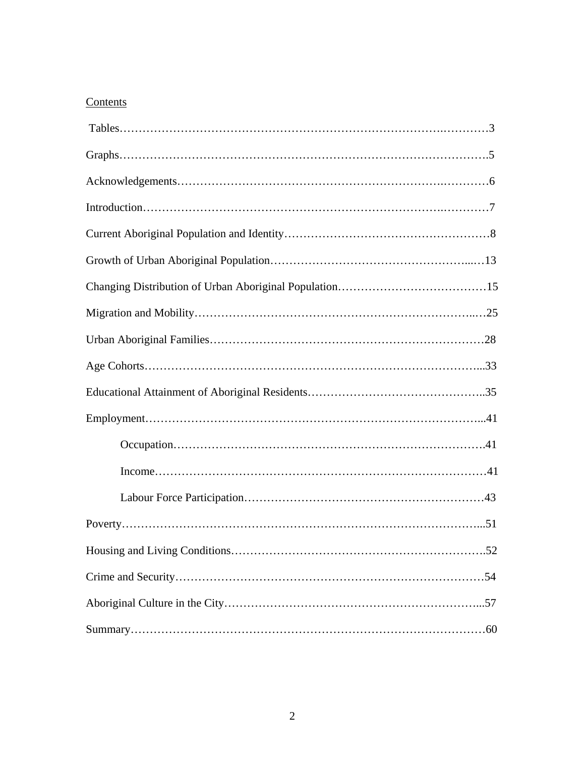## Contents

Tables…………………………………………………………………………3

Graphs…………………………………………………………………………5

Acknowledgements……………………………………………………………6

Introduction……………………………………………………………………7

Current Aboriginal Population and Identity…………………………………8

Growth of Urban Aboriginal Population………………………………………13

Changing Distribution of Urban Aboriginal Population………………………15

Migration and Mobility…………………………………………………………25

Urban Aboriginal Families………………………………………………………28

Age Cohorts………………………………………………………………………33

Educational Attainment of Aboriginal Residents………………………………35

Employment………………………………………………………………………41

- Occupation…………………………………………………………………41
- Income………………………………………………………………………41
- Labour Force Participation…………………………………………………43

Poverty……………………………………………………………………………51

Housing and Living Conditions…………………………………………………52

Crime and Security………………………………………………………………54

Aboriginal Culture in the City……………………………………………………57

Summary…………………………………………………………………………60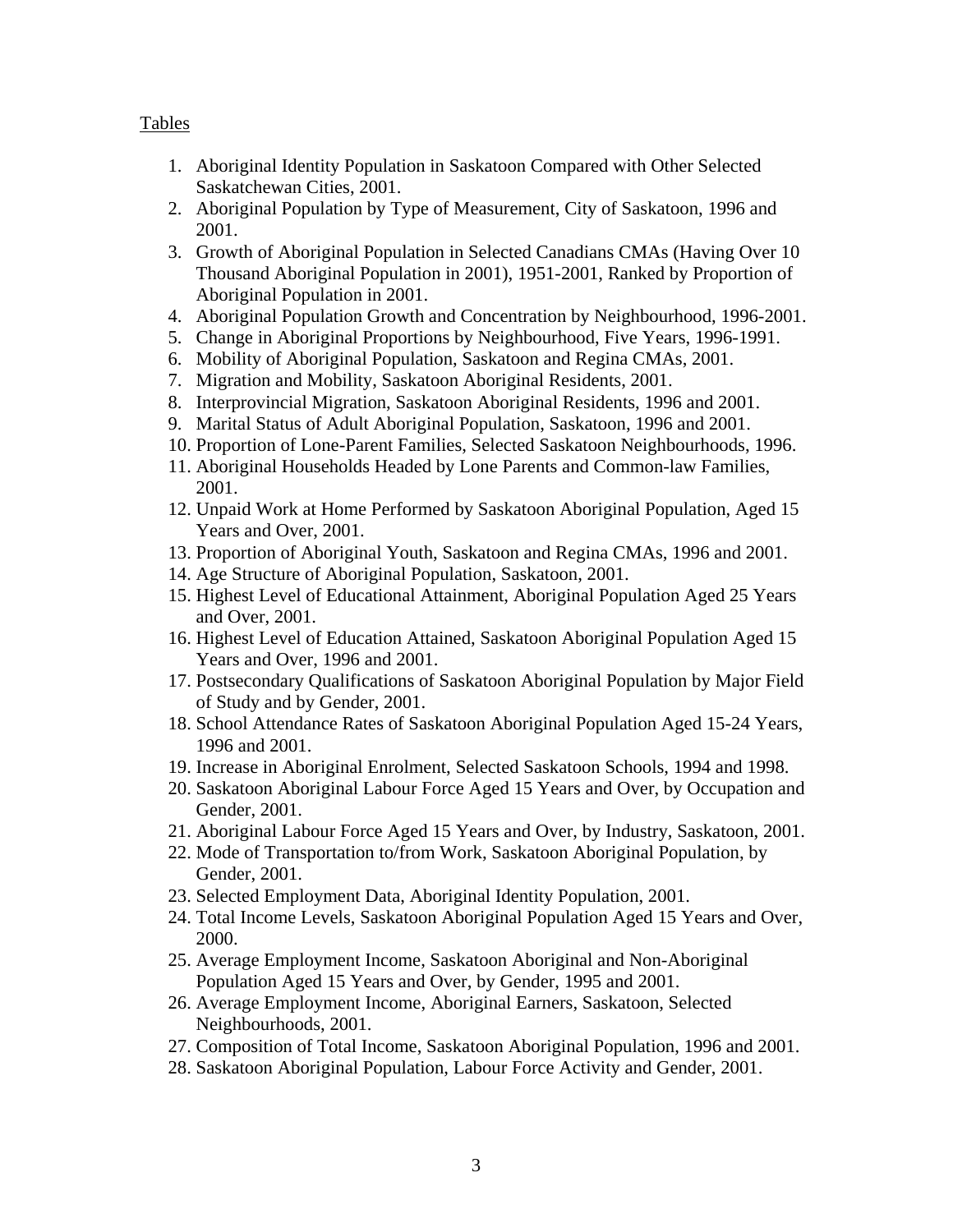Tables

1. Aboriginal Identity Population in Saskatoon Compared with Other Selected Saskatchewan Cities, 2001.
2. Aboriginal Population by Type of Measurement, City of Saskatoon, 1996 and 2001.
3. Growth of Aboriginal Population in Selected Canadians CMAs (Having Over 10 Thousand Aboriginal Population in 2001), 1951-2001, Ranked by Proportion of Aboriginal Population in 2001.
4. Aboriginal Population Growth and Concentration by Neighbourhood, 1996-2001.
5. Change in Aboriginal Proportions by Neighbourhood, Five Years, 1996-1991.
6. Mobility of Aboriginal Population, Saskatoon and Regina CMAs, 2001.
7. Migration and Mobility, Saskatoon Aboriginal Residents, 2001.
8. Interprovincial Migration, Saskatoon Aboriginal Residents, 1996 and 2001.
9. Marital Status of Adult Aboriginal Population, Saskatoon, 1996 and 2001.
10. Proportion of Lone-Parent Families, Selected Saskatoon Neighbourhoods, 1996.
11. Aboriginal Households Headed by Lone Parents and Common-law Families, 2001.
12. Unpaid Work at Home Performed by Saskatoon Aboriginal Population, Aged 15 Years and Over, 2001.
13. Proportion of Aboriginal Youth, Saskatoon and Regina CMAs, 1996 and 2001.
14. Age Structure of Aboriginal Population, Saskatoon, 2001.
15. Highest Level of Educational Attainment, Aboriginal Population Aged 25 Years and Over, 2001.
16. Highest Level of Education Attained, Saskatoon Aboriginal Population Aged 15 Years and Over, 1996 and 2001.
17. Postsecondary Qualifications of Saskatoon Aboriginal Population by Major Field of Study and by Gender, 2001.
18. School Attendance Rates of Saskatoon Aboriginal Population Aged 15-24 Years, 1996 and 2001.
19. Increase in Aboriginal Enrolment, Selected Saskatoon Schools, 1994 and 1998.
20. Saskatoon Aboriginal Labour Force Aged 15 Years and Over, by Occupation and Gender, 2001.
21. Aboriginal Labour Force Aged 15 Years and Over, by Industry, Saskatoon, 2001.
22. Mode of Transportation to/from Work, Saskatoon Aboriginal Population, by Gender, 2001.
23. Selected Employment Data, Aboriginal Identity Population, 2001.
24. Total Income Levels, Saskatoon Aboriginal Population Aged 15 Years and Over, 2000.
25. Average Employment Income, Saskatoon Aboriginal and Non-Aboriginal Population Aged 15 Years and Over, by Gender, 1995 and 2001.
26. Average Employment Income, Aboriginal Earners, Saskatoon, Selected Neighbourhoods, 2001.
27. Composition of Total Income, Saskatoon Aboriginal Population, 1996 and 2001.
28. Saskatoon Aboriginal Population, Labour Force Activity and Gender, 2001.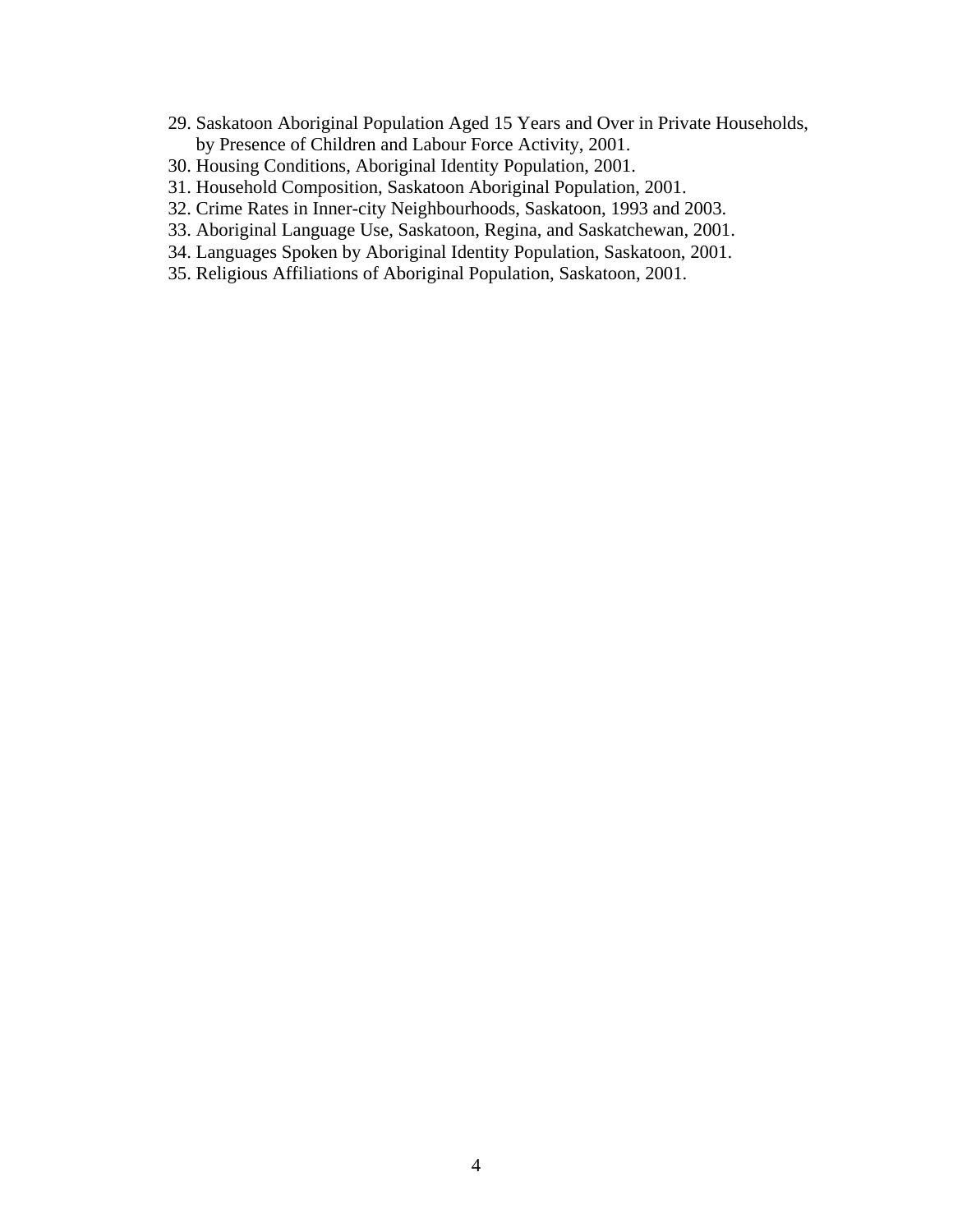29. Saskatoon Aboriginal Population Aged 15 Years and Over in Private Households, by Presence of Children and Labour Force Activity, 2001.
30. Housing Conditions, Aboriginal Identity Population, 2001.
31. Household Composition, Saskatoon Aboriginal Population, 2001.
32. Crime Rates in Inner-city Neighbourhoods, Saskatoon, 1993 and 2003.
33. Aboriginal Language Use, Saskatoon, Regina, and Saskatchewan, 2001.
34. Languages Spoken by Aboriginal Identity Population, Saskatoon, 2001.
35. Religious Affiliations of Aboriginal Population, Saskatoon, 2001.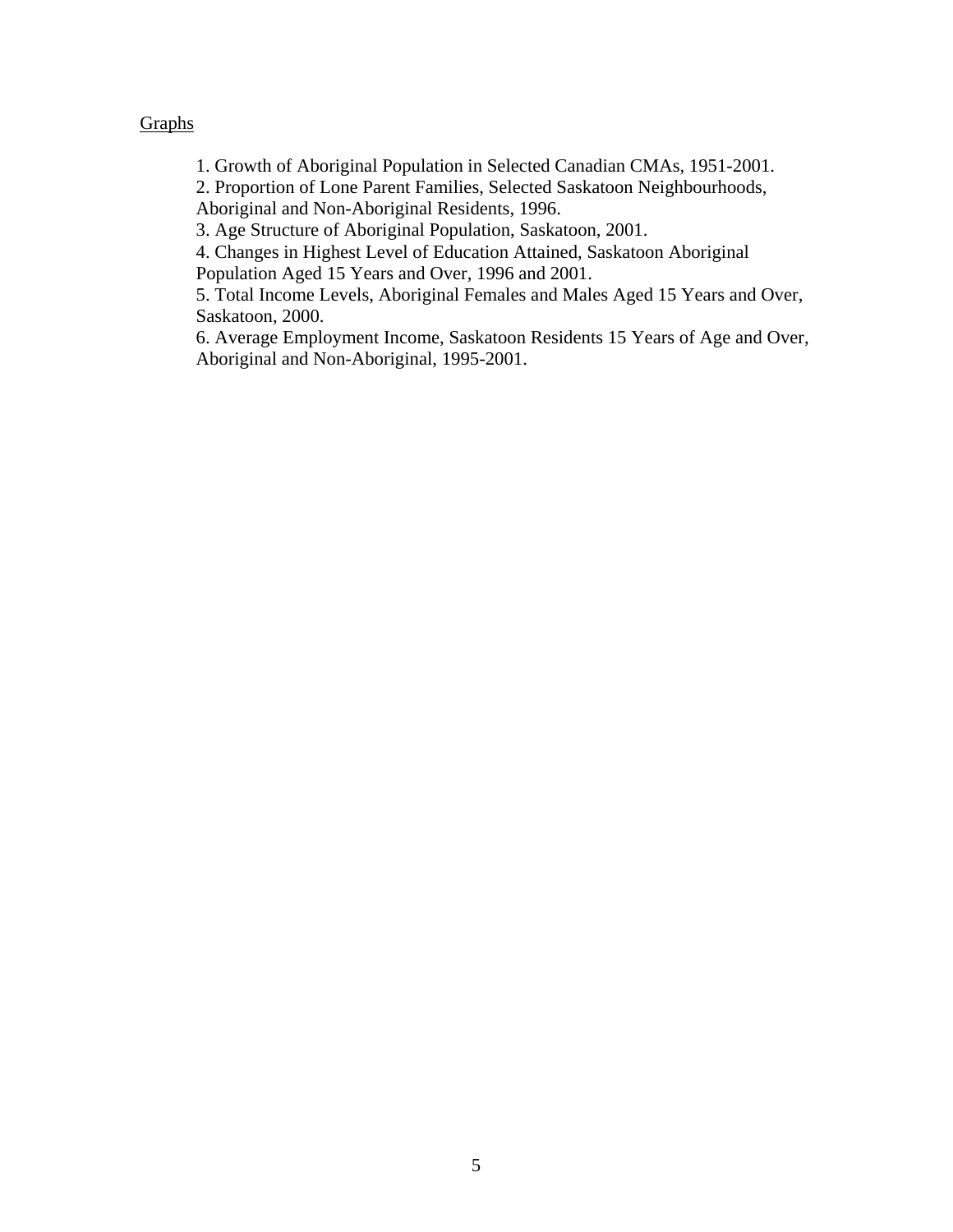<u>Graphs</u>

1. Growth of Aboriginal Population in Selected Canadian CMAs, 1951-2001.
2. Proportion of Lone Parent Families, Selected Saskatoon Neighbourhoods, Aboriginal and Non-Aboriginal Residents, 1996.
3. Age Structure of Aboriginal Population, Saskatoon, 2001.
4. Changes in Highest Level of Education Attained, Saskatoon Aboriginal Population Aged 15 Years and Over, 1996 and 2001.
5. Total Income Levels, Aboriginal Females and Males Aged 15 Years and Over, Saskatoon, 2000.
6. Average Employment Income, Saskatoon Residents 15 Years of Age and Over, Aboriginal and Non-Aboriginal, 1995-2001.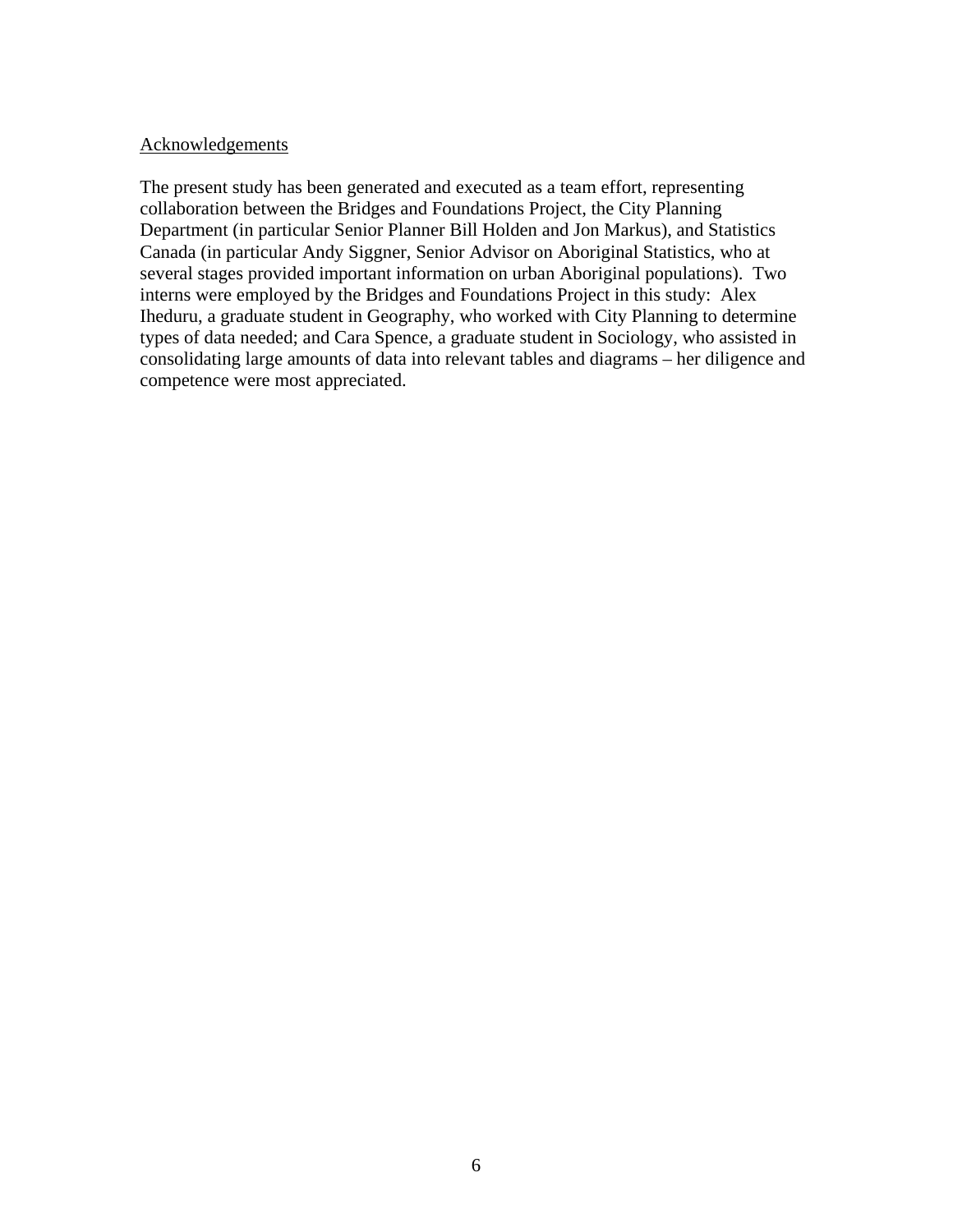## Acknowledgements

The present study has been generated and executed as a team effort, representing collaboration between the Bridges and Foundations Project, the City Planning Department (in particular Senior Planner Bill Holden and Jon Markus), and Statistics Canada (in particular Andy Siggner, Senior Advisor on Aboriginal Statistics, who at several stages provided important information on urban Aboriginal populations). Two interns were employed by the Bridges and Foundations Project in this study: Alex Iheduru, a graduate student in Geography, who worked with City Planning to determine types of data needed; and Cara Spence, a graduate student in Sociology, who assisted in consolidating large amounts of data into relevant tables and diagrams – her diligence and competence were most appreciated.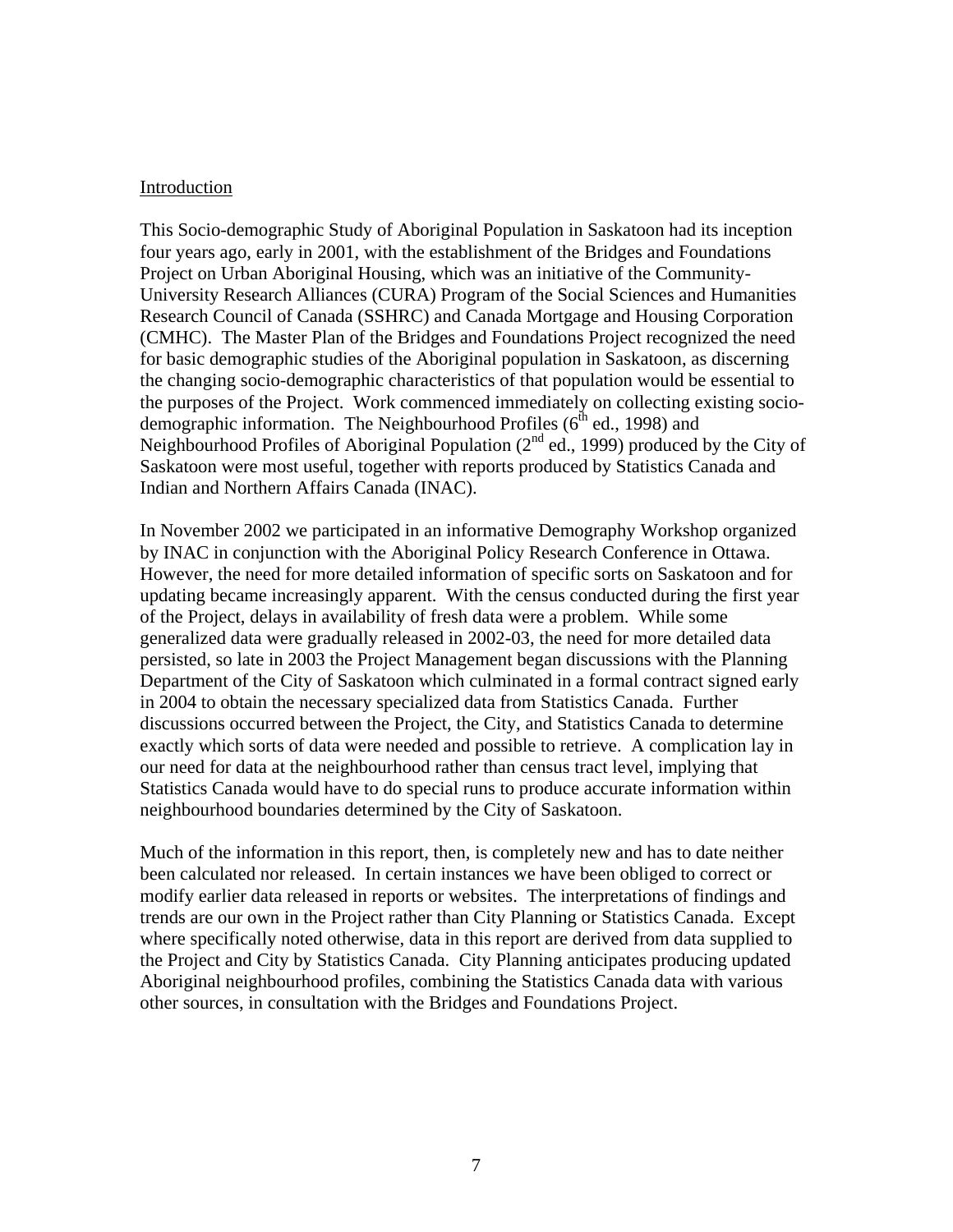## Introduction

This Socio-demographic Study of Aboriginal Population in Saskatoon had its inception four years ago, early in 2001, with the establishment of the Bridges and Foundations Project on Urban Aboriginal Housing, which was an initiative of the Community-University Research Alliances (CURA) Program of the Social Sciences and Humanities Research Council of Canada (SSHRC) and Canada Mortgage and Housing Corporation (CMHC). The Master Plan of the Bridges and Foundations Project recognized the need for basic demographic studies of the Aboriginal population in Saskatoon, as discerning the changing socio-demographic characteristics of that population would be essential to the purposes of the Project. Work commenced immediately on collecting existing socio-demographic information. The Neighbourhood Profiles (6th ed., 1998) and Neighbourhood Profiles of Aboriginal Population (2nd ed., 1999) produced by the City of Saskatoon were most useful, together with reports produced by Statistics Canada and Indian and Northern Affairs Canada (INAC).

In November 2002 we participated in an informative Demography Workshop organized by INAC in conjunction with the Aboriginal Policy Research Conference in Ottawa. However, the need for more detailed information of specific sorts on Saskatoon and for updating became increasingly apparent. With the census conducted during the first year of the Project, delays in availability of fresh data were a problem. While some generalized data were gradually released in 2002-03, the need for more detailed data persisted, so late in 2003 the Project Management began discussions with the Planning Department of the City of Saskatoon which culminated in a formal contract signed early in 2004 to obtain the necessary specialized data from Statistics Canada. Further discussions occurred between the Project, the City, and Statistics Canada to determine exactly which sorts of data were needed and possible to retrieve. A complication lay in our need for data at the neighbourhood rather than census tract level, implying that Statistics Canada would have to do special runs to produce accurate information within neighbourhood boundaries determined by the City of Saskatoon.

Much of the information in this report, then, is completely new and has to date neither been calculated nor released. In certain instances we have been obliged to correct or modify earlier data released in reports or websites. The interpretations of findings and trends are our own in the Project rather than City Planning or Statistics Canada. Except where specifically noted otherwise, data in this report are derived from data supplied to the Project and City by Statistics Canada. City Planning anticipates producing updated Aboriginal neighbourhood profiles, combining the Statistics Canada data with various other sources, in consultation with the Bridges and Foundations Project.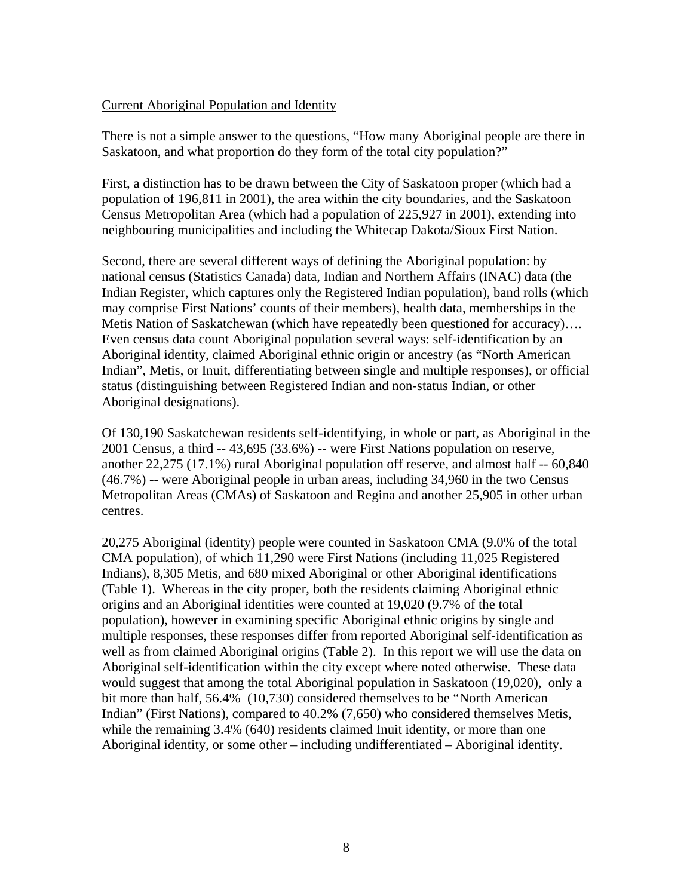Current Aboriginal Population and Identity

There is not a simple answer to the questions, "How many Aboriginal people are there in Saskatoon, and what proportion do they form of the total city population?"

First, a distinction has to be drawn between the City of Saskatoon proper (which had a population of 196,811 in 2001), the area within the city boundaries, and the Saskatoon Census Metropolitan Area (which had a population of 225,927 in 2001), extending into neighbouring municipalities and including the Whitecap Dakota/Sioux First Nation.

Second, there are several different ways of defining the Aboriginal population: by national census (Statistics Canada) data, Indian and Northern Affairs (INAC) data (the Indian Register, which captures only the Registered Indian population), band rolls (which may comprise First Nations' counts of their members), health data, memberships in the Metis Nation of Saskatchewan (which have repeatedly been questioned for accuracy)…. Even census data count Aboriginal population several ways: self-identification by an Aboriginal identity, claimed Aboriginal ethnic origin or ancestry (as "North American Indian", Metis, or Inuit, differentiating between single and multiple responses), or official status (distinguishing between Registered Indian and non-status Indian, or other Aboriginal designations).

Of 130,190 Saskatchewan residents self-identifying, in whole or part, as Aboriginal in the 2001 Census, a third -- 43,695 (33.6%) -- were First Nations population on reserve, another 22,275 (17.1%) rural Aboriginal population off reserve, and almost half -- 60,840 (46.7%) -- were Aboriginal people in urban areas, including 34,960 in the two Census Metropolitan Areas (CMAs) of Saskatoon and Regina and another 25,905 in other urban centres.

20,275 Aboriginal (identity) people were counted in Saskatoon CMA (9.0% of the total CMA population), of which 11,290 were First Nations (including 11,025 Registered Indians), 8,305 Metis, and 680 mixed Aboriginal or other Aboriginal identifications (Table 1). Whereas in the city proper, both the residents claiming Aboriginal ethnic origins and an Aboriginal identities were counted at 19,020 (9.7% of the total population), however in examining specific Aboriginal ethnic origins by single and multiple responses, these responses differ from reported Aboriginal self-identification as well as from claimed Aboriginal origins (Table 2). In this report we will use the data on Aboriginal self-identification within the city except where noted otherwise. These data would suggest that among the total Aboriginal population in Saskatoon (19,020), only a bit more than half, 56.4% (10,730) considered themselves to be "North American Indian" (First Nations), compared to 40.2% (7,650) who considered themselves Metis, while the remaining 3.4% (640) residents claimed Inuit identity, or more than one Aboriginal identity, or some other – including undifferentiated – Aboriginal identity.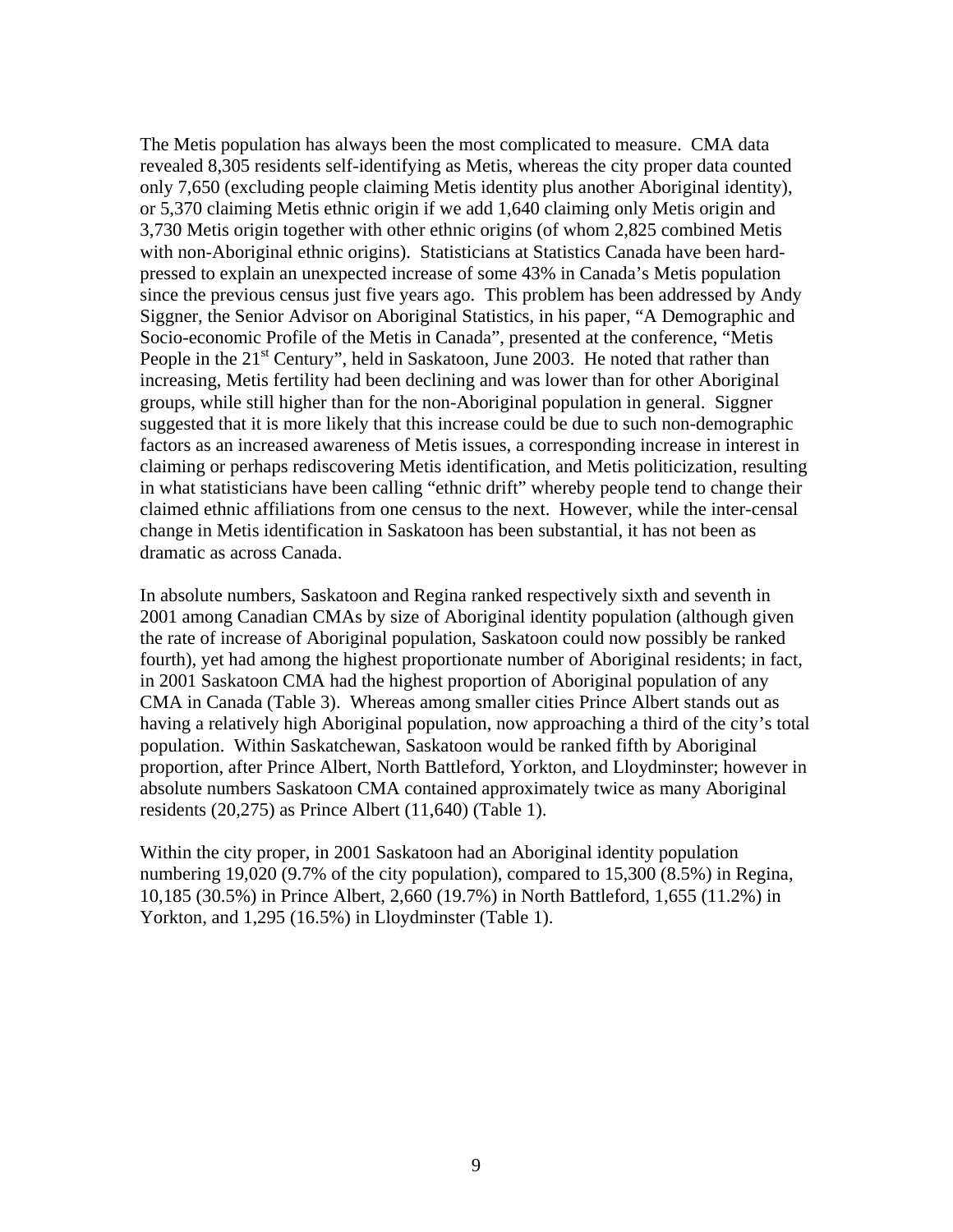The Metis population has always been the most complicated to measure. CMA data revealed 8,305 residents self-identifying as Metis, whereas the city proper data counted only 7,650 (excluding people claiming Metis identity plus another Aboriginal identity), or 5,370 claiming Metis ethnic origin if we add 1,640 claiming only Metis origin and 3,730 Metis origin together with other ethnic origins (of whom 2,825 combined Metis with non-Aboriginal ethnic origins). Statisticians at Statistics Canada have been hard-pressed to explain an unexpected increase of some 43% in Canada's Metis population since the previous census just five years ago. This problem has been addressed by Andy Siggner, the Senior Advisor on Aboriginal Statistics, in his paper, "A Demographic and Socio-economic Profile of the Metis in Canada", presented at the conference, "Metis People in the 21st Century", held in Saskatoon, June 2003. He noted that rather than increasing, Metis fertility had been declining and was lower than for other Aboriginal groups, while still higher than for the non-Aboriginal population in general. Siggner suggested that it is more likely that this increase could be due to such non-demographic factors as an increased awareness of Metis issues, a corresponding increase in interest in claiming or perhaps rediscovering Metis identification, and Metis politicization, resulting in what statisticians have been calling "ethnic drift" whereby people tend to change their claimed ethnic affiliations from one census to the next. However, while the inter-censal change in Metis identification in Saskatoon has been substantial, it has not been as dramatic as across Canada.

In absolute numbers, Saskatoon and Regina ranked respectively sixth and seventh in 2001 among Canadian CMAs by size of Aboriginal identity population (although given the rate of increase of Aboriginal population, Saskatoon could now possibly be ranked fourth), yet had among the highest proportionate number of Aboriginal residents; in fact, in 2001 Saskatoon CMA had the highest proportion of Aboriginal population of any CMA in Canada (Table 3). Whereas among smaller cities Prince Albert stands out as having a relatively high Aboriginal population, now approaching a third of the city's total population. Within Saskatchewan, Saskatoon would be ranked fifth by Aboriginal proportion, after Prince Albert, North Battleford, Yorkton, and Lloydminster; however in absolute numbers Saskatoon CMA contained approximately twice as many Aboriginal residents (20,275) as Prince Albert (11,640) (Table 1).

Within the city proper, in 2001 Saskatoon had an Aboriginal identity population numbering 19,020 (9.7% of the city population), compared to 15,300 (8.5%) in Regina, 10,185 (30.5%) in Prince Albert, 2,660 (19.7%) in North Battleford, 1,655 (11.2%) in Yorkton, and 1,295 (16.5%) in Lloydminster (Table 1).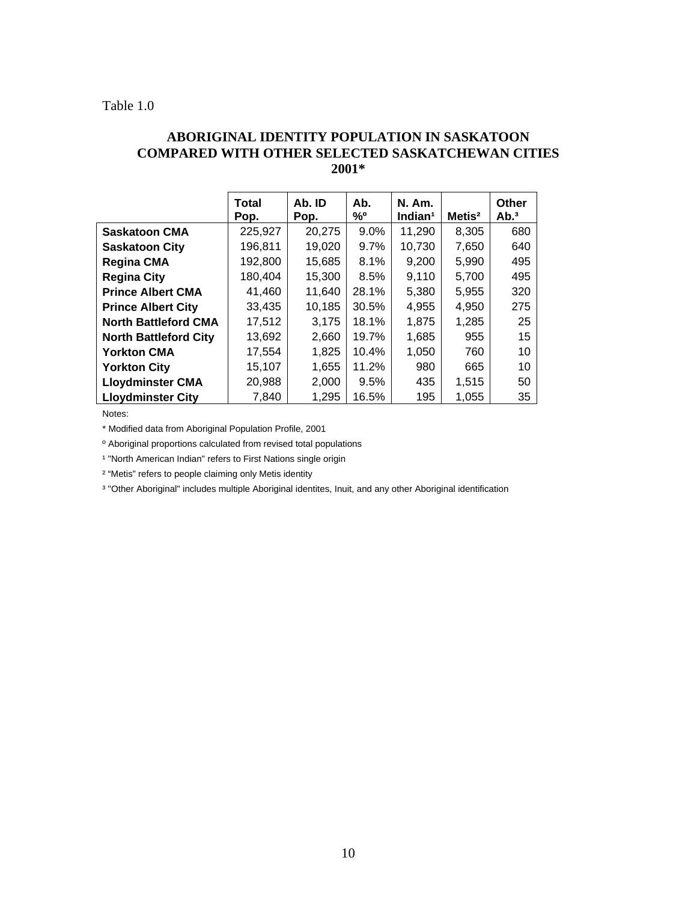Table 1.0

## ABORIGINAL IDENTITY POPULATION IN SASKATOON COMPARED WITH OTHER SELECTED SASKATCHEWAN CITIES 2001*

| | Total Pop. | Ab. ID Pop. | Ab. %º | N. Am. Indian[1] | Metis[2] | Other Ab.[3] |
|---|---|---|---|---|---|---|
| **Saskatoon CMA** | 225,927 | 20,275 | 9.0% | 11,290 | 8,305 | 680 |
| **Saskatoon City** | 196,811 | 19,020 | 9.7% | 10,730 | 7,650 | 640 |
| **Regina CMA** | 192,800 | 15,685 | 8.1% | 9,200 | 5,990 | 495 |
| **Regina City** | 180,404 | 15,300 | 8.5% | 9,110 | 5,700 | 495 |
| **Prince Albert CMA** | 41,460 | 11,640 | 28.1% | 5,380 | 5,955 | 320 |
| **Prince Albert City** | 33,435 | 10,185 | 30.5% | 4,955 | 4,950 | 275 |
| **North Battleford CMA** | 17,512 | 3,175 | 18.1% | 1,875 | 1,285 | 25 |
| **North Battleford City** | 13,692 | 2,660 | 19.7% | 1,685 | 955 | 15 |
| **Yorkton CMA** | 17,554 | 1,825 | 10.4% | 1,050 | 760 | 10 |
| **Yorkton City** | 15,107 | 1,655 | 11.2% | 980 | 665 | 10 |
| **Lloydminster CMA** | 20,988 | 2,000 | 9.5% | 435 | 1,515 | 50 |
| **Lloydminster City** | 7,840 | 1,295 | 16.5% | 195 | 1,055 | 35 |

Notes:

* Modified data from Aboriginal Population Profile, 2001

º Aboriginal proportions calculated from revised total populations

[1] "North American Indian" refers to First Nations single origin

[2] "Metis" refers to people claiming only Metis identity

[3] "Other Aboriginal" includes multiple Aboriginal identites, Inuit, and any other Aboriginal identification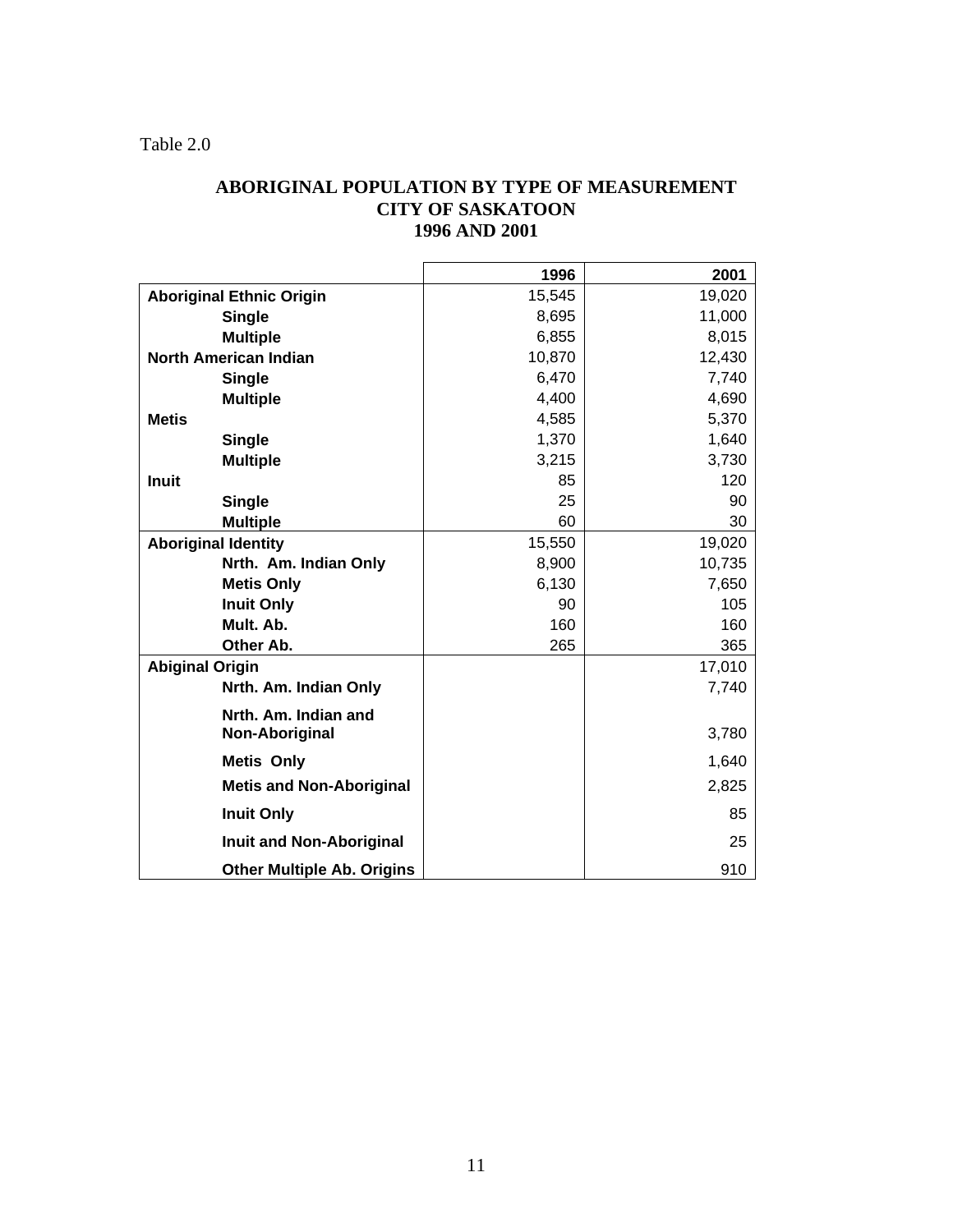Table 2.0

**ABORIGINAL POPULATION BY TYPE OF MEASUREMENT**
**CITY OF SASKATOON**
**1996 AND 2001**

| | 1996 | 2001 |
|---|---|---|
| **Aboriginal Ethnic Origin** | 15,545 | 19,020 |
| **Single** | 8,695 | 11,000 |
| **Multiple** | 6,855 | 8,015 |
| **North American Indian** | 10,870 | 12,430 |
| **Single** | 6,470 | 7,740 |
| **Multiple** | 4,400 | 4,690 |
| **Metis** | 4,585 | 5,370 |
| **Single** | 1,370 | 1,640 |
| **Multiple** | 3,215 | 3,730 |
| **Inuit** | 85 | 120 |
| **Single** | 25 | 90 |
| **Multiple** | 60 | 30 |
| **Aboriginal Identity** | 15,550 | 19,020 |
| **Nrth. Am. Indian Only** | 8,900 | 10,735 |
| **Metis Only** | 6,130 | 7,650 |
| **Inuit Only** | 90 | 105 |
| **Mult. Ab.** | 160 | 160 |
| **Other Ab.** | 265 | 365 |
| **Abiginal Origin** | | 17,010 |
| **Nrth. Am. Indian Only** | | 7,740 |
| **Nrth. Am. Indian and Non-Aboriginal** | | 3,780 |
| **Metis Only** | | 1,640 |
| **Metis and Non-Aboriginal** | | 2,825 |
| **Inuit Only** | | 85 |
| **Inuit and Non-Aboriginal** | | 25 |
| **Other Multiple Ab. Origins** | | 910 |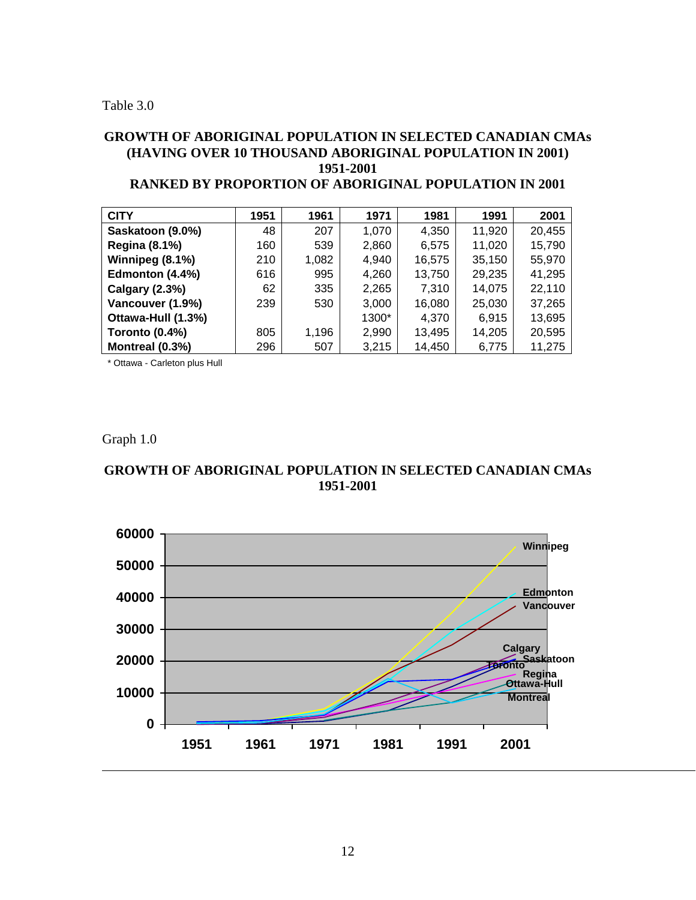Table 3.0

**GROWTH OF ABORIGINAL POPULATION IN SELECTED CANADIAN CMAs (HAVING OVER 10 THOUSAND ABORIGINAL POPULATION IN 2001) 1951-2001 RANKED BY PROPORTION OF ABORIGINAL POPULATION IN 2001**

| CITY | 1951 | 1961 | 1971 | 1981 | 1991 | 2001 |
|---|---|---|---|---|---|---|
| Saskatoon (9.0%) | 48 | 207 | 1,070 | 4,350 | 11,920 | 20,455 |
| Regina (8.1%) | 160 | 539 | 2,860 | 6,575 | 11,020 | 15,790 |
| Winnipeg (8.1%) | 210 | 1,082 | 4,940 | 16,575 | 35,150 | 55,970 |
| Edmonton (4.4%) | 616 | 995 | 4,260 | 13,750 | 29,235 | 41,295 |
| Calgary (2.3%) | 62 | 335 | 2,265 | 7,310 | 14,075 | 22,110 |
| Vancouver (1.9%) | 239 | 530 | 3,000 | 16,080 | 25,030 | 37,265 |
| Ottawa-Hull (1.3%) | | | 1300* | 4,370 | 6,915 | 13,695 |
| Toronto (0.4%) | 805 | 1,196 | 2,990 | 13,495 | 14,205 | 20,595 |
| Montreal (0.3%) | 296 | 507 | 3,215 | 14,450 | 6,775 | 11,275 |

\* Ottawa - Carleton plus Hull

Graph 1.0

**GROWTH OF ABORIGINAL POPULATION IN SELECTED CANADIAN CMAs 1951-2001**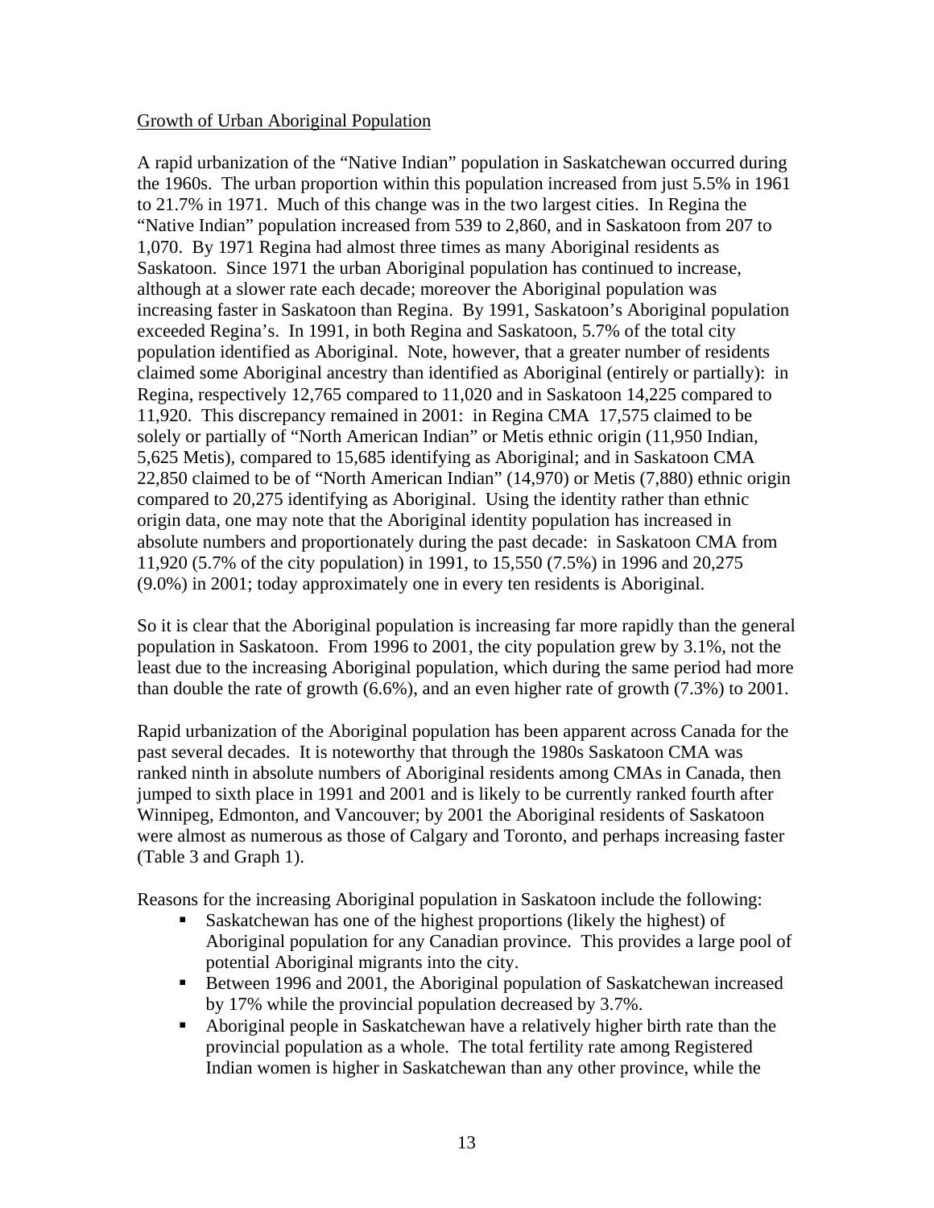Growth of Urban Aboriginal Population

A rapid urbanization of the "Native Indian" population in Saskatchewan occurred during the 1960s. The urban proportion within this population increased from just 5.5% in 1961 to 21.7% in 1971. Much of this change was in the two largest cities. In Regina the "Native Indian" population increased from 539 to 2,860, and in Saskatoon from 207 to 1,070. By 1971 Regina had almost three times as many Aboriginal residents as Saskatoon. Since 1971 the urban Aboriginal population has continued to increase, although at a slower rate each decade; moreover the Aboriginal population was increasing faster in Saskatoon than Regina. By 1991, Saskatoon's Aboriginal population exceeded Regina's. In 1991, in both Regina and Saskatoon, 5.7% of the total city population identified as Aboriginal. Note, however, that a greater number of residents claimed some Aboriginal ancestry than identified as Aboriginal (entirely or partially): in Regina, respectively 12,765 compared to 11,020 and in Saskatoon 14,225 compared to 11,920. This discrepancy remained in 2001: in Regina CMA 17,575 claimed to be solely or partially of "North American Indian" or Metis ethnic origin (11,950 Indian, 5,625 Metis), compared to 15,685 identifying as Aboriginal; and in Saskatoon CMA 22,850 claimed to be of "North American Indian" (14,970) or Metis (7,880) ethnic origin compared to 20,275 identifying as Aboriginal. Using the identity rather than ethnic origin data, one may note that the Aboriginal identity population has increased in absolute numbers and proportionately during the past decade: in Saskatoon CMA from 11,920 (5.7% of the city population) in 1991, to 15,550 (7.5%) in 1996 and 20,275 (9.0%) in 2001; today approximately one in every ten residents is Aboriginal.

So it is clear that the Aboriginal population is increasing far more rapidly than the general population in Saskatoon. From 1996 to 2001, the city population grew by 3.1%, not the least due to the increasing Aboriginal population, which during the same period had more than double the rate of growth (6.6%), and an even higher rate of growth (7.3%) to 2001.

Rapid urbanization of the Aboriginal population has been apparent across Canada for the past several decades. It is noteworthy that through the 1980s Saskatoon CMA was ranked ninth in absolute numbers of Aboriginal residents among CMAs in Canada, then jumped to sixth place in 1991 and 2001 and is likely to be currently ranked fourth after Winnipeg, Edmonton, and Vancouver; by 2001 the Aboriginal residents of Saskatoon were almost as numerous as those of Calgary and Toronto, and perhaps increasing faster (Table 3 and Graph 1).

Reasons for the increasing Aboriginal population in Saskatoon include the following:

- Saskatchewan has one of the highest proportions (likely the highest) of Aboriginal population for any Canadian province. This provides a large pool of potential Aboriginal migrants into the city.
- Between 1996 and 2001, the Aboriginal population of Saskatchewan increased by 17% while the provincial population decreased by 3.7%.
- Aboriginal people in Saskatchewan have a relatively higher birth rate than the provincial population as a whole. The total fertility rate among Registered Indian women is higher in Saskatchewan than any other province, while the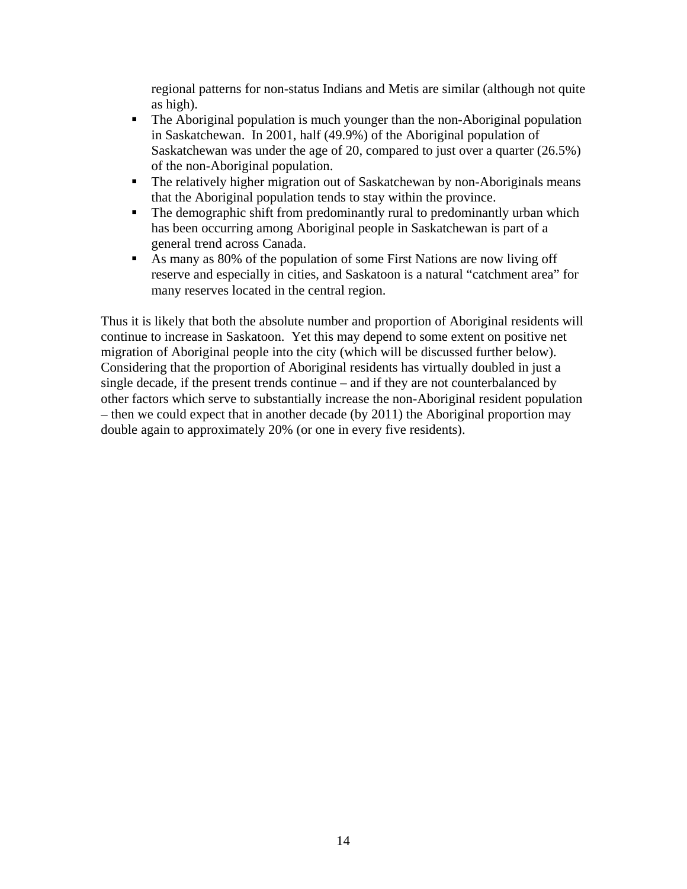regional patterns for non-status Indians and Metis are similar (although not quite as high).

- The Aboriginal population is much younger than the non-Aboriginal population in Saskatchewan. In 2001, half (49.9%) of the Aboriginal population of Saskatchewan was under the age of 20, compared to just over a quarter (26.5%) of the non-Aboriginal population.
- The relatively higher migration out of Saskatchewan by non-Aboriginals means that the Aboriginal population tends to stay within the province.
- The demographic shift from predominantly rural to predominantly urban which has been occurring among Aboriginal people in Saskatchewan is part of a general trend across Canada.
- As many as 80% of the population of some First Nations are now living off reserve and especially in cities, and Saskatoon is a natural "catchment area" for many reserves located in the central region.

Thus it is likely that both the absolute number and proportion of Aboriginal residents will continue to increase in Saskatoon. Yet this may depend to some extent on positive net migration of Aboriginal people into the city (which will be discussed further below). Considering that the proportion of Aboriginal residents has virtually doubled in just a single decade, if the present trends continue – and if they are not counterbalanced by other factors which serve to substantially increase the non-Aboriginal resident population – then we could expect that in another decade (by 2011) the Aboriginal proportion may double again to approximately 20% (or one in every five residents).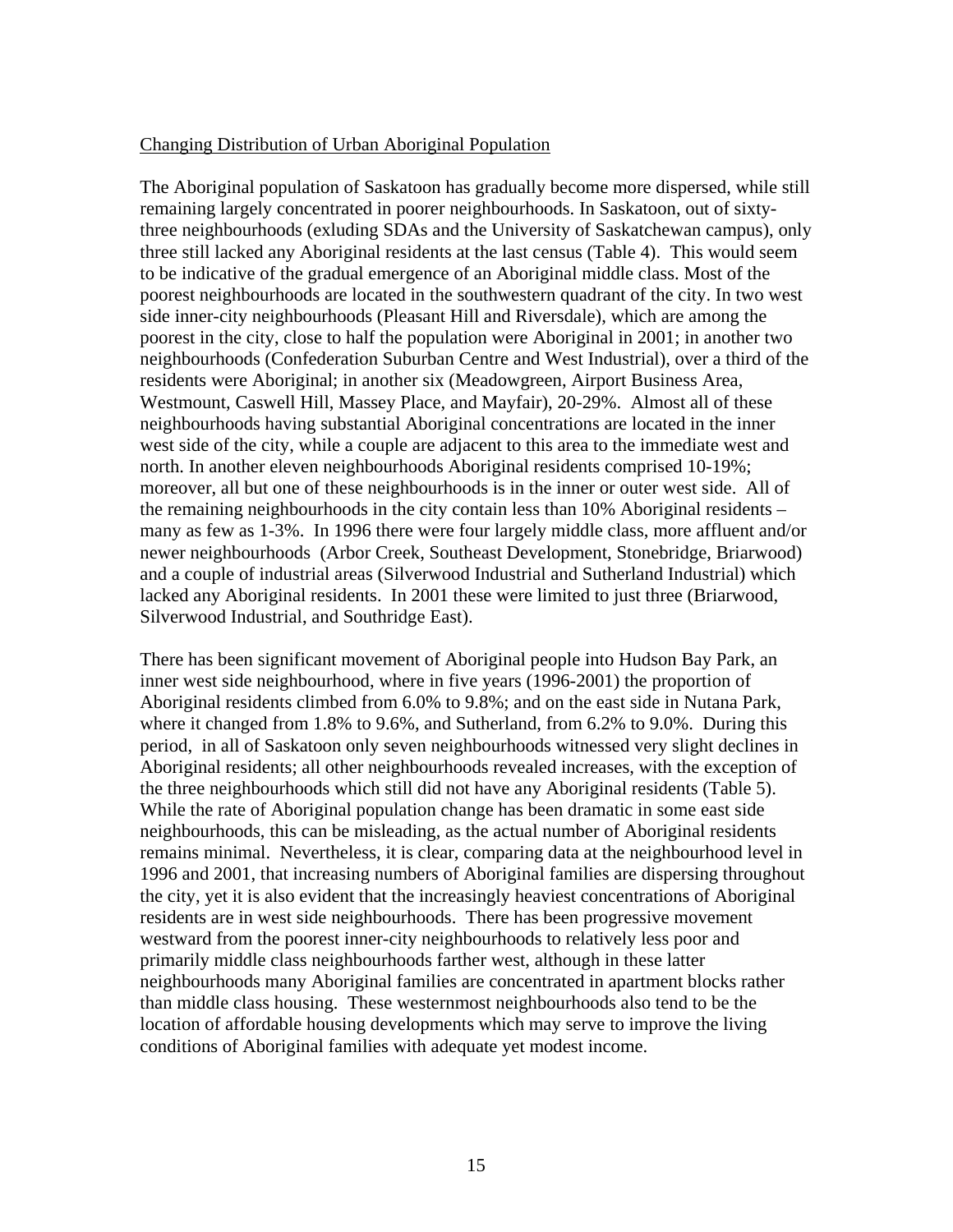<u>Changing Distribution of Urban Aboriginal Population</u>

The Aboriginal population of Saskatoon has gradually become more dispersed, while still remaining largely concentrated in poorer neighbourhoods. In Saskatoon, out of sixty-three neighbourhoods (exluding SDAs and the University of Saskatchewan campus), only three still lacked any Aboriginal residents at the last census (Table 4). This would seem to be indicative of the gradual emergence of an Aboriginal middle class. Most of the poorest neighbourhoods are located in the southwestern quadrant of the city. In two west side inner-city neighbourhoods (Pleasant Hill and Riversdale), which are among the poorest in the city, close to half the population were Aboriginal in 2001; in another two neighbourhoods (Confederation Suburban Centre and West Industrial), over a third of the residents were Aboriginal; in another six (Meadowgreen, Airport Business Area, Westmount, Caswell Hill, Massey Place, and Mayfair), 20-29%. Almost all of these neighbourhoods having substantial Aboriginal concentrations are located in the inner west side of the city, while a couple are adjacent to this area to the immediate west and north. In another eleven neighbourhoods Aboriginal residents comprised 10-19%; moreover, all but one of these neighbourhoods is in the inner or outer west side. All of the remaining neighbourhoods in the city contain less than 10% Aboriginal residents – many as few as 1-3%. In 1996 there were four largely middle class, more affluent and/or newer neighbourhoods (Arbor Creek, Southeast Development, Stonebridge, Briarwood) and a couple of industrial areas (Silverwood Industrial and Sutherland Industrial) which lacked any Aboriginal residents. In 2001 these were limited to just three (Briarwood, Silverwood Industrial, and Southridge East).

There has been significant movement of Aboriginal people into Hudson Bay Park, an inner west side neighbourhood, where in five years (1996-2001) the proportion of Aboriginal residents climbed from 6.0% to 9.8%; and on the east side in Nutana Park, where it changed from 1.8% to 9.6%, and Sutherland, from 6.2% to 9.0%. During this period, in all of Saskatoon only seven neighbourhoods witnessed very slight declines in Aboriginal residents; all other neighbourhoods revealed increases, with the exception of the three neighbourhoods which still did not have any Aboriginal residents (Table 5). While the rate of Aboriginal population change has been dramatic in some east side neighbourhoods, this can be misleading, as the actual number of Aboriginal residents remains minimal. Nevertheless, it is clear, comparing data at the neighbourhood level in 1996 and 2001, that increasing numbers of Aboriginal families are dispersing throughout the city, yet it is also evident that the increasingly heaviest concentrations of Aboriginal residents are in west side neighbourhoods. There has been progressive movement westward from the poorest inner-city neighbourhoods to relatively less poor and primarily middle class neighbourhoods farther west, although in these latter neighbourhoods many Aboriginal families are concentrated in apartment blocks rather than middle class housing. These westernmost neighbourhoods also tend to be the location of affordable housing developments which may serve to improve the living conditions of Aboriginal families with adequate yet modest income.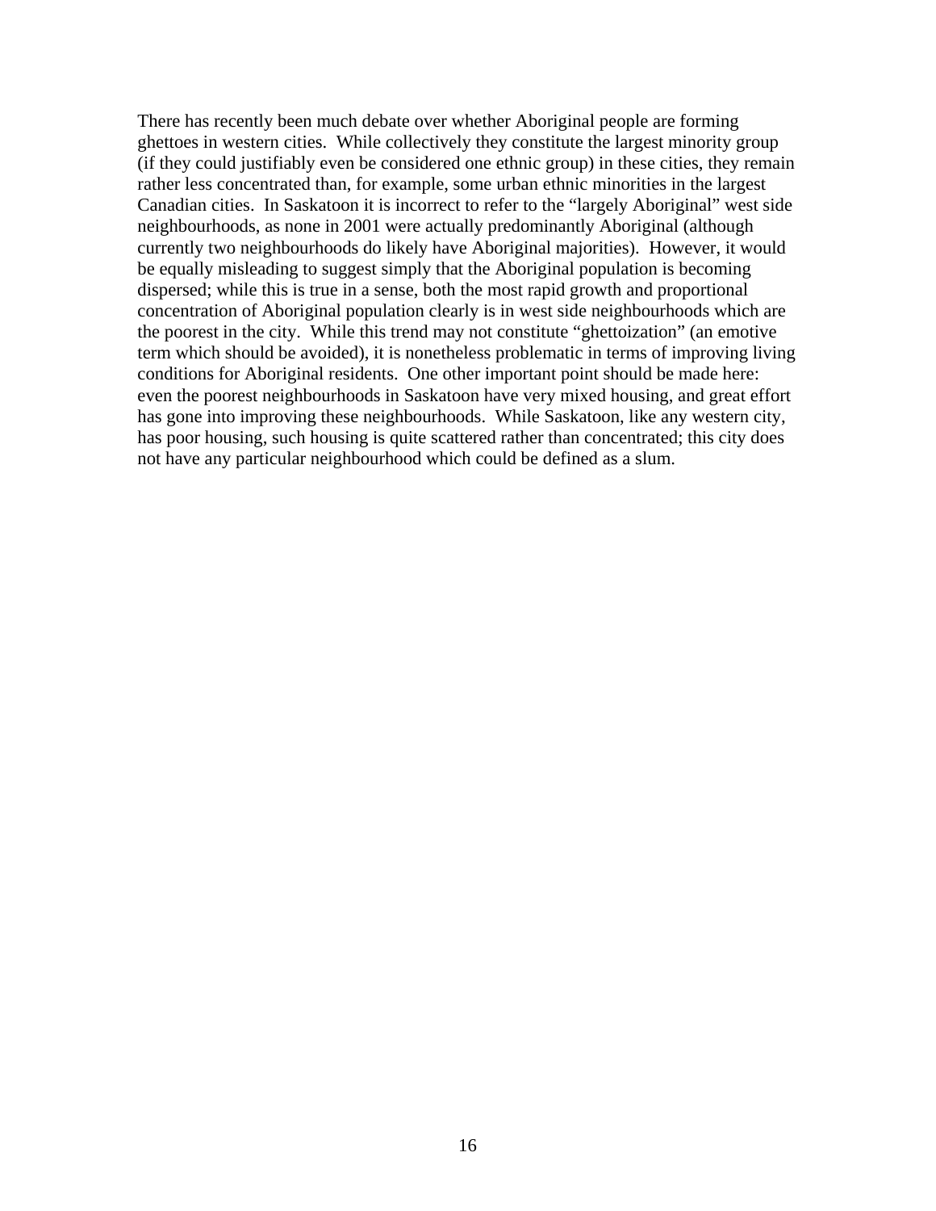There has recently been much debate over whether Aboriginal people are forming ghettoes in western cities. While collectively they constitute the largest minority group (if they could justifiably even be considered one ethnic group) in these cities, they remain rather less concentrated than, for example, some urban ethnic minorities in the largest Canadian cities. In Saskatoon it is incorrect to refer to the "largely Aboriginal" west side neighbourhoods, as none in 2001 were actually predominantly Aboriginal (although currently two neighbourhoods do likely have Aboriginal majorities). However, it would be equally misleading to suggest simply that the Aboriginal population is becoming dispersed; while this is true in a sense, both the most rapid growth and proportional concentration of Aboriginal population clearly is in west side neighbourhoods which are the poorest in the city. While this trend may not constitute "ghettoization" (an emotive term which should be avoided), it is nonetheless problematic in terms of improving living conditions for Aboriginal residents. One other important point should be made here: even the poorest neighbourhoods in Saskatoon have very mixed housing, and great effort has gone into improving these neighbourhoods. While Saskatoon, like any western city, has poor housing, such housing is quite scattered rather than concentrated; this city does not have any particular neighbourhood which could be defined as a slum.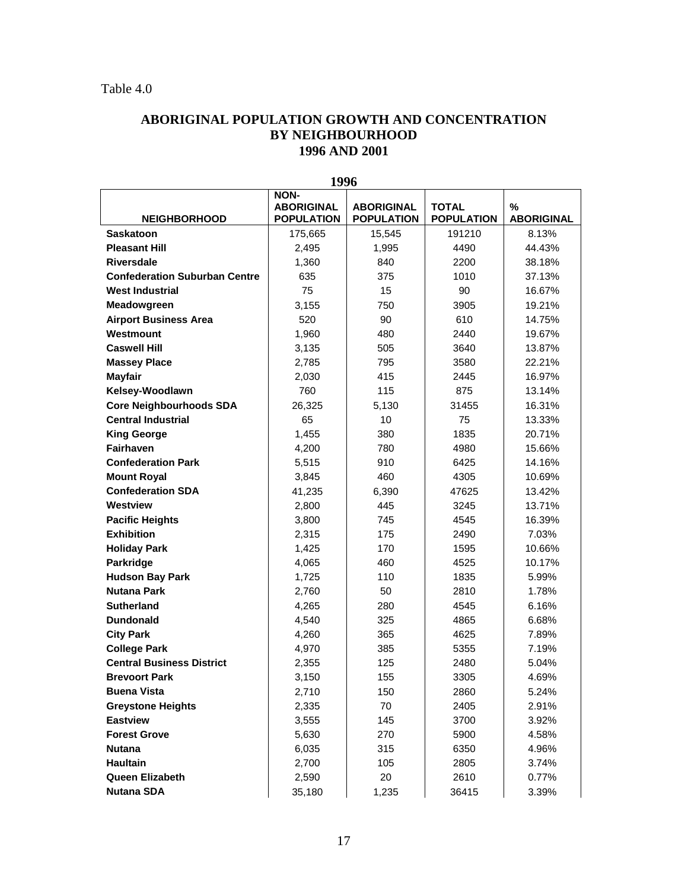Table 4.0

## ABORIGINAL POPULATION GROWTH AND CONCENTRATION BY NEIGHBOURHOOD 1996 AND 2001

**1996**

| NEIGHBORHOOD | NON-ABORIGINAL POPULATION | ABORIGINAL POPULATION | TOTAL POPULATION | % ABORIGINAL |
|---|---|---|---|---|
| **Saskatoon** | 175,665 | 15,545 | 191210 | 8.13% |
| **Pleasant Hill** | 2,495 | 1,995 | 4490 | 44.43% |
| **Riversdale** | 1,360 | 840 | 2200 | 38.18% |
| **Confederation Suburban Centre** | 635 | 375 | 1010 | 37.13% |
| **West Industrial** | 75 | 15 | 90 | 16.67% |
| **Meadowgreen** | 3,155 | 750 | 3905 | 19.21% |
| **Airport Business Area** | 520 | 90 | 610 | 14.75% |
| **Westmount** | 1,960 | 480 | 2440 | 19.67% |
| **Caswell Hill** | 3,135 | 505 | 3640 | 13.87% |
| **Massey Place** | 2,785 | 795 | 3580 | 22.21% |
| **Mayfair** | 2,030 | 415 | 2445 | 16.97% |
| **Kelsey-Woodlawn** | 760 | 115 | 875 | 13.14% |
| **Core Neighbourhoods SDA** | 26,325 | 5,130 | 31455 | 16.31% |
| **Central Industrial** | 65 | 10 | 75 | 13.33% |
| **King George** | 1,455 | 380 | 1835 | 20.71% |
| **Fairhaven** | 4,200 | 780 | 4980 | 15.66% |
| **Confederation Park** | 5,515 | 910 | 6425 | 14.16% |
| **Mount Royal** | 3,845 | 460 | 4305 | 10.69% |
| **Confederation SDA** | 41,235 | 6,390 | 47625 | 13.42% |
| **Westview** | 2,800 | 445 | 3245 | 13.71% |
| **Pacific Heights** | 3,800 | 745 | 4545 | 16.39% |
| **Exhibition** | 2,315 | 175 | 2490 | 7.03% |
| **Holiday Park** | 1,425 | 170 | 1595 | 10.66% |
| **Parkridge** | 4,065 | 460 | 4525 | 10.17% |
| **Hudson Bay Park** | 1,725 | 110 | 1835 | 5.99% |
| **Nutana Park** | 2,760 | 50 | 2810 | 1.78% |
| **Sutherland** | 4,265 | 280 | 4545 | 6.16% |
| **Dundonald** | 4,540 | 325 | 4865 | 6.68% |
| **City Park** | 4,260 | 365 | 4625 | 7.89% |
| **College Park** | 4,970 | 385 | 5355 | 7.19% |
| **Central Business District** | 2,355 | 125 | 2480 | 5.04% |
| **Brevoort Park** | 3,150 | 155 | 3305 | 4.69% |
| **Buena Vista** | 2,710 | 150 | 2860 | 5.24% |
| **Greystone Heights** | 2,335 | 70 | 2405 | 2.91% |
| **Eastview** | 3,555 | 145 | 3700 | 3.92% |
| **Forest Grove** | 5,630 | 270 | 5900 | 4.58% |
| **Nutana** | 6,035 | 315 | 6350 | 4.96% |
| **Haultain** | 2,700 | 105 | 2805 | 3.74% |
| **Queen Elizabeth** | 2,590 | 20 | 2610 | 0.77% |
| **Nutana SDA** | 35,180 | 1,235 | 36415 | 3.39% |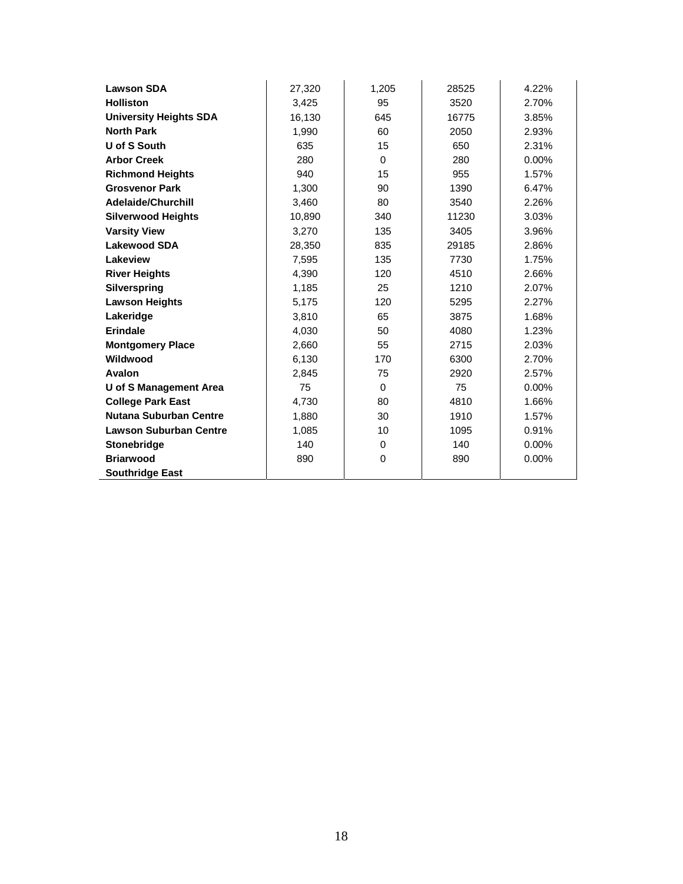| | | | | |
|---|---|---|---|---|
| **Lawson SDA** | 27,320 | 1,205 | 28525 | 4.22% |
| **Holliston** | 3,425 | 95 | 3520 | 2.70% |
| **University Heights SDA** | 16,130 | 645 | 16775 | 3.85% |
| **North Park** | 1,990 | 60 | 2050 | 2.93% |
| **U of S South** | 635 | 15 | 650 | 2.31% |
| **Arbor Creek** | 280 | 0 | 280 | 0.00% |
| **Richmond Heights** | 940 | 15 | 955 | 1.57% |
| **Grosvenor Park** | 1,300 | 90 | 1390 | 6.47% |
| **Adelaide/Churchill** | 3,460 | 80 | 3540 | 2.26% |
| **Silverwood Heights** | 10,890 | 340 | 11230 | 3.03% |
| **Varsity View** | 3,270 | 135 | 3405 | 3.96% |
| **Lakewood SDA** | 28,350 | 835 | 29185 | 2.86% |
| **Lakeview** | 7,595 | 135 | 7730 | 1.75% |
| **River Heights** | 4,390 | 120 | 4510 | 2.66% |
| **Silverspring** | 1,185 | 25 | 1210 | 2.07% |
| **Lawson Heights** | 5,175 | 120 | 5295 | 2.27% |
| **Lakeridge** | 3,810 | 65 | 3875 | 1.68% |
| **Erindale** | 4,030 | 50 | 4080 | 1.23% |
| **Montgomery Place** | 2,660 | 55 | 2715 | 2.03% |
| **Wildwood** | 6,130 | 170 | 6300 | 2.70% |
| **Avalon** | 2,845 | 75 | 2920 | 2.57% |
| **U of S Management Area** | 75 | 0 | 75 | 0.00% |
| **College Park East** | 4,730 | 80 | 4810 | 1.66% |
| **Nutana Suburban Centre** | 1,880 | 30 | 1910 | 1.57% |
| **Lawson Suburban Centre** | 1,085 | 10 | 1095 | 0.91% |
| **Stonebridge** | 140 | 0 | 140 | 0.00% |
| **Briarwood** | 890 | 0 | 890 | 0.00% |
| **Southridge East** | | | | |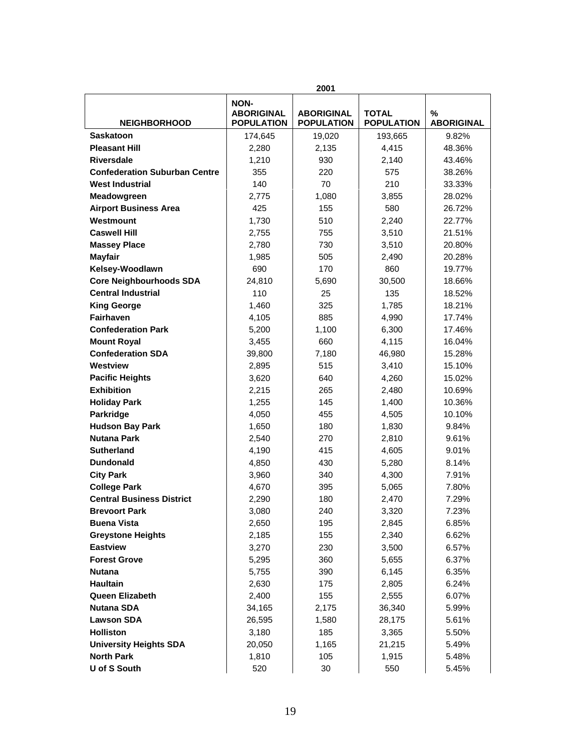| | 2001 | | | |
|---|---|---|---|---|
| **NEIGHBORHOOD** | **NON-ABORIGINAL POPULATION** | **ABORIGINAL POPULATION** | **TOTAL POPULATION** | **% ABORIGINAL** |
| **Saskatoon** | 174,645 | 19,020 | 193,665 | 9.82% |
| **Pleasant Hill** | 2,280 | 2,135 | 4,415 | 48.36% |
| **Riversdale** | 1,210 | 930 | 2,140 | 43.46% |
| **Confederation Suburban Centre** | 355 | 220 | 575 | 38.26% |
| **West Industrial** | 140 | 70 | 210 | 33.33% |
| **Meadowgreen** | 2,775 | 1,080 | 3,855 | 28.02% |
| **Airport Business Area** | 425 | 155 | 580 | 26.72% |
| **Westmount** | 1,730 | 510 | 2,240 | 22.77% |
| **Caswell Hill** | 2,755 | 755 | 3,510 | 21.51% |
| **Massey Place** | 2,780 | 730 | 3,510 | 20.80% |
| **Mayfair** | 1,985 | 505 | 2,490 | 20.28% |
| **Kelsey-Woodlawn** | 690 | 170 | 860 | 19.77% |
| **Core Neighbourhoods SDA** | 24,810 | 5,690 | 30,500 | 18.66% |
| **Central Industrial** | 110 | 25 | 135 | 18.52% |
| **King George** | 1,460 | 325 | 1,785 | 18.21% |
| **Fairhaven** | 4,105 | 885 | 4,990 | 17.74% |
| **Confederation Park** | 5,200 | 1,100 | 6,300 | 17.46% |
| **Mount Royal** | 3,455 | 660 | 4,115 | 16.04% |
| **Confederation SDA** | 39,800 | 7,180 | 46,980 | 15.28% |
| **Westview** | 2,895 | 515 | 3,410 | 15.10% |
| **Pacific Heights** | 3,620 | 640 | 4,260 | 15.02% |
| **Exhibition** | 2,215 | 265 | 2,480 | 10.69% |
| **Holiday Park** | 1,255 | 145 | 1,400 | 10.36% |
| **Parkridge** | 4,050 | 455 | 4,505 | 10.10% |
| **Hudson Bay Park** | 1,650 | 180 | 1,830 | 9.84% |
| **Nutana Park** | 2,540 | 270 | 2,810 | 9.61% |
| **Sutherland** | 4,190 | 415 | 4,605 | 9.01% |
| **Dundonald** | 4,850 | 430 | 5,280 | 8.14% |
| **City Park** | 3,960 | 340 | 4,300 | 7.91% |
| **College Park** | 4,670 | 395 | 5,065 | 7.80% |
| **Central Business District** | 2,290 | 180 | 2,470 | 7.29% |
| **Brevoort Park** | 3,080 | 240 | 3,320 | 7.23% |
| **Buena Vista** | 2,650 | 195 | 2,845 | 6.85% |
| **Greystone Heights** | 2,185 | 155 | 2,340 | 6.62% |
| **Eastview** | 3,270 | 230 | 3,500 | 6.57% |
| **Forest Grove** | 5,295 | 360 | 5,655 | 6.37% |
| **Nutana** | 5,755 | 390 | 6,145 | 6.35% |
| **Haultain** | 2,630 | 175 | 2,805 | 6.24% |
| **Queen Elizabeth** | 2,400 | 155 | 2,555 | 6.07% |
| **Nutana SDA** | 34,165 | 2,175 | 36,340 | 5.99% |
| **Lawson SDA** | 26,595 | 1,580 | 28,175 | 5.61% |
| **Holliston** | 3,180 | 185 | 3,365 | 5.50% |
| **University Heights SDA** | 20,050 | 1,165 | 21,215 | 5.49% |
| **North Park** | 1,810 | 105 | 1,915 | 5.48% |
| **U of S South** | 520 | 30 | 550 | 5.45% |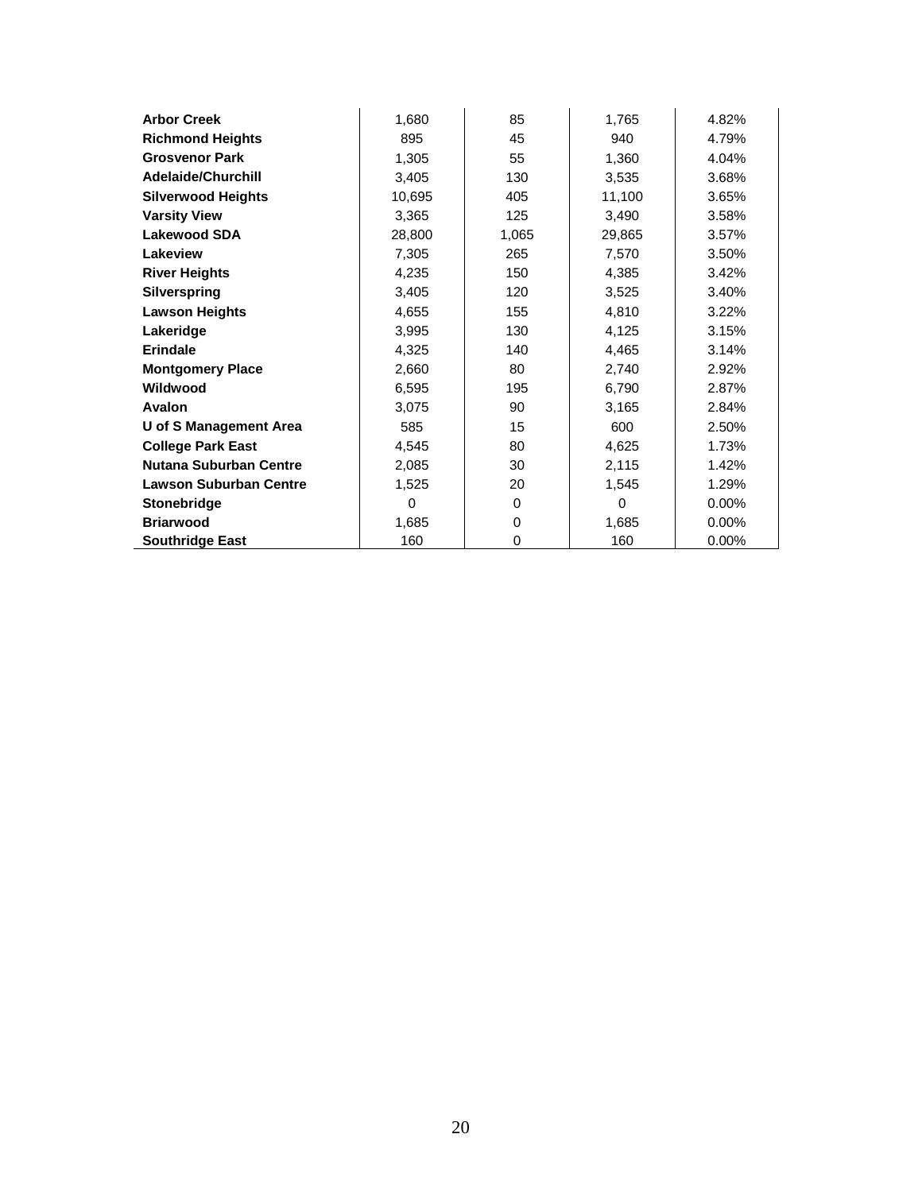| | | | | |
|---|---|---|---|---|
| **Arbor Creek** | 1,680 | 85 | 1,765 | 4.82% |
| **Richmond Heights** | 895 | 45 | 940 | 4.79% |
| **Grosvenor Park** | 1,305 | 55 | 1,360 | 4.04% |
| **Adelaide/Churchill** | 3,405 | 130 | 3,535 | 3.68% |
| **Silverwood Heights** | 10,695 | 405 | 11,100 | 3.65% |
| **Varsity View** | 3,365 | 125 | 3,490 | 3.58% |
| **Lakewood SDA** | 28,800 | 1,065 | 29,865 | 3.57% |
| **Lakeview** | 7,305 | 265 | 7,570 | 3.50% |
| **River Heights** | 4,235 | 150 | 4,385 | 3.42% |
| **Silverspring** | 3,405 | 120 | 3,525 | 3.40% |
| **Lawson Heights** | 4,655 | 155 | 4,810 | 3.22% |
| **Lakeridge** | 3,995 | 130 | 4,125 | 3.15% |
| **Erindale** | 4,325 | 140 | 4,465 | 3.14% |
| **Montgomery Place** | 2,660 | 80 | 2,740 | 2.92% |
| **Wildwood** | 6,595 | 195 | 6,790 | 2.87% |
| **Avalon** | 3,075 | 90 | 3,165 | 2.84% |
| **U of S Management Area** | 585 | 15 | 600 | 2.50% |
| **College Park East** | 4,545 | 80 | 4,625 | 1.73% |
| **Nutana Suburban Centre** | 2,085 | 30 | 2,115 | 1.42% |
| **Lawson Suburban Centre** | 1,525 | 20 | 1,545 | 1.29% |
| **Stonebridge** | 0 | 0 | 0 | 0.00% |
| **Briarwood** | 1,685 | 0 | 1,685 | 0.00% |
| **Southridge East** | 160 | 0 | 160 | 0.00% |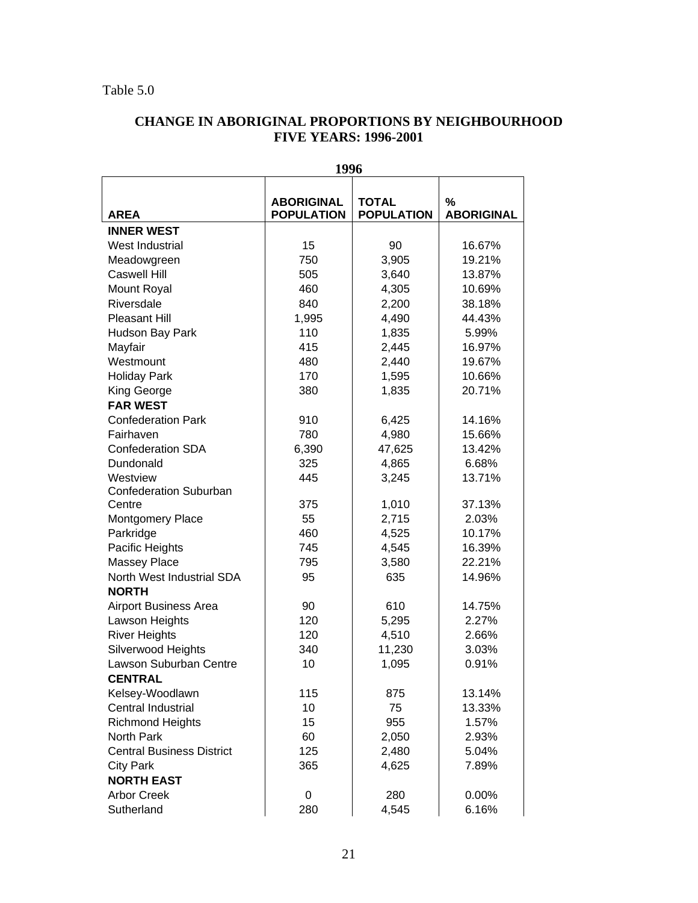Table 5.0

## CHANGE IN ABORIGINAL PROPORTIONS BY NEIGHBOURHOOD FIVE YEARS: 1996-2001

**1996**

| AREA | ABORIGINAL POPULATION | TOTAL POPULATION | % ABORIGINAL |
|---|---|---|---|
| **INNER WEST** | | | |
| West Industrial | 15 | 90 | 16.67% |
| Meadowgreen | 750 | 3,905 | 19.21% |
| Caswell Hill | 505 | 3,640 | 13.87% |
| Mount Royal | 460 | 4,305 | 10.69% |
| Riversdale | 840 | 2,200 | 38.18% |
| Pleasant Hill | 1,995 | 4,490 | 44.43% |
| Hudson Bay Park | 110 | 1,835 | 5.99% |
| Mayfair | 415 | 2,445 | 16.97% |
| Westmount | 480 | 2,440 | 19.67% |
| Holiday Park | 170 | 1,595 | 10.66% |
| King George | 380 | 1,835 | 20.71% |
| **FAR WEST** | | | |
| Confederation Park | 910 | 6,425 | 14.16% |
| Fairhaven | 780 | 4,980 | 15.66% |
| Confederation SDA | 6,390 | 47,625 | 13.42% |
| Dundonald | 325 | 4,865 | 6.68% |
| Westview | 445 | 3,245 | 13.71% |
| Confederation Suburban Centre | 375 | 1,010 | 37.13% |
| Montgomery Place | 55 | 2,715 | 2.03% |
| Parkridge | 460 | 4,525 | 10.17% |
| Pacific Heights | 745 | 4,545 | 16.39% |
| Massey Place | 795 | 3,580 | 22.21% |
| North West Industrial SDA | 95 | 635 | 14.96% |
| **NORTH** | | | |
| Airport Business Area | 90 | 610 | 14.75% |
| Lawson Heights | 120 | 5,295 | 2.27% |
| River Heights | 120 | 4,510 | 2.66% |
| Silverwood Heights | 340 | 11,230 | 3.03% |
| Lawson Suburban Centre | 10 | 1,095 | 0.91% |
| **CENTRAL** | | | |
| Kelsey-Woodlawn | 115 | 875 | 13.14% |
| Central Industrial | 10 | 75 | 13.33% |
| Richmond Heights | 15 | 955 | 1.57% |
| North Park | 60 | 2,050 | 2.93% |
| Central Business District | 125 | 2,480 | 5.04% |
| City Park | 365 | 4,625 | 7.89% |
| **NORTH EAST** | | | |
| Arbor Creek | 0 | 280 | 0.00% |
| Sutherland | 280 | 4,545 | 6.16% |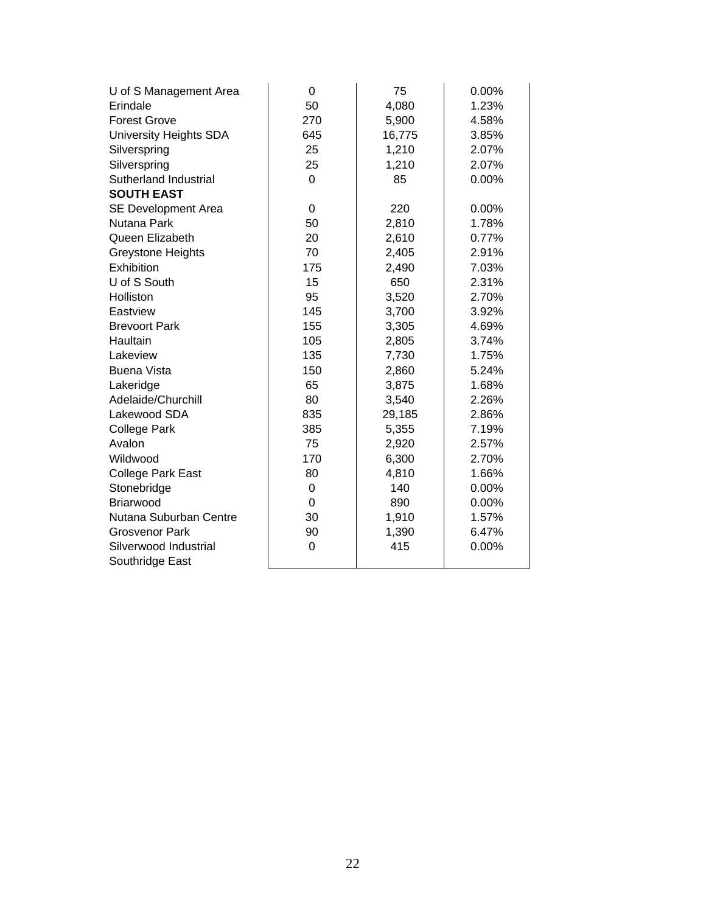| | | | |
|---|---|---|---|
| U of S Management Area | 0 | 75 | 0.00% |
| Erindale | 50 | 4,080 | 1.23% |
| Forest Grove | 270 | 5,900 | 4.58% |
| University Heights SDA | 645 | 16,775 | 3.85% |
| Silverspring | 25 | 1,210 | 2.07% |
| Silverspring | 25 | 1,210 | 2.07% |
| Sutherland Industrial | 0 | 85 | 0.00% |
| **SOUTH EAST** | | | |
| SE Development Area | 0 | 220 | 0.00% |
| Nutana Park | 50 | 2,810 | 1.78% |
| Queen Elizabeth | 20 | 2,610 | 0.77% |
| Greystone Heights | 70 | 2,405 | 2.91% |
| Exhibition | 175 | 2,490 | 7.03% |
| U of S South | 15 | 650 | 2.31% |
| Holliston | 95 | 3,520 | 2.70% |
| Eastview | 145 | 3,700 | 3.92% |
| Brevoort Park | 155 | 3,305 | 4.69% |
| Haultain | 105 | 2,805 | 3.74% |
| Lakeview | 135 | 7,730 | 1.75% |
| Buena Vista | 150 | 2,860 | 5.24% |
| Lakeridge | 65 | 3,875 | 1.68% |
| Adelaide/Churchill | 80 | 3,540 | 2.26% |
| Lakewood SDA | 835 | 29,185 | 2.86% |
| College Park | 385 | 5,355 | 7.19% |
| Avalon | 75 | 2,920 | 2.57% |
| Wildwood | 170 | 6,300 | 2.70% |
| College Park East | 80 | 4,810 | 1.66% |
| Stonebridge | 0 | 140 | 0.00% |
| Briarwood | 0 | 890 | 0.00% |
| Nutana Suburban Centre | 30 | 1,910 | 1.57% |
| Grosvenor Park | 90 | 1,390 | 6.47% |
| Silverwood Industrial | 0 | 415 | 0.00% |
| Southridge East | | | |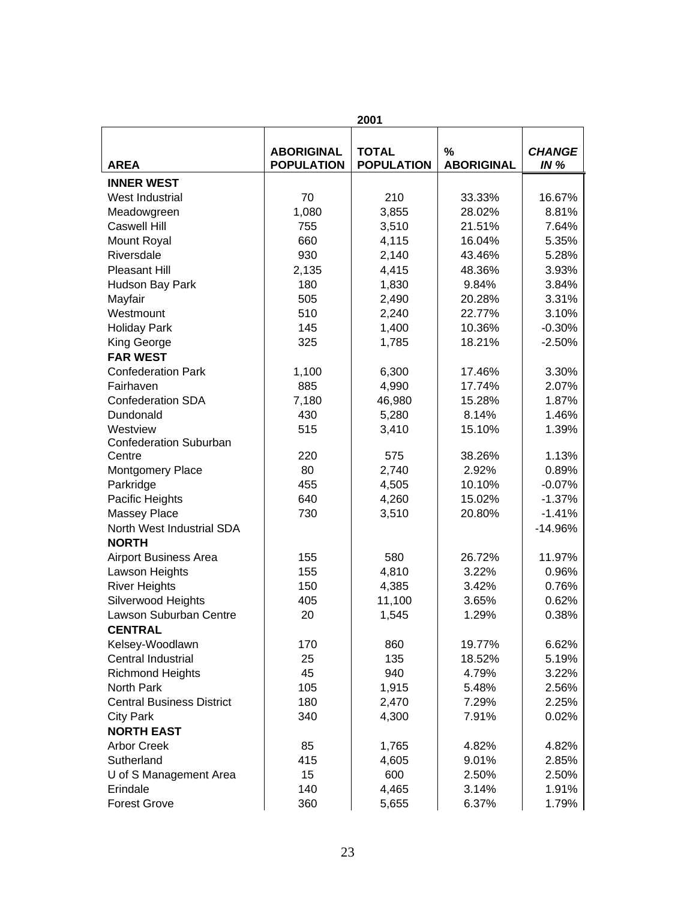| | 2001 | | | |
|---|---|---|---|---|
| **AREA** | **ABORIGINAL POPULATION** | **TOTAL POPULATION** | **% ABORIGINAL** | ***CHANGE IN %*** |
| **INNER WEST** | | | | |
| West Industrial | 70 | 210 | 33.33% | 16.67% |
| Meadowgreen | 1,080 | 3,855 | 28.02% | 8.81% |
| Caswell Hill | 755 | 3,510 | 21.51% | 7.64% |
| Mount Royal | 660 | 4,115 | 16.04% | 5.35% |
| Riversdale | 930 | 2,140 | 43.46% | 5.28% |
| Pleasant Hill | 2,135 | 4,415 | 48.36% | 3.93% |
| Hudson Bay Park | 180 | 1,830 | 9.84% | 3.84% |
| Mayfair | 505 | 2,490 | 20.28% | 3.31% |
| Westmount | 510 | 2,240 | 22.77% | 3.10% |
| Holiday Park | 145 | 1,400 | 10.36% | -0.30% |
| King George | 325 | 1,785 | 18.21% | -2.50% |
| **FAR WEST** | | | | |
| Confederation Park | 1,100 | 6,300 | 17.46% | 3.30% |
| Fairhaven | 885 | 4,990 | 17.74% | 2.07% |
| Confederation SDA | 7,180 | 46,980 | 15.28% | 1.87% |
| Dundonald | 430 | 5,280 | 8.14% | 1.46% |
| Westview | 515 | 3,410 | 15.10% | 1.39% |
| Confederation Suburban Centre | 220 | 575 | 38.26% | 1.13% |
| Montgomery Place | 80 | 2,740 | 2.92% | 0.89% |
| Parkridge | 455 | 4,505 | 10.10% | -0.07% |
| Pacific Heights | 640 | 4,260 | 15.02% | -1.37% |
| Massey Place | 730 | 3,510 | 20.80% | -1.41% |
| North West Industrial SDA | | | | -14.96% |
| **NORTH** | | | | |
| Airport Business Area | 155 | 580 | 26.72% | 11.97% |
| Lawson Heights | 155 | 4,810 | 3.22% | 0.96% |
| River Heights | 150 | 4,385 | 3.42% | 0.76% |
| Silverwood Heights | 405 | 11,100 | 3.65% | 0.62% |
| Lawson Suburban Centre | 20 | 1,545 | 1.29% | 0.38% |
| **CENTRAL** | | | | |
| Kelsey-Woodlawn | 170 | 860 | 19.77% | 6.62% |
| Central Industrial | 25 | 135 | 18.52% | 5.19% |
| Richmond Heights | 45 | 940 | 4.79% | 3.22% |
| North Park | 105 | 1,915 | 5.48% | 2.56% |
| Central Business District | 180 | 2,470 | 7.29% | 2.25% |
| City Park | 340 | 4,300 | 7.91% | 0.02% |
| **NORTH EAST** | | | | |
| Arbor Creek | 85 | 1,765 | 4.82% | 4.82% |
| Sutherland | 415 | 4,605 | 9.01% | 2.85% |
| U of S Management Area | 15 | 600 | 2.50% | 2.50% |
| Erindale | 140 | 4,465 | 3.14% | 1.91% |
| Forest Grove | 360 | 5,655 | 6.37% | 1.79% |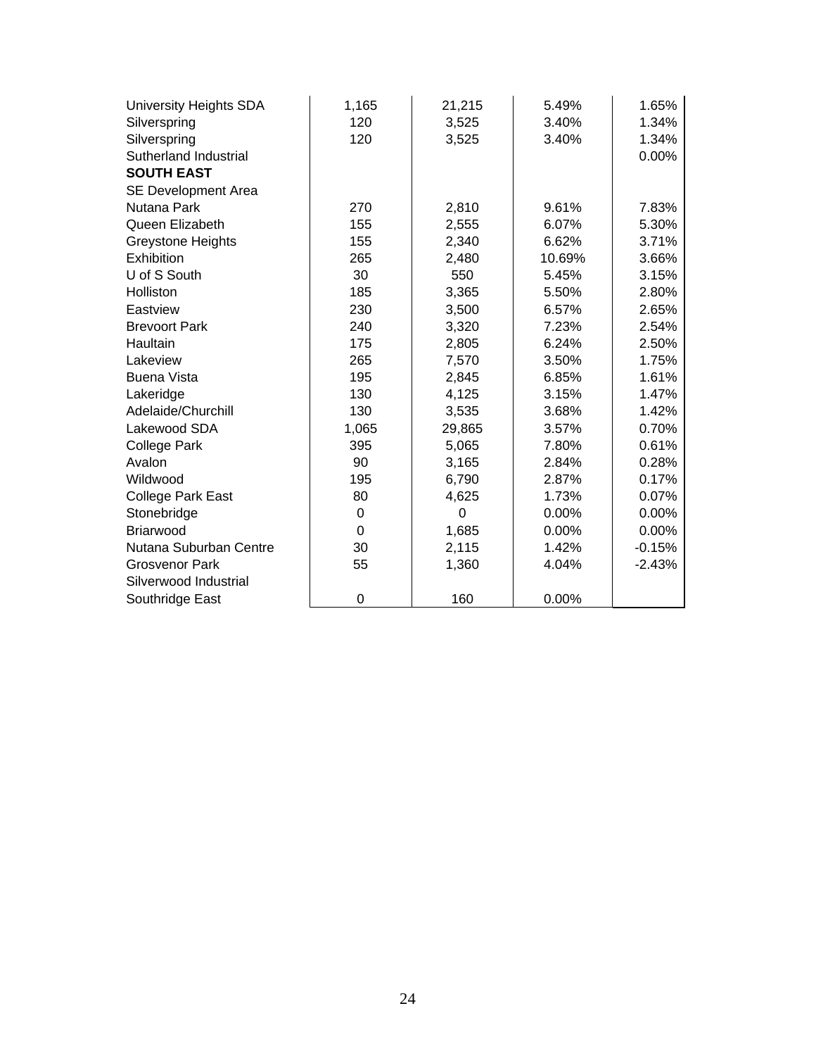| | | | | |
|---|---|---|---|---|
| University Heights SDA | 1,165 | 21,215 | 5.49% | 1.65% |
| Silverspring | 120 | 3,525 | 3.40% | 1.34% |
| Silverspring | 120 | 3,525 | 3.40% | 1.34% |
| Sutherland Industrial | | | | 0.00% |
| **SOUTH EAST** | | | | |
| SE Development Area | | | | |
| Nutana Park | 270 | 2,810 | 9.61% | 7.83% |
| Queen Elizabeth | 155 | 2,555 | 6.07% | 5.30% |
| Greystone Heights | 155 | 2,340 | 6.62% | 3.71% |
| Exhibition | 265 | 2,480 | 10.69% | 3.66% |
| U of S South | 30 | 550 | 5.45% | 3.15% |
| Holliston | 185 | 3,365 | 5.50% | 2.80% |
| Eastview | 230 | 3,500 | 6.57% | 2.65% |
| Brevoort Park | 240 | 3,320 | 7.23% | 2.54% |
| Haultain | 175 | 2,805 | 6.24% | 2.50% |
| Lakeview | 265 | 7,570 | 3.50% | 1.75% |
| Buena Vista | 195 | 2,845 | 6.85% | 1.61% |
| Lakeridge | 130 | 4,125 | 3.15% | 1.47% |
| Adelaide/Churchill | 130 | 3,535 | 3.68% | 1.42% |
| Lakewood SDA | 1,065 | 29,865 | 3.57% | 0.70% |
| College Park | 395 | 5,065 | 7.80% | 0.61% |
| Avalon | 90 | 3,165 | 2.84% | 0.28% |
| Wildwood | 195 | 6,790 | 2.87% | 0.17% |
| College Park East | 80 | 4,625 | 1.73% | 0.07% |
| Stonebridge | 0 | 0 | 0.00% | 0.00% |
| Briarwood | 0 | 1,685 | 0.00% | 0.00% |
| Nutana Suburban Centre | 30 | 2,115 | 1.42% | -0.15% |
| Grosvenor Park | 55 | 1,360 | 4.04% | -2.43% |
| Silverwood Industrial | | | | |
| Southridge East | 0 | 160 | 0.00% | |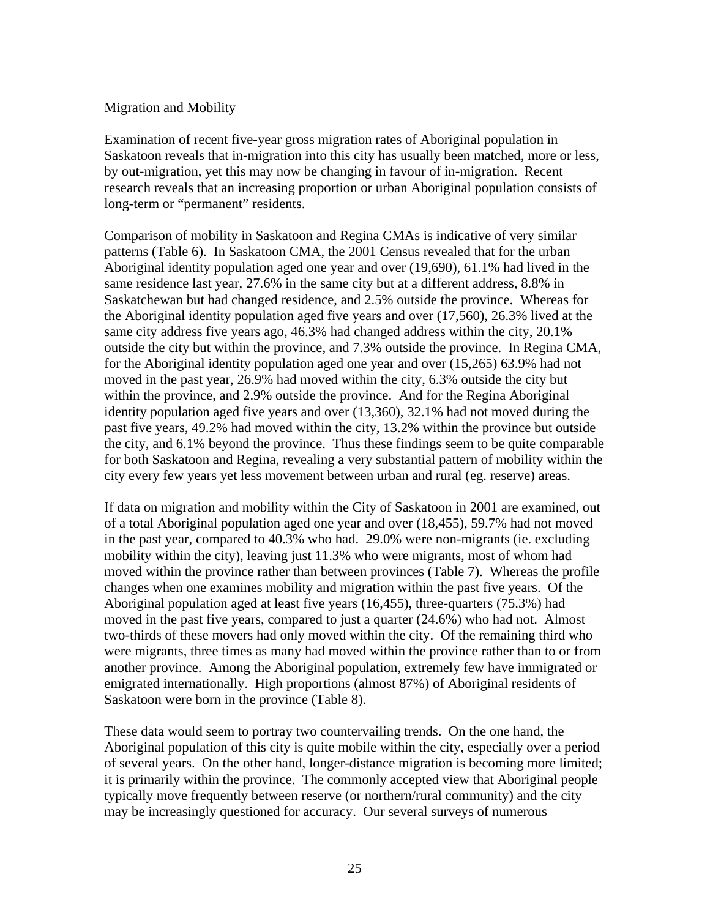Migration and Mobility

Examination of recent five-year gross migration rates of Aboriginal population in Saskatoon reveals that in-migration into this city has usually been matched, more or less, by out-migration, yet this may now be changing in favour of in-migration. Recent research reveals that an increasing proportion or urban Aboriginal population consists of long-term or "permanent" residents.

Comparison of mobility in Saskatoon and Regina CMAs is indicative of very similar patterns (Table 6). In Saskatoon CMA, the 2001 Census revealed that for the urban Aboriginal identity population aged one year and over (19,690), 61.1% had lived in the same residence last year, 27.6% in the same city but at a different address, 8.8% in Saskatchewan but had changed residence, and 2.5% outside the province. Whereas for the Aboriginal identity population aged five years and over (17,560), 26.3% lived at the same city address five years ago, 46.3% had changed address within the city, 20.1% outside the city but within the province, and 7.3% outside the province. In Regina CMA, for the Aboriginal identity population aged one year and over (15,265) 63.9% had not moved in the past year, 26.9% had moved within the city, 6.3% outside the city but within the province, and 2.9% outside the province. And for the Regina Aboriginal identity population aged five years and over (13,360), 32.1% had not moved during the past five years, 49.2% had moved within the city, 13.2% within the province but outside the city, and 6.1% beyond the province. Thus these findings seem to be quite comparable for both Saskatoon and Regina, revealing a very substantial pattern of mobility within the city every few years yet less movement between urban and rural (eg. reserve) areas.

If data on migration and mobility within the City of Saskatoon in 2001 are examined, out of a total Aboriginal population aged one year and over (18,455), 59.7% had not moved in the past year, compared to 40.3% who had. 29.0% were non-migrants (ie. excluding mobility within the city), leaving just 11.3% who were migrants, most of whom had moved within the province rather than between provinces (Table 7). Whereas the profile changes when one examines mobility and migration within the past five years. Of the Aboriginal population aged at least five years (16,455), three-quarters (75.3%) had moved in the past five years, compared to just a quarter (24.6%) who had not. Almost two-thirds of these movers had only moved within the city. Of the remaining third who were migrants, three times as many had moved within the province rather than to or from another province. Among the Aboriginal population, extremely few have immigrated or emigrated internationally. High proportions (almost 87%) of Aboriginal residents of Saskatoon were born in the province (Table 8).

These data would seem to portray two countervailing trends. On the one hand, the Aboriginal population of this city is quite mobile within the city, especially over a period of several years. On the other hand, longer-distance migration is becoming more limited; it is primarily within the province. The commonly accepted view that Aboriginal people typically move frequently between reserve (or northern/rural community) and the city may be increasingly questioned for accuracy. Our several surveys of numerous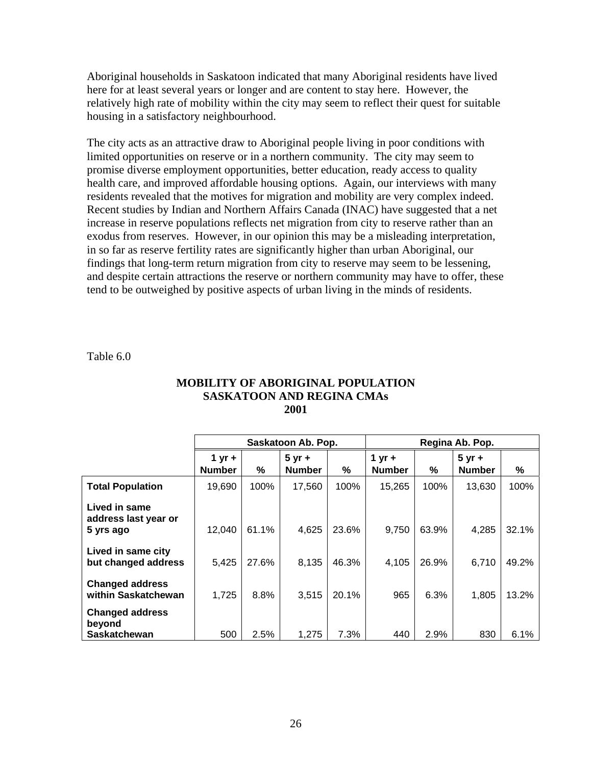Aboriginal households in Saskatoon indicated that many Aboriginal residents have lived here for at least several years or longer and are content to stay here. However, the relatively high rate of mobility within the city may seem to reflect their quest for suitable housing in a satisfactory neighbourhood.

The city acts as an attractive draw to Aboriginal people living in poor conditions with limited opportunities on reserve or in a northern community. The city may seem to promise diverse employment opportunities, better education, ready access to quality health care, and improved affordable housing options. Again, our interviews with many residents revealed that the motives for migration and mobility are very complex indeed. Recent studies by Indian and Northern Affairs Canada (INAC) have suggested that a net increase in reserve populations reflects net migration from city to reserve rather than an exodus from reserves. However, in our opinion this may be a misleading interpretation, in so far as reserve fertility rates are significantly higher than urban Aboriginal, our findings that long-term return migration from city to reserve may seem to be lessening, and despite certain attractions the reserve or northern community may have to offer, these tend to be outweighed by positive aspects of urban living in the minds of residents.

Table 6.0

**MOBILITY OF ABORIGINAL POPULATION**
**SASKATOON AND REGINA CMAs**
**2001**

| | Saskatoon Ab. Pop. | | | | Regina Ab. Pop. | | | |
|---|---|---|---|---|---|---|---|---|
| | **1 yr + Number** | **%** | **5 yr + Number** | **%** | **1 yr + Number** | **%** | **5 yr + Number** | **%** |
| **Total Population** | 19,690 | 100% | 17,560 | 100% | 15,265 | 100% | 13,630 | 100% |
| **Lived in same address last year or 5 yrs ago** | 12,040 | 61.1% | 4,625 | 23.6% | 9,750 | 63.9% | 4,285 | 32.1% |
| **Lived in same city but changed address** | 5,425 | 27.6% | 8,135 | 46.3% | 4,105 | 26.9% | 6,710 | 49.2% |
| **Changed address within Saskatchewan** | 1,725 | 8.8% | 3,515 | 20.1% | 965 | 6.3% | 1,805 | 13.2% |
| **Changed address beyond Saskatchewan** | 500 | 2.5% | 1,275 | 7.3% | 440 | 2.9% | 830 | 6.1% |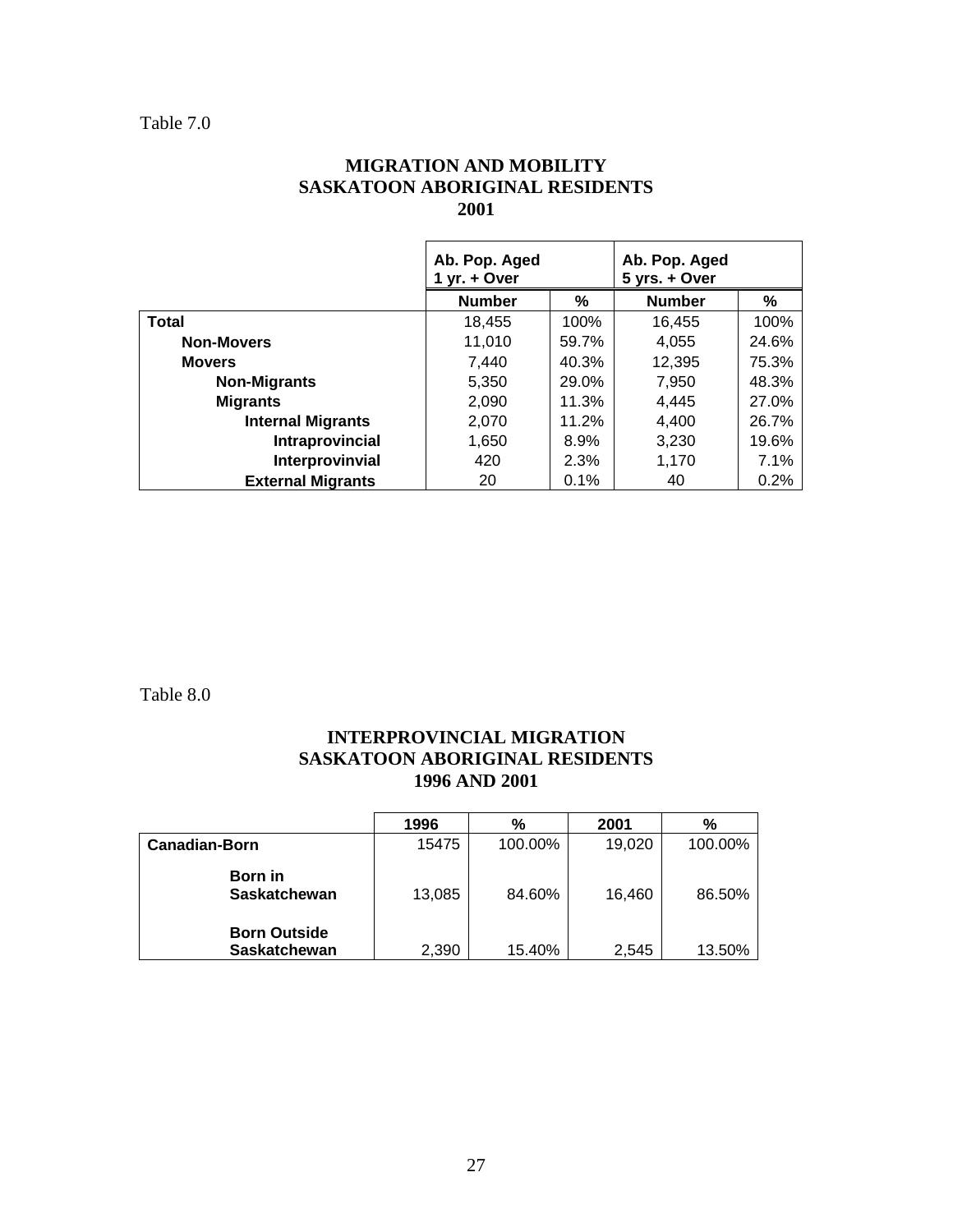Table 7.0

## MIGRATION AND MOBILITY
## SASKATOON ABORIGINAL RESIDENTS
## 2001

| | Ab. Pop. Aged 1 yr. + Over | | Ab. Pop. Aged 5 yrs. + Over | |
|---|---|---|---|---|
| | **Number** | **%** | **Number** | **%** |
| **Total** | 18,455 | 100% | 16,455 | 100% |
| **Non-Movers** | 11,010 | 59.7% | 4,055 | 24.6% |
| **Movers** | 7,440 | 40.3% | 12,395 | 75.3% |
| **Non-Migrants** | 5,350 | 29.0% | 7,950 | 48.3% |
| **Migrants** | 2,090 | 11.3% | 4,445 | 27.0% |
| **Internal Migrants** | 2,070 | 11.2% | 4,400 | 26.7% |
| **Intraprovincial** | 1,650 | 8.9% | 3,230 | 19.6% |
| **Interprovinvial** | 420 | 2.3% | 1,170 | 7.1% |
| **External Migrants** | 20 | 0.1% | 40 | 0.2% |

Table 8.0

## INTERPROVINCIAL MIGRATION
## SASKATOON ABORIGINAL RESIDENTS
## 1996 AND 2001

| | 1996 | % | 2001 | % |
|---|---|---|---|---|
| **Canadian-Born** | 15475 | 100.00% | 19,020 | 100.00% |
| **Born in Saskatchewan** | 13,085 | 84.60% | 16,460 | 86.50% |
| **Born Outside Saskatchewan** | 2,390 | 15.40% | 2,545 | 13.50% |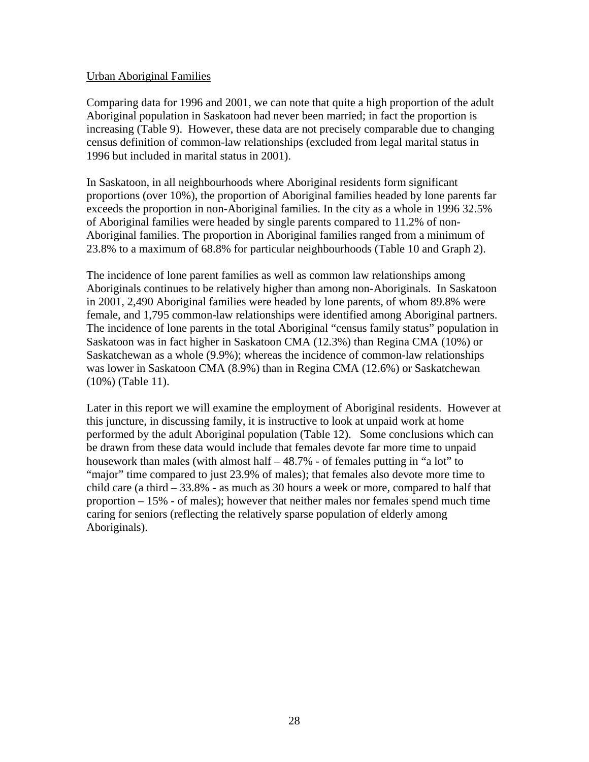## Urban Aboriginal Families

Comparing data for 1996 and 2001, we can note that quite a high proportion of the adult Aboriginal population in Saskatoon had never been married; in fact the proportion is increasing (Table 9). However, these data are not precisely comparable due to changing census definition of common-law relationships (excluded from legal marital status in 1996 but included in marital status in 2001).

In Saskatoon, in all neighbourhoods where Aboriginal residents form significant proportions (over 10%), the proportion of Aboriginal families headed by lone parents far exceeds the proportion in non-Aboriginal families. In the city as a whole in 1996 32.5% of Aboriginal families were headed by single parents compared to 11.2% of non-Aboriginal families. The proportion in Aboriginal families ranged from a minimum of 23.8% to a maximum of 68.8% for particular neighbourhoods (Table 10 and Graph 2).

The incidence of lone parent families as well as common law relationships among Aboriginals continues to be relatively higher than among non-Aboriginals. In Saskatoon in 2001, 2,490 Aboriginal families were headed by lone parents, of whom 89.8% were female, and 1,795 common-law relationships were identified among Aboriginal partners. The incidence of lone parents in the total Aboriginal "census family status" population in Saskatoon was in fact higher in Saskatoon CMA (12.3%) than Regina CMA (10%) or Saskatchewan as a whole (9.9%); whereas the incidence of common-law relationships was lower in Saskatoon CMA (8.9%) than in Regina CMA (12.6%) or Saskatchewan (10%) (Table 11).

Later in this report we will examine the employment of Aboriginal residents. However at this juncture, in discussing family, it is instructive to look at unpaid work at home performed by the adult Aboriginal population (Table 12). Some conclusions which can be drawn from these data would include that females devote far more time to unpaid housework than males (with almost half – 48.7% - of females putting in "a lot" to "major" time compared to just 23.9% of males); that females also devote more time to child care (a third – 33.8% - as much as 30 hours a week or more, compared to half that proportion – 15% - of males); however that neither males nor females spend much time caring for seniors (reflecting the relatively sparse population of elderly among Aboriginals).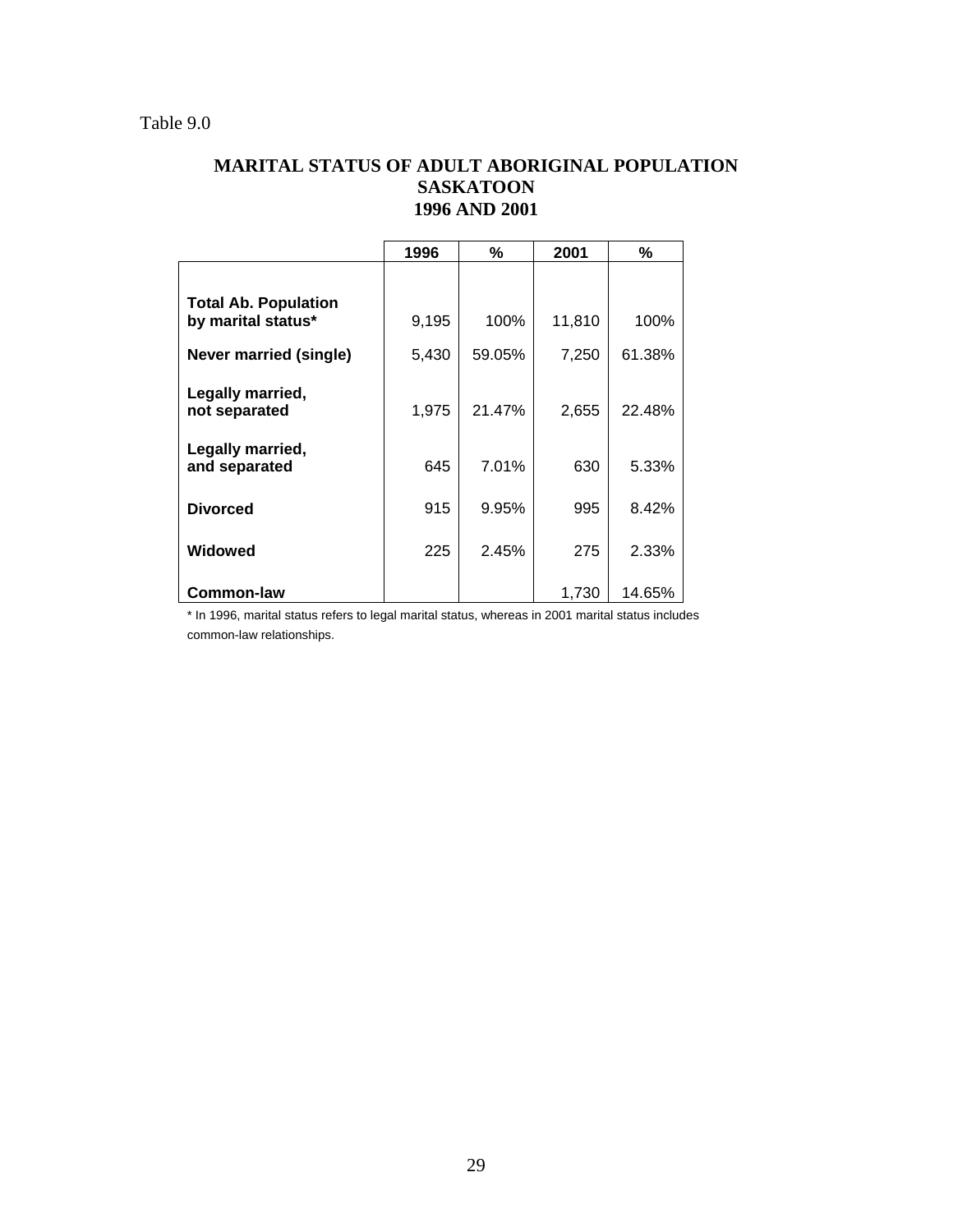Table 9.0

## MARITAL STATUS OF ADULT ABORIGINAL POPULATION SASKATOON 1996 AND 2001

| | 1996 | % | 2001 | % |
|---|---|---|---|---|
| **Total Ab. Population by marital status*** | 9,195 | 100% | 11,810 | 100% |
| **Never married (single)** | 5,430 | 59.05% | 7,250 | 61.38% |
| **Legally married, not separated** | 1,975 | 21.47% | 2,655 | 22.48% |
| **Legally married, and separated** | 645 | 7.01% | 630 | 5.33% |
| **Divorced** | 915 | 9.95% | 995 | 8.42% |
| **Widowed** | 225 | 2.45% | 275 | 2.33% |
| **Common-law** | | | 1,730 | 14.65% |

* In 1996, marital status refers to legal marital status, whereas in 2001 marital status includes common-law relationships.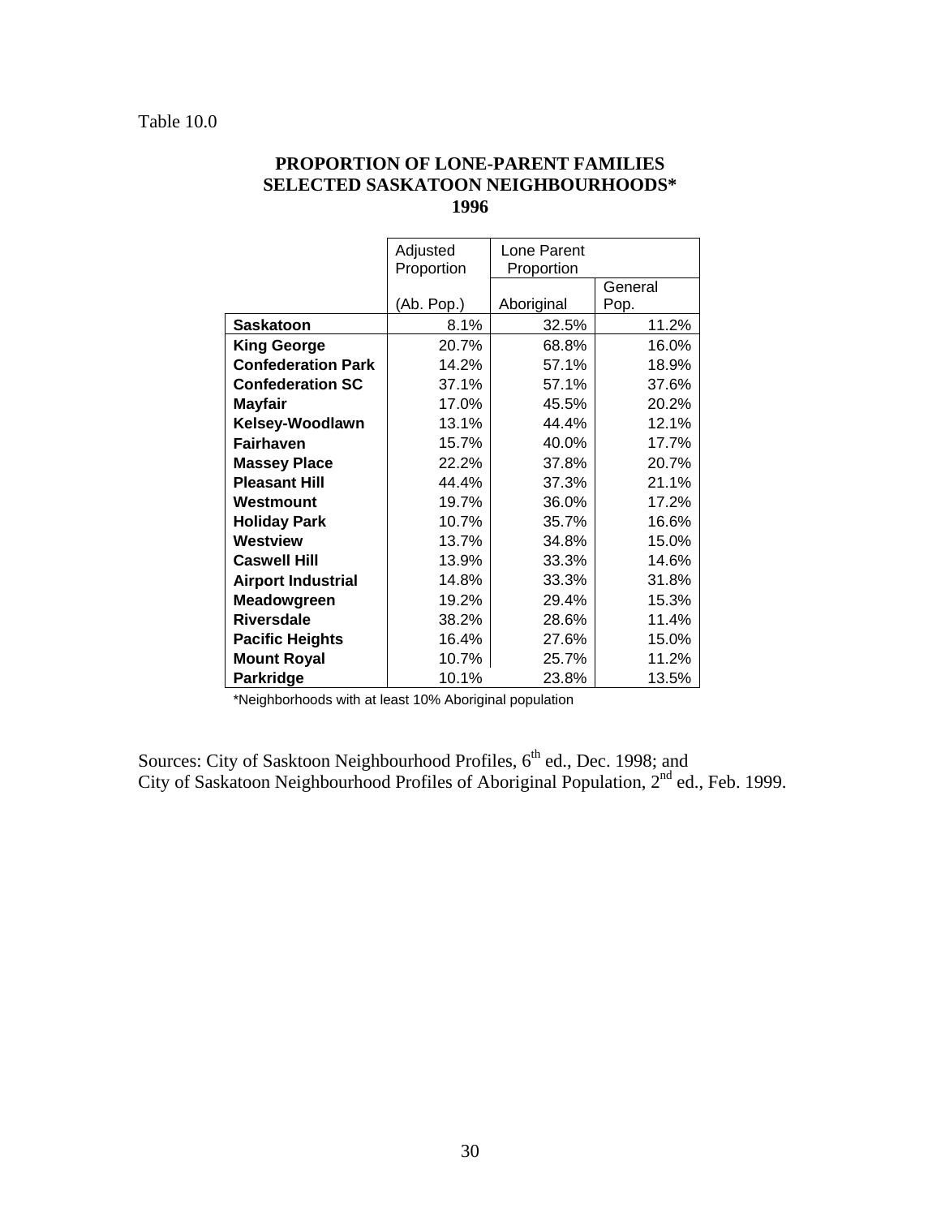Table 10.0

**PROPORTION OF LONE-PARENT FAMILIES**
**SELECTED SASKATOON NEIGHBOURHOODS***
**1996**

| | Adjusted Proportion | Lone Parent Proportion | |
|---|---|---|---|
| | (Ab. Pop.) | Aboriginal | General Pop. |
| **Saskatoon** | 8.1% | 32.5% | 11.2% |
| **King George** | 20.7% | 68.8% | 16.0% |
| **Confederation Park** | 14.2% | 57.1% | 18.9% |
| **Confederation SC** | 37.1% | 57.1% | 37.6% |
| **Mayfair** | 17.0% | 45.5% | 20.2% |
| **Kelsey-Woodlawn** | 13.1% | 44.4% | 12.1% |
| **Fairhaven** | 15.7% | 40.0% | 17.7% |
| **Massey Place** | 22.2% | 37.8% | 20.7% |
| **Pleasant Hill** | 44.4% | 37.3% | 21.1% |
| **Westmount** | 19.7% | 36.0% | 17.2% |
| **Holiday Park** | 10.7% | 35.7% | 16.6% |
| **Westview** | 13.7% | 34.8% | 15.0% |
| **Caswell Hill** | 13.9% | 33.3% | 14.6% |
| **Airport Industrial** | 14.8% | 33.3% | 31.8% |
| **Meadowgreen** | 19.2% | 29.4% | 15.3% |
| **Riversdale** | 38.2% | 28.6% | 11.4% |
| **Pacific Heights** | 16.4% | 27.6% | 15.0% |
| **Mount Royal** | 10.7% | 25.7% | 11.2% |
| **Parkridge** | 10.1% | 23.8% | 13.5% |

*Neighborhoods with at least 10% Aboriginal population

Sources: City of Sasktoon Neighbourhood Profiles, 6th ed., Dec. 1998; and City of Saskatoon Neighbourhood Profiles of Aboriginal Population, 2nd ed., Feb. 1999.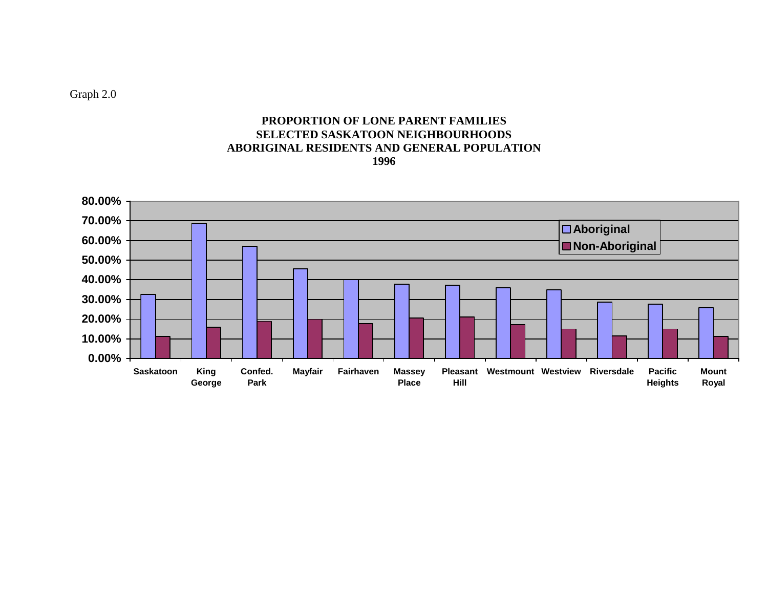Graph 2.0

**PROPORTION OF LONE PARENT FAMILIES**
**SELECTED SASKATOON NEIGHBOURHOODS**
**ABORIGINAL RESIDENTS AND GENERAL POPULATION**
**1996**

80.00%
70.00%
60.00%
50.00%
40.00%
30.00%
20.00%
10.00%
0.00%

Aboriginal
Non-Aboriginal

Saskatoon | King George | Confed. Park | Mayfair | Fairhaven | Massey Place | Pleasant Hill | Westmount | Westview | Riversdale | Pacific Heights | Mount Royal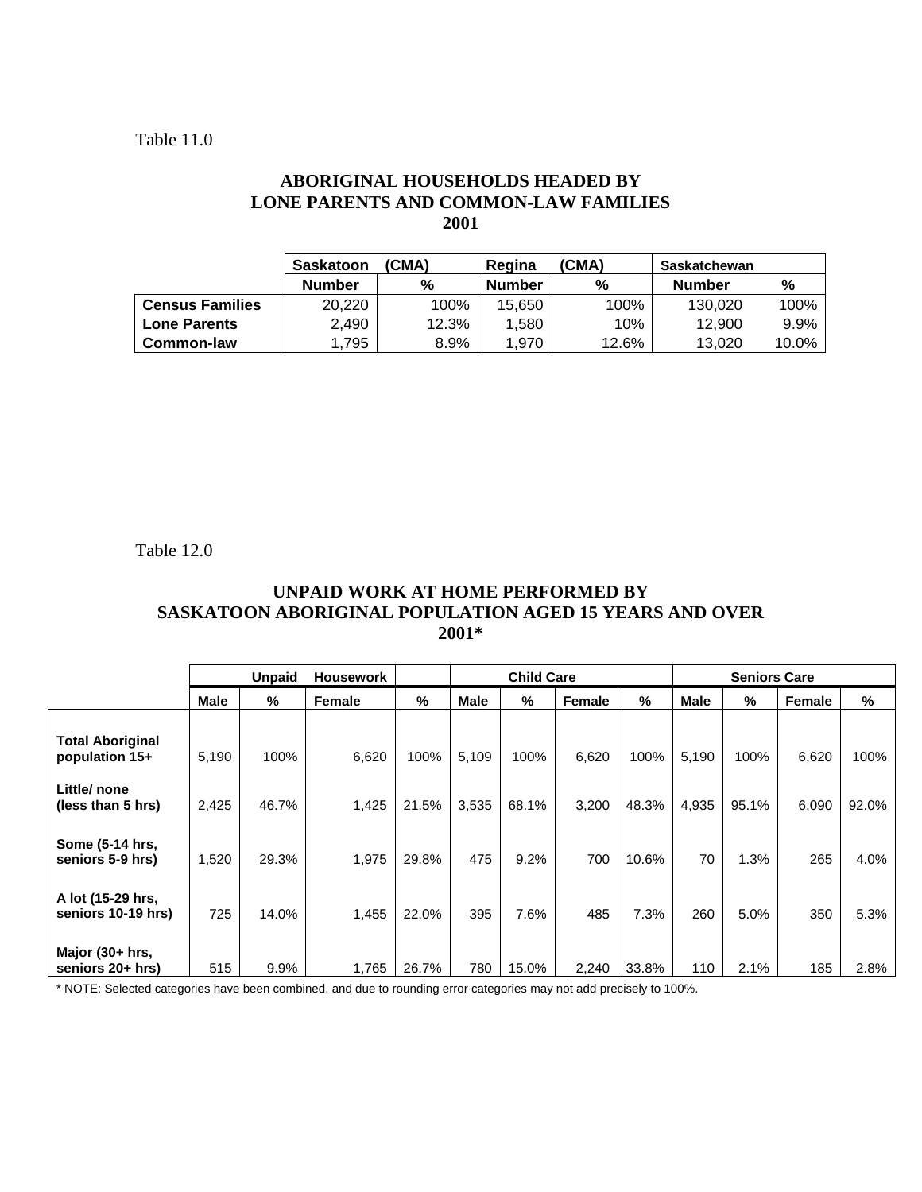Table 11.0

## ABORIGINAL HOUSEHOLDS HEADED BY LONE PARENTS AND COMMON-LAW FAMILIES 2001

| | Saskatoon (CMA) | | Regina (CMA) | | Saskatchewan | |
|---|---|---|---|---|---|---|
| | **Number** | **%** | **Number** | **%** | **Number** | **%** |
| **Census Families** | 20,220 | 100% | 15,650 | 100% | 130,020 | 100% |
| **Lone Parents** | 2,490 | 12.3% | 1,580 | 10% | 12,900 | 9.9% |
| **Common-law** | 1,795 | 8.9% | 1,970 | 12.6% | 13,020 | 10.0% |

Table 12.0

## UNPAID WORK AT HOME PERFORMED BY SASKATOON ABORIGINAL POPULATION AGED 15 YEARS AND OVER 2001*

| | Unpaid Housework | | | | Child Care | | | | Seniors Care | | | |
|---|---|---|---|---|---|---|---|---|---|---|---|---|
| | **Male** | **%** | **Female** | **%** | **Male** | **%** | **Female** | **%** | **Male** | **%** | **Female** | **%** |
| **Total Aboriginal population 15+** | 5,190 | 100% | 6,620 | 100% | 5,109 | 100% | 6,620 | 100% | 5,190 | 100% | 6,620 | 100% |
| **Little/ none (less than 5 hrs)** | 2,425 | 46.7% | 1,425 | 21.5% | 3,535 | 68.1% | 3,200 | 48.3% | 4,935 | 95.1% | 6,090 | 92.0% |
| **Some (5-14 hrs, seniors 5-9 hrs)** | 1,520 | 29.3% | 1,975 | 29.8% | 475 | 9.2% | 700 | 10.6% | 70 | 1.3% | 265 | 4.0% |
| **A lot (15-29 hrs, seniors 10-19 hrs)** | 725 | 14.0% | 1,455 | 22.0% | 395 | 7.6% | 485 | 7.3% | 260 | 5.0% | 350 | 5.3% |
| **Major (30+ hrs, seniors 20+ hrs)** | 515 | 9.9% | 1,765 | 26.7% | 780 | 15.0% | 2,240 | 33.8% | 110 | 2.1% | 185 | 2.8% |

* NOTE: Selected categories have been combined, and due to rounding error categories may not add precisely to 100%.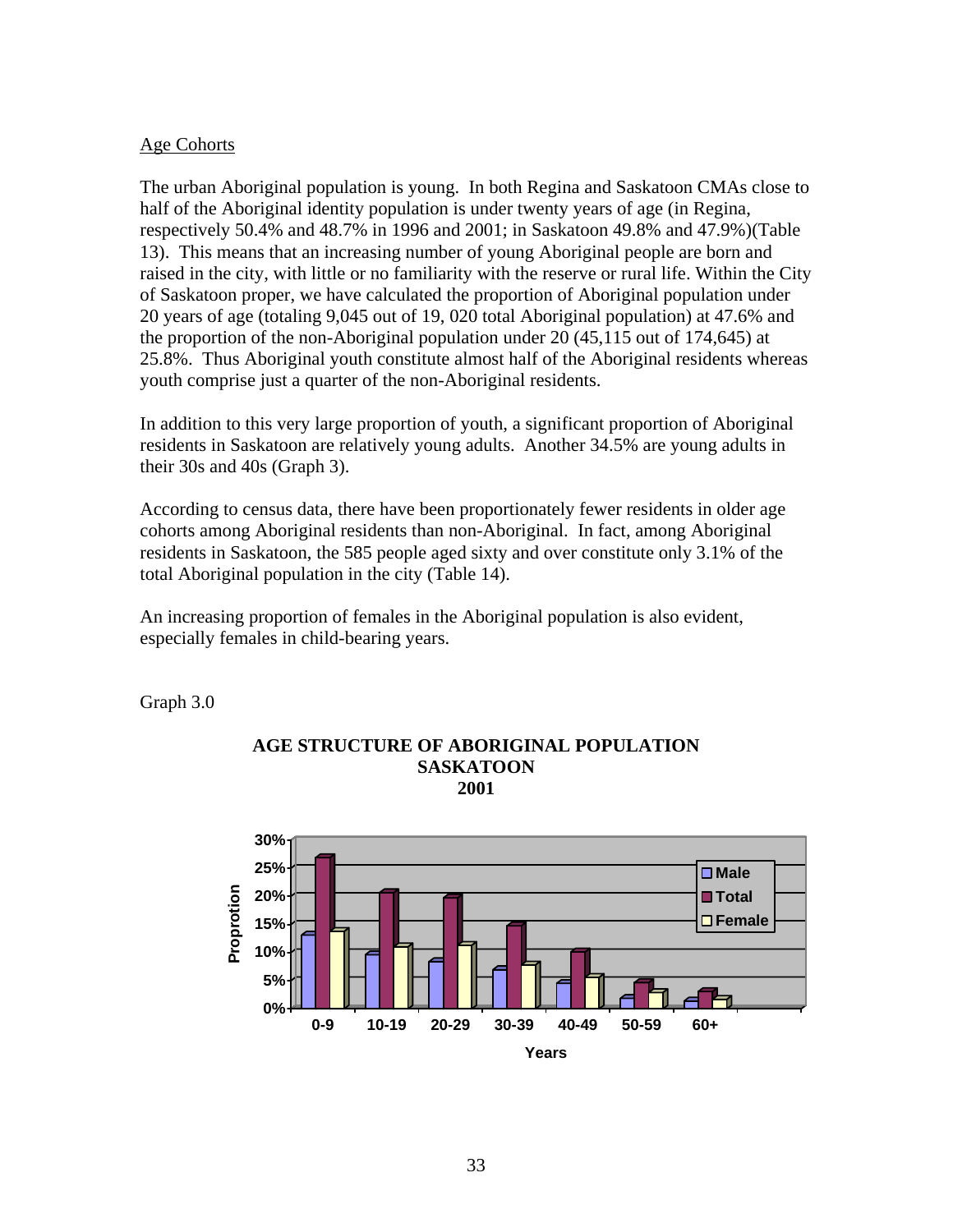Age Cohorts

The urban Aboriginal population is young. In both Regina and Saskatoon CMAs close to half of the Aboriginal identity population is under twenty years of age (in Regina, respectively 50.4% and 48.7% in 1996 and 2001; in Saskatoon 49.8% and 47.9%)(Table 13). This means that an increasing number of young Aboriginal people are born and raised in the city, with little or no familiarity with the reserve or rural life. Within the City of Saskatoon proper, we have calculated the proportion of Aboriginal population under 20 years of age (totaling 9,045 out of 19, 020 total Aboriginal population) at 47.6% and the proportion of the non-Aboriginal population under 20 (45,115 out of 174,645) at 25.8%. Thus Aboriginal youth constitute almost half of the Aboriginal residents whereas youth comprise just a quarter of the non-Aboriginal residents.

In addition to this very large proportion of youth, a significant proportion of Aboriginal residents in Saskatoon are relatively young adults. Another 34.5% are young adults in their 30s and 40s (Graph 3).

According to census data, there have been proportionately fewer residents in older age cohorts among Aboriginal residents than non-Aboriginal. In fact, among Aboriginal residents in Saskatoon, the 585 people aged sixty and over constitute only 3.1% of the total Aboriginal population in the city (Table 14).

An increasing proportion of females in the Aboriginal population is also evident, especially females in child-bearing years.

Graph 3.0

**AGE STRUCTURE OF ABORIGINAL POPULATION SASKATOON 2001**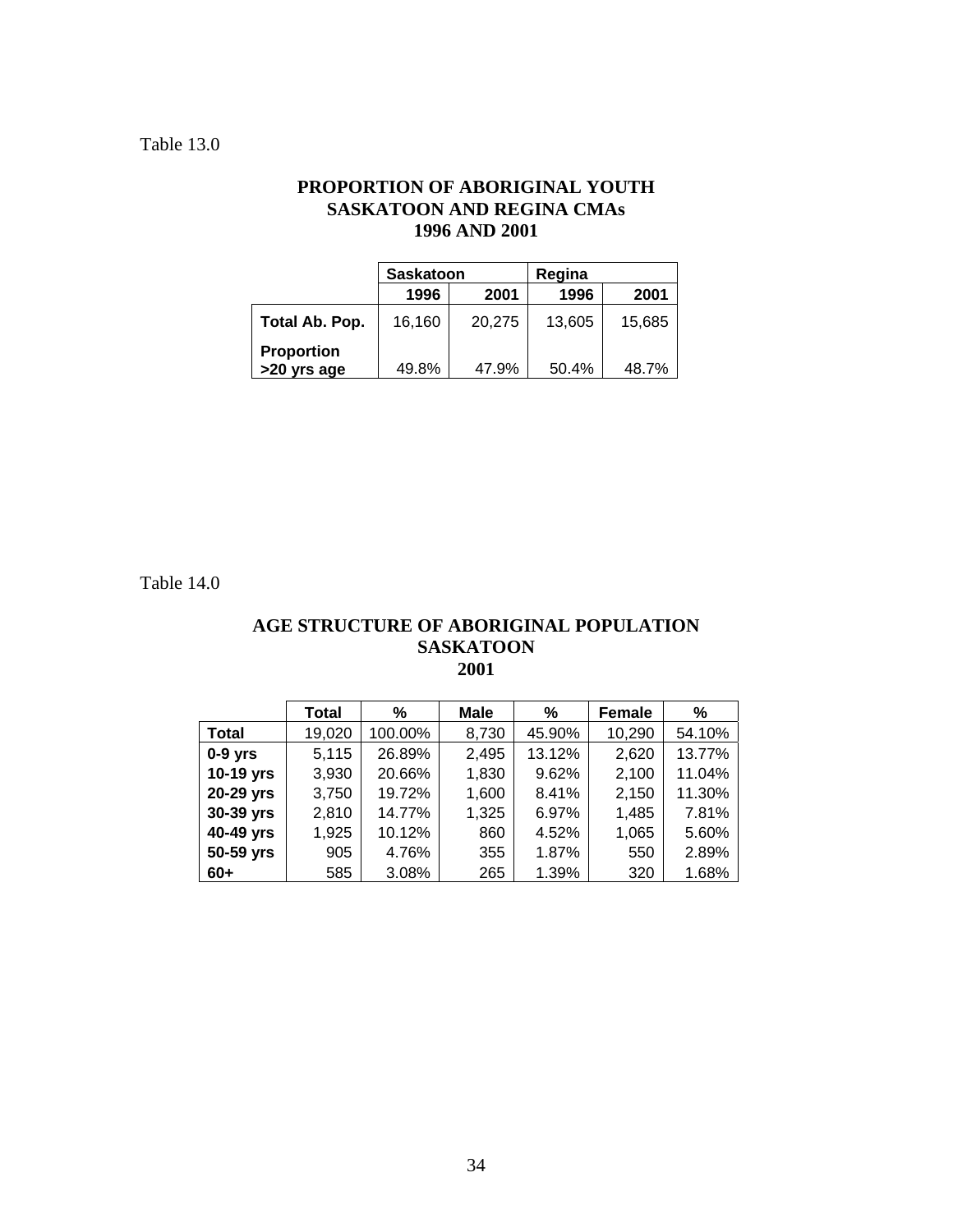Table 13.0

### PROPORTION OF ABORIGINAL YOUTH SASKATOON AND REGINA CMAs 1996 AND 2001

| | Saskatoon | | Regina | |
|---|---|---|---|---|
| | 1996 | 2001 | 1996 | 2001 |
| **Total Ab. Pop.** | 16,160 | 20,275 | 13,605 | 15,685 |
| **Proportion >20 yrs age** | 49.8% | 47.9% | 50.4% | 48.7% |

Table 14.0

### AGE STRUCTURE OF ABORIGINAL POPULATION SASKATOON 2001

| | Total | % | Male | % | Female | % |
|---|---|---|---|---|---|---|
| **Total** | 19,020 | 100.00% | 8,730 | 45.90% | 10,290 | 54.10% |
| **0-9 yrs** | 5,115 | 26.89% | 2,495 | 13.12% | 2,620 | 13.77% |
| **10-19 yrs** | 3,930 | 20.66% | 1,830 | 9.62% | 2,100 | 11.04% |
| **20-29 yrs** | 3,750 | 19.72% | 1,600 | 8.41% | 2,150 | 11.30% |
| **30-39 yrs** | 2,810 | 14.77% | 1,325 | 6.97% | 1,485 | 7.81% |
| **40-49 yrs** | 1,925 | 10.12% | 860 | 4.52% | 1,065 | 5.60% |
| **50-59 yrs** | 905 | 4.76% | 355 | 1.87% | 550 | 2.89% |
| **60+** | 585 | 3.08% | 265 | 1.39% | 320 | 1.68% |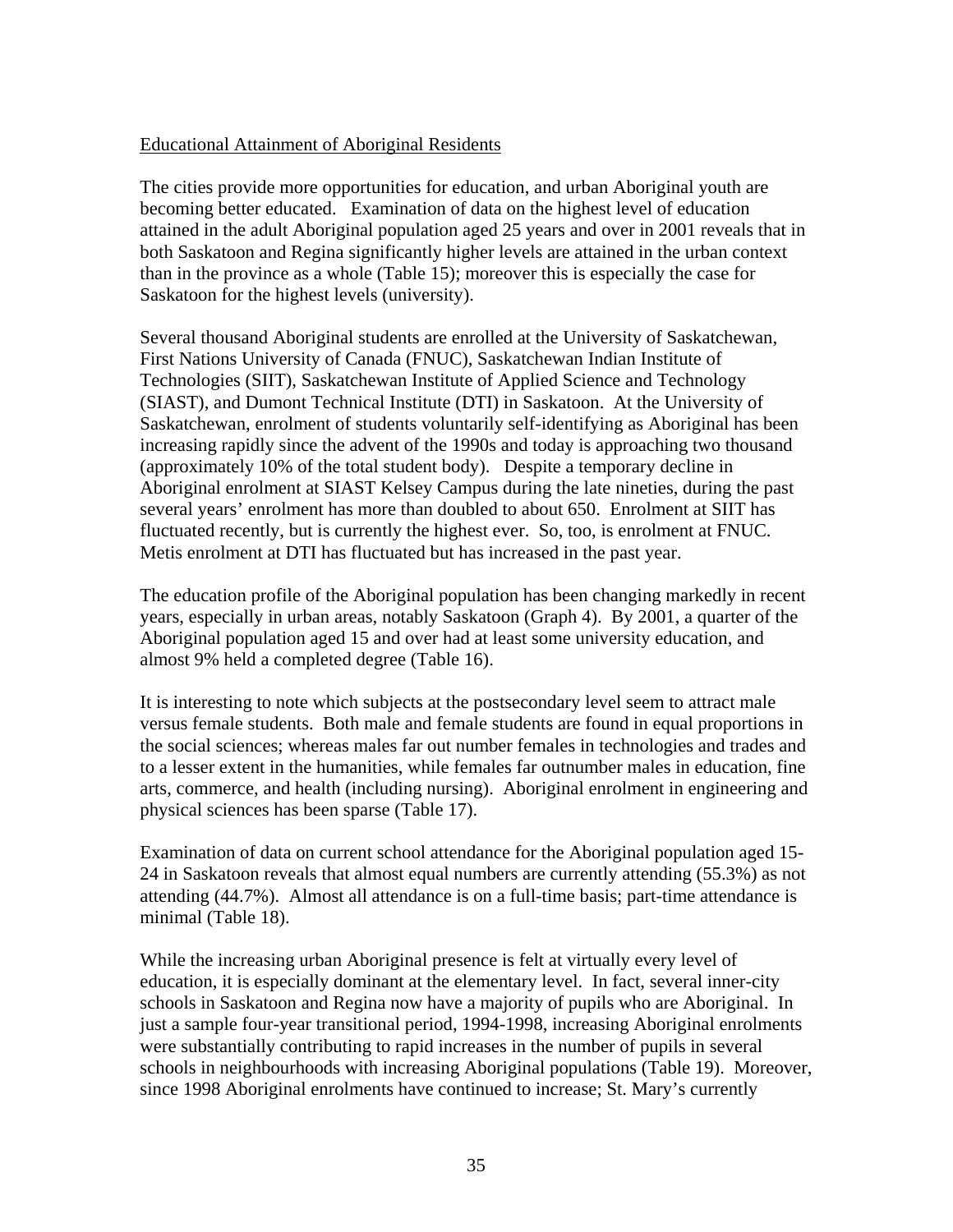## Educational Attainment of Aboriginal Residents

The cities provide more opportunities for education, and urban Aboriginal youth are becoming better educated. Examination of data on the highest level of education attained in the adult Aboriginal population aged 25 years and over in 2001 reveals that in both Saskatoon and Regina significantly higher levels are attained in the urban context than in the province as a whole (Table 15); moreover this is especially the case for Saskatoon for the highest levels (university).

Several thousand Aboriginal students are enrolled at the University of Saskatchewan, First Nations University of Canada (FNUC), Saskatchewan Indian Institute of Technologies (SIIT), Saskatchewan Institute of Applied Science and Technology (SIAST), and Dumont Technical Institute (DTI) in Saskatoon. At the University of Saskatchewan, enrolment of students voluntarily self-identifying as Aboriginal has been increasing rapidly since the advent of the 1990s and today is approaching two thousand (approximately 10% of the total student body). Despite a temporary decline in Aboriginal enrolment at SIAST Kelsey Campus during the late nineties, during the past several years' enrolment has more than doubled to about 650. Enrolment at SIIT has fluctuated recently, but is currently the highest ever. So, too, is enrolment at FNUC. Metis enrolment at DTI has fluctuated but has increased in the past year.

The education profile of the Aboriginal population has been changing markedly in recent years, especially in urban areas, notably Saskatoon (Graph 4). By 2001, a quarter of the Aboriginal population aged 15 and over had at least some university education, and almost 9% held a completed degree (Table 16).

It is interesting to note which subjects at the postsecondary level seem to attract male versus female students. Both male and female students are found in equal proportions in the social sciences; whereas males far out number females in technologies and trades and to a lesser extent in the humanities, while females far outnumber males in education, fine arts, commerce, and health (including nursing). Aboriginal enrolment in engineering and physical sciences has been sparse (Table 17).

Examination of data on current school attendance for the Aboriginal population aged 15-24 in Saskatoon reveals that almost equal numbers are currently attending (55.3%) as not attending (44.7%). Almost all attendance is on a full-time basis; part-time attendance is minimal (Table 18).

While the increasing urban Aboriginal presence is felt at virtually every level of education, it is especially dominant at the elementary level. In fact, several inner-city schools in Saskatoon and Regina now have a majority of pupils who are Aboriginal. In just a sample four-year transitional period, 1994-1998, increasing Aboriginal enrolments were substantially contributing to rapid increases in the number of pupils in several schools in neighbourhoods with increasing Aboriginal populations (Table 19). Moreover, since 1998 Aboriginal enrolments have continued to increase; St. Mary's currently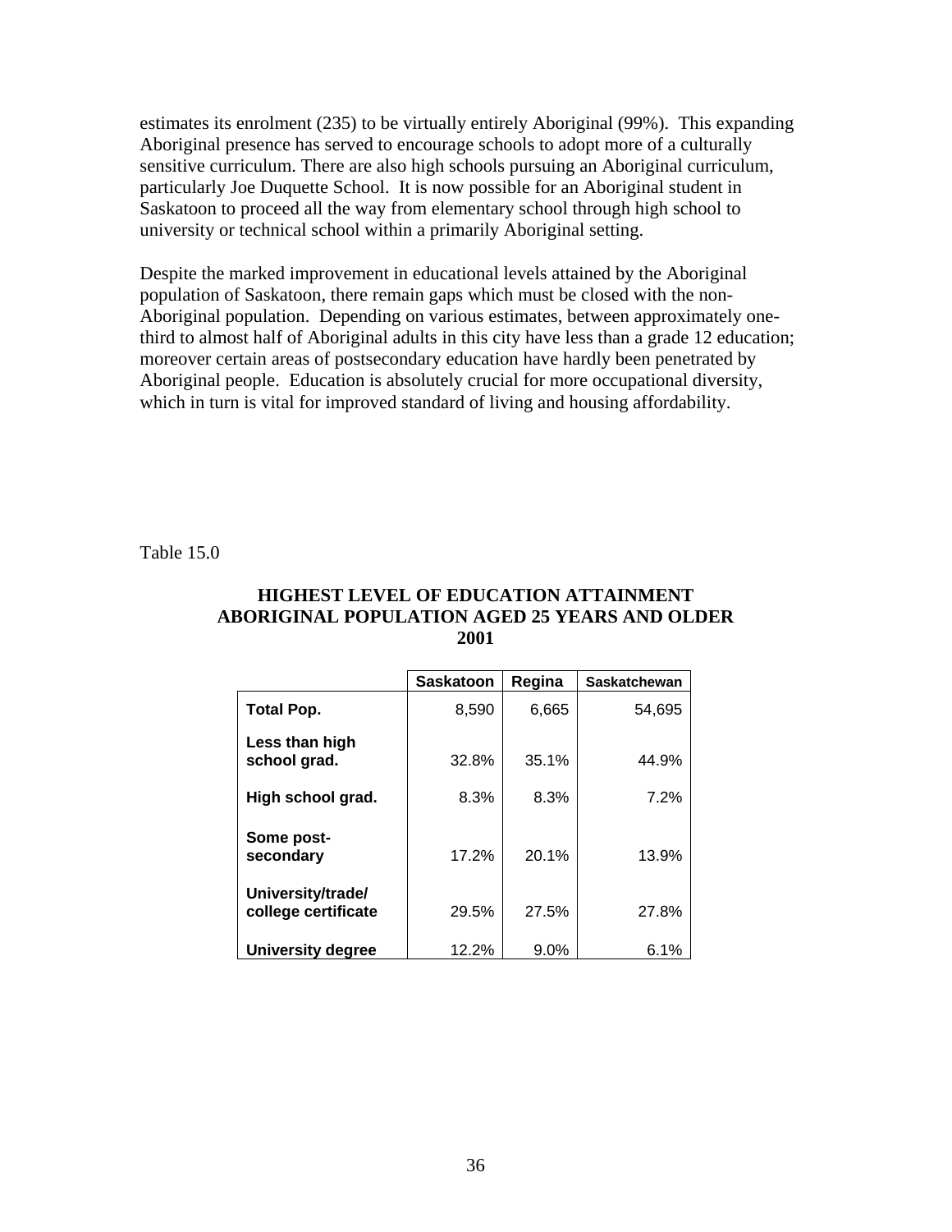estimates its enrolment (235) to be virtually entirely Aboriginal (99%). This expanding Aboriginal presence has served to encourage schools to adopt more of a culturally sensitive curriculum. There are also high schools pursuing an Aboriginal curriculum, particularly Joe Duquette School. It is now possible for an Aboriginal student in Saskatoon to proceed all the way from elementary school through high school to university or technical school within a primarily Aboriginal setting.

Despite the marked improvement in educational levels attained by the Aboriginal population of Saskatoon, there remain gaps which must be closed with the non-Aboriginal population. Depending on various estimates, between approximately one-third to almost half of Aboriginal adults in this city have less than a grade 12 education; moreover certain areas of postsecondary education have hardly been penetrated by Aboriginal people. Education is absolutely crucial for more occupational diversity, which in turn is vital for improved standard of living and housing affordability.

Table 15.0

**HIGHEST LEVEL OF EDUCATION ATTAINMENT ABORIGINAL POPULATION AGED 25 YEARS AND OLDER 2001**

| | Saskatoon | Regina | Saskatchewan |
|---|---|---|---|
| **Total Pop.** | 8,590 | 6,665 | 54,695 |
| **Less than high school grad.** | 32.8% | 35.1% | 44.9% |
| **High school grad.** | 8.3% | 8.3% | 7.2% |
| **Some post-secondary** | 17.2% | 20.1% | 13.9% |
| **University/trade/ college certificate** | 29.5% | 27.5% | 27.8% |
| **University degree** | 12.2% | 9.0% | 6.1% |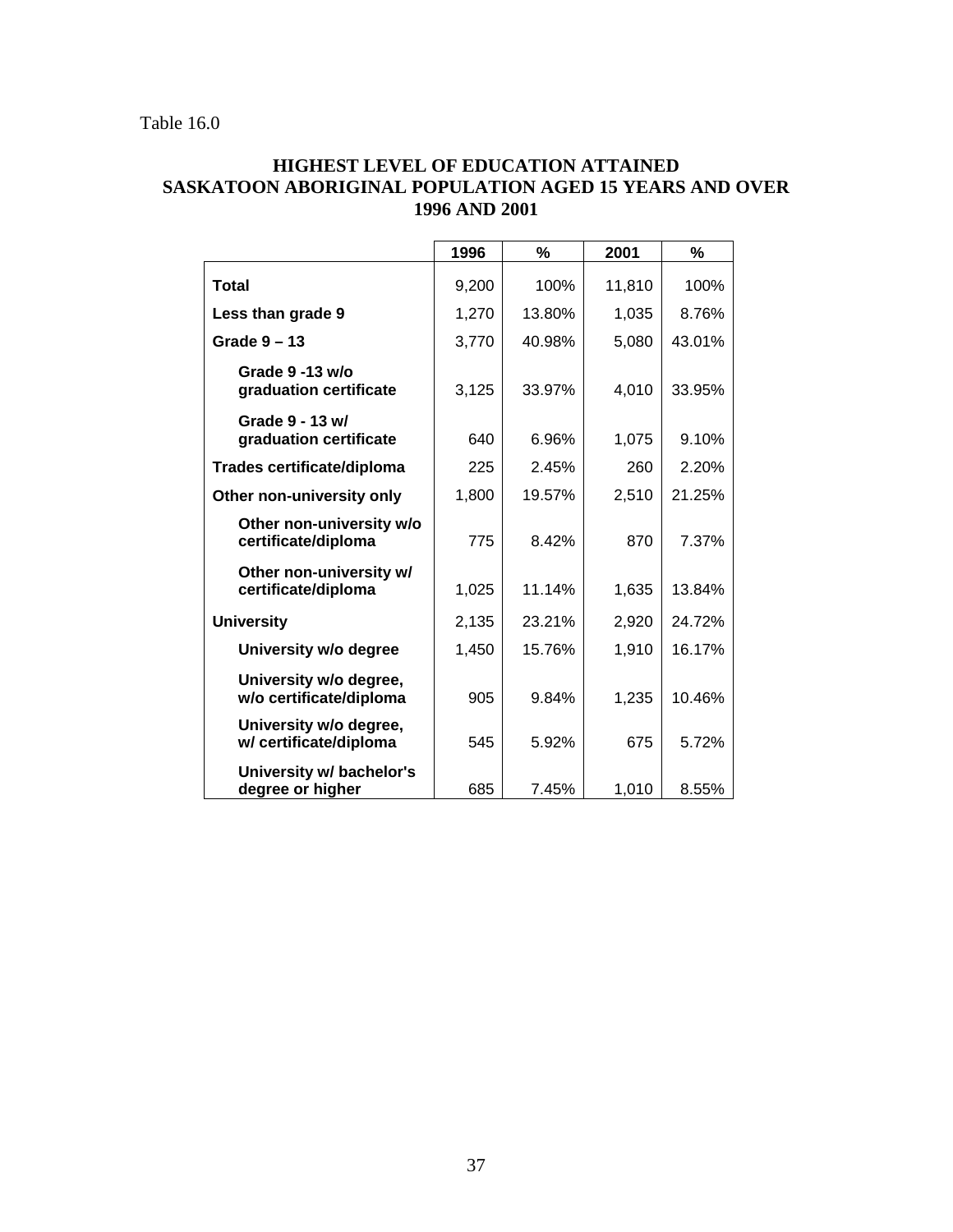Table 16.0

## HIGHEST LEVEL OF EDUCATION ATTAINED SASKATOON ABORIGINAL POPULATION AGED 15 YEARS AND OVER 1996 AND 2001

| | 1996 | % | 2001 | % |
|---|---|---|---|---|
| **Total** | 9,200 | 100% | 11,810 | 100% |
| **Less than grade 9** | 1,270 | 13.80% | 1,035 | 8.76% |
| **Grade 9 – 13** | 3,770 | 40.98% | 5,080 | 43.01% |
| **Grade 9 -13 w/o graduation certificate** | 3,125 | 33.97% | 4,010 | 33.95% |
| **Grade 9 - 13 w/ graduation certificate** | 640 | 6.96% | 1,075 | 9.10% |
| **Trades certificate/diploma** | 225 | 2.45% | 260 | 2.20% |
| **Other non-university only** | 1,800 | 19.57% | 2,510 | 21.25% |
| **Other non-university w/o certificate/diploma** | 775 | 8.42% | 870 | 7.37% |
| **Other non-university w/ certificate/diploma** | 1,025 | 11.14% | 1,635 | 13.84% |
| **University** | 2,135 | 23.21% | 2,920 | 24.72% |
| **University w/o degree** | 1,450 | 15.76% | 1,910 | 16.17% |
| **University w/o degree, w/o certificate/diploma** | 905 | 9.84% | 1,235 | 10.46% |
| **University w/o degree, w/ certificate/diploma** | 545 | 5.92% | 675 | 5.72% |
| **University w/ bachelor's degree or higher** | 685 | 7.45% | 1,010 | 8.55% |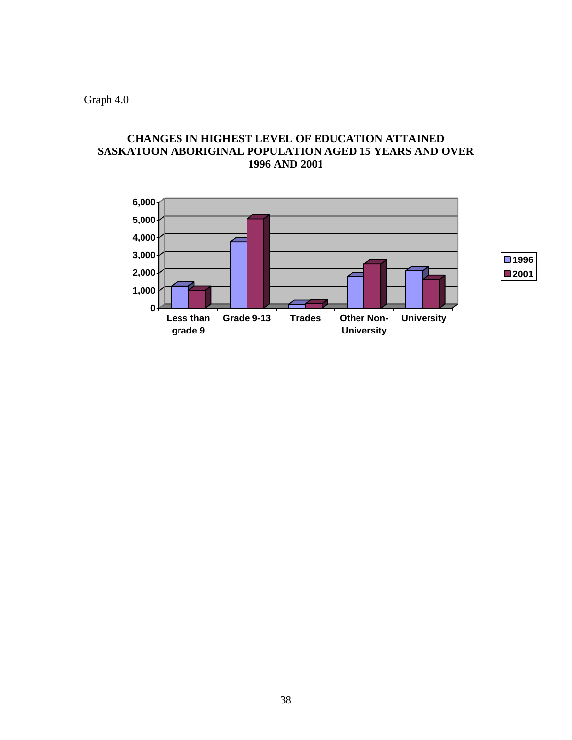Graph 4.0

**CHANGES IN HIGHEST LEVEL OF EDUCATION ATTAINED SASKATOON ABORIGINAL POPULATION AGED 15 YEARS AND OVER 1996 AND 2001**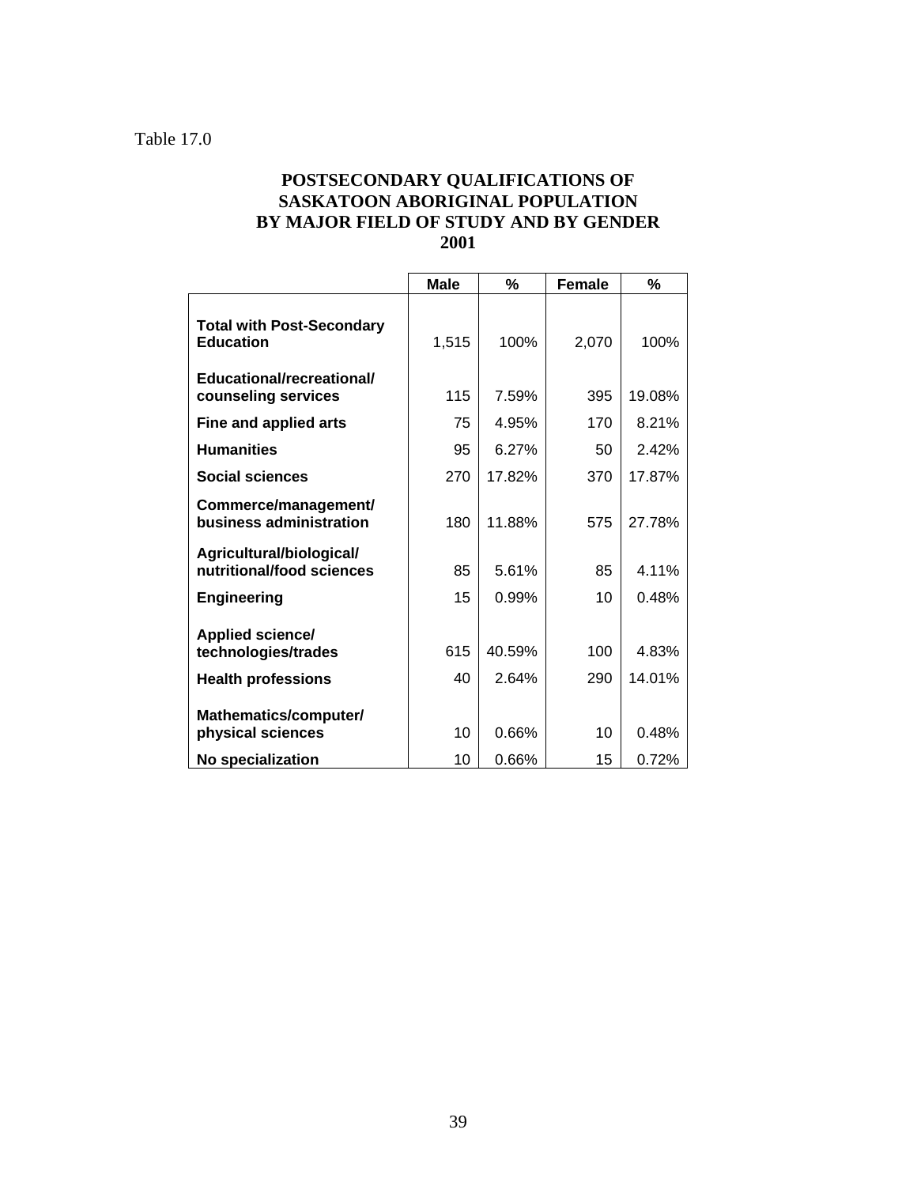Table 17.0

## POSTSECONDARY QUALIFICATIONS OF SASKATOON ABORIGINAL POPULATION BY MAJOR FIELD OF STUDY AND BY GENDER 2001

| | Male | % | Female | % |
|---|---|---|---|---|
| **Total with Post-Secondary Education** | 1,515 | 100% | 2,070 | 100% |
| **Educational/recreational/ counseling services** | 115 | 7.59% | 395 | 19.08% |
| **Fine and applied arts** | 75 | 4.95% | 170 | 8.21% |
| **Humanities** | 95 | 6.27% | 50 | 2.42% |
| **Social sciences** | 270 | 17.82% | 370 | 17.87% |
| **Commerce/management/ business administration** | 180 | 11.88% | 575 | 27.78% |
| **Agricultural/biological/ nutritional/food sciences** | 85 | 5.61% | 85 | 4.11% |
| **Engineering** | 15 | 0.99% | 10 | 0.48% |
| **Applied science/ technologies/trades** | 615 | 40.59% | 100 | 4.83% |
| **Health professions** | 40 | 2.64% | 290 | 14.01% |
| **Mathematics/computer/ physical sciences** | 10 | 0.66% | 10 | 0.48% |
| **No specialization** | 10 | 0.66% | 15 | 0.72% |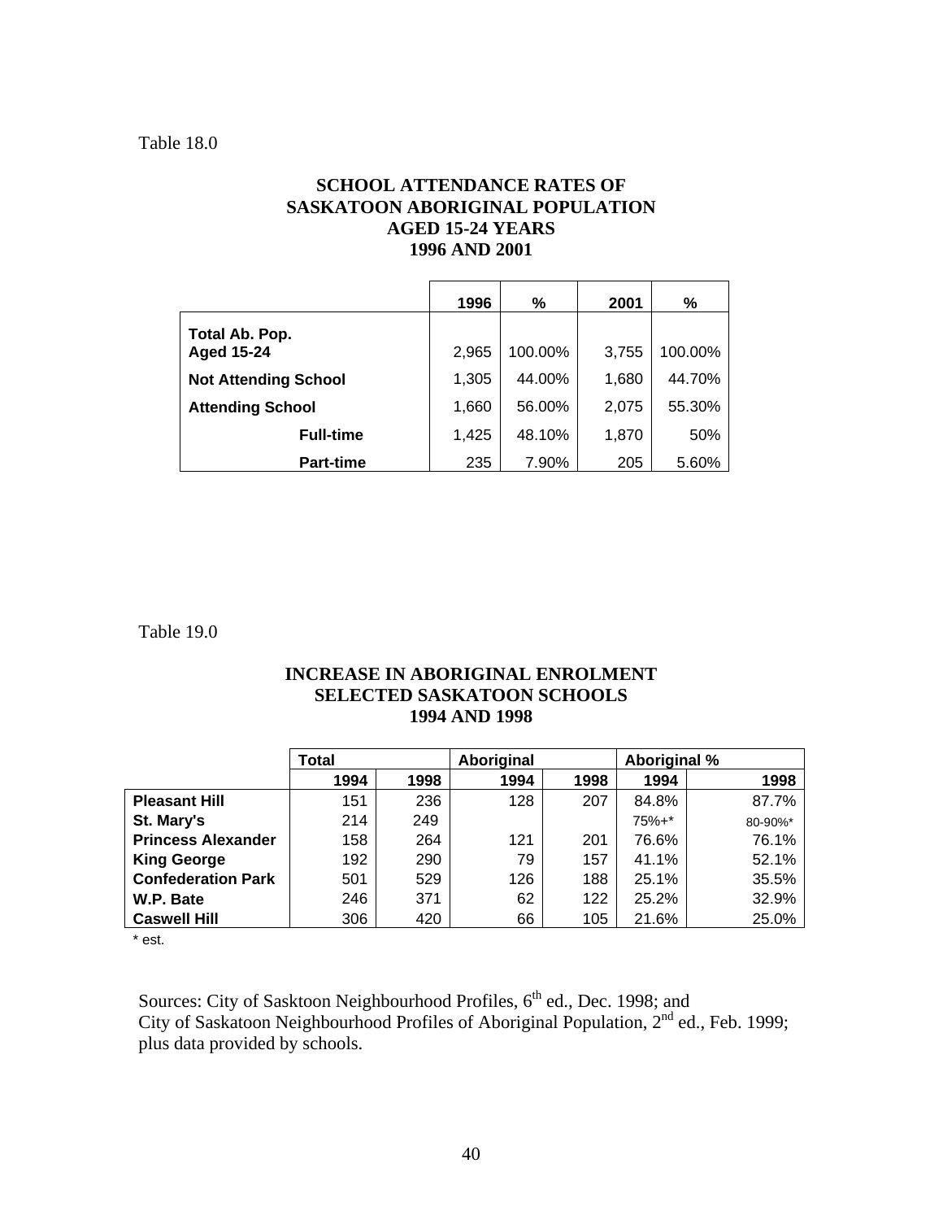Table 18.0

### SCHOOL ATTENDANCE RATES OF SASKATOON ABORIGINAL POPULATION AGED 15-24 YEARS 1996 AND 2001

| | 1996 | % | 2001 | % |
|---|---|---|---|---|
| **Total Ab. Pop. Aged 15-24** | 2,965 | 100.00% | 3,755 | 100.00% |
| **Not Attending School** | 1,305 | 44.00% | 1,680 | 44.70% |
| **Attending School** | 1,660 | 56.00% | 2,075 | 55.30% |
| **Full-time** | 1,425 | 48.10% | 1,870 | 50% |
| **Part-time** | 235 | 7.90% | 205 | 5.60% |

Table 19.0

### INCREASE IN ABORIGINAL ENROLMENT SELECTED SASKATOON SCHOOLS 1994 AND 1998

| | Total | | Aboriginal | | Aboriginal % | |
|---|---|---|---|---|---|---|
| | 1994 | 1998 | 1994 | 1998 | 1994 | 1998 |
| **Pleasant Hill** | 151 | 236 | 128 | 207 | 84.8% | 87.7% |
| **St. Mary's** | 214 | 249 | | | 75%+* | 80-90%* |
| **Princess Alexander** | 158 | 264 | 121 | 201 | 76.6% | 76.1% |
| **King George** | 192 | 290 | 79 | 157 | 41.1% | 52.1% |
| **Confederation Park** | 501 | 529 | 126 | 188 | 25.1% | 35.5% |
| **W.P. Bate** | 246 | 371 | 62 | 122 | 25.2% | 32.9% |
| **Caswell Hill** | 306 | 420 | 66 | 105 | 21.6% | 25.0% |

* est.

Sources: City of Sasktoon Neighbourhood Profiles, 6th ed., Dec. 1998; and City of Saskatoon Neighbourhood Profiles of Aboriginal Population, 2nd ed., Feb. 1999; plus data provided by schools.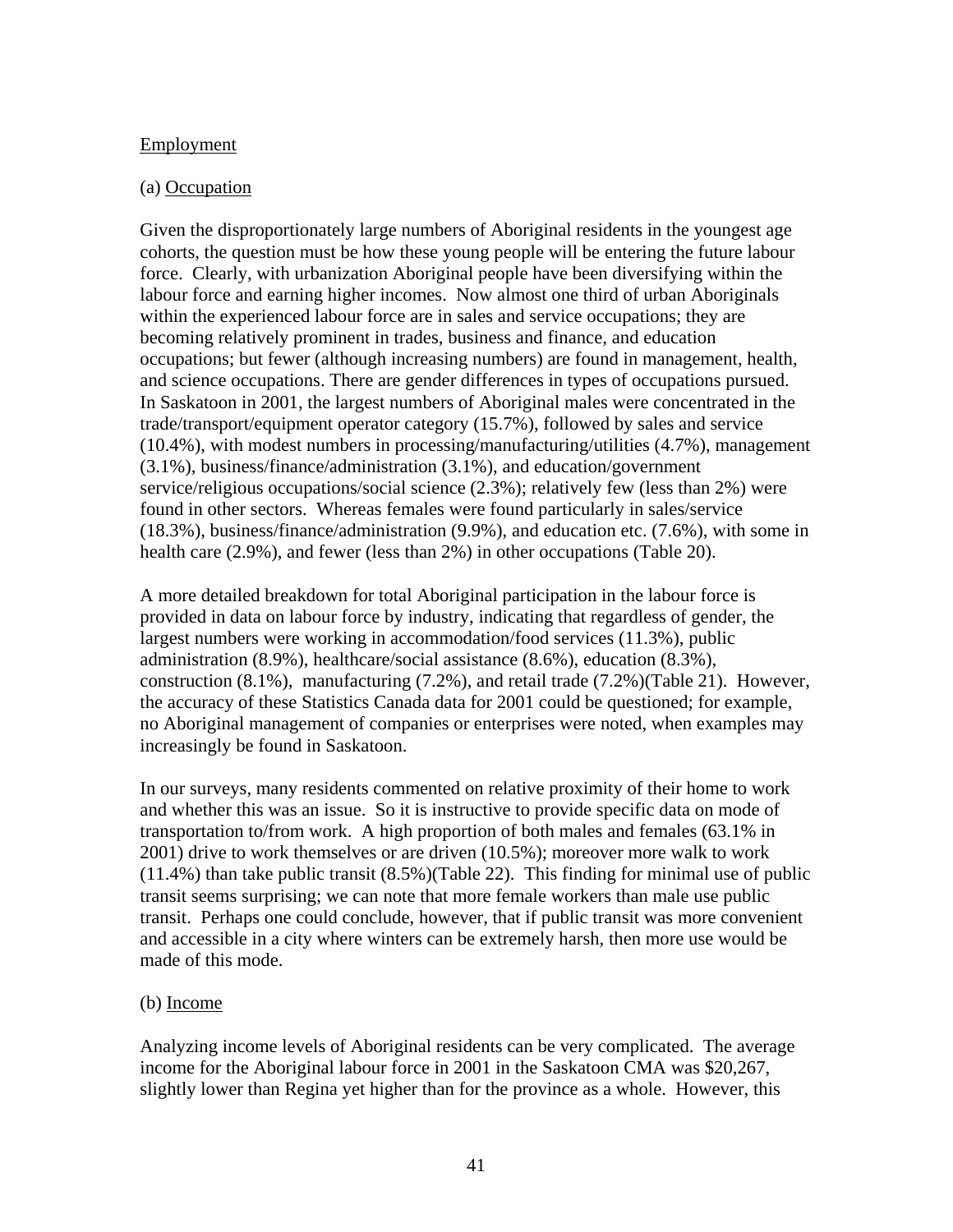## Employment

### (a) Occupation

Given the disproportionately large numbers of Aboriginal residents in the youngest age cohorts, the question must be how these young people will be entering the future labour force. Clearly, with urbanization Aboriginal people have been diversifying within the labour force and earning higher incomes. Now almost one third of urban Aboriginals within the experienced labour force are in sales and service occupations; they are becoming relatively prominent in trades, business and finance, and education occupations; but fewer (although increasing numbers) are found in management, health, and science occupations. There are gender differences in types of occupations pursued. In Saskatoon in 2001, the largest numbers of Aboriginal males were concentrated in the trade/transport/equipment operator category (15.7%), followed by sales and service (10.4%), with modest numbers in processing/manufacturing/utilities (4.7%), management (3.1%), business/finance/administration (3.1%), and education/government service/religious occupations/social science (2.3%); relatively few (less than 2%) were found in other sectors. Whereas females were found particularly in sales/service (18.3%), business/finance/administration (9.9%), and education etc. (7.6%), with some in health care (2.9%), and fewer (less than 2%) in other occupations (Table 20).

A more detailed breakdown for total Aboriginal participation in the labour force is provided in data on labour force by industry, indicating that regardless of gender, the largest numbers were working in accommodation/food services (11.3%), public administration (8.9%), healthcare/social assistance (8.6%), education (8.3%), construction (8.1%), manufacturing (7.2%), and retail trade (7.2%)(Table 21). However, the accuracy of these Statistics Canada data for 2001 could be questioned; for example, no Aboriginal management of companies or enterprises were noted, when examples may increasingly be found in Saskatoon.

In our surveys, many residents commented on relative proximity of their home to work and whether this was an issue. So it is instructive to provide specific data on mode of transportation to/from work. A high proportion of both males and females (63.1% in 2001) drive to work themselves or are driven (10.5%); moreover more walk to work (11.4%) than take public transit (8.5%)(Table 22). This finding for minimal use of public transit seems surprising; we can note that more female workers than male use public transit. Perhaps one could conclude, however, that if public transit was more convenient and accessible in a city where winters can be extremely harsh, then more use would be made of this mode.

### (b) Income

Analyzing income levels of Aboriginal residents can be very complicated. The average income for the Aboriginal labour force in 2001 in the Saskatoon CMA was $20,267, slightly lower than Regina yet higher than for the province as a whole. However, this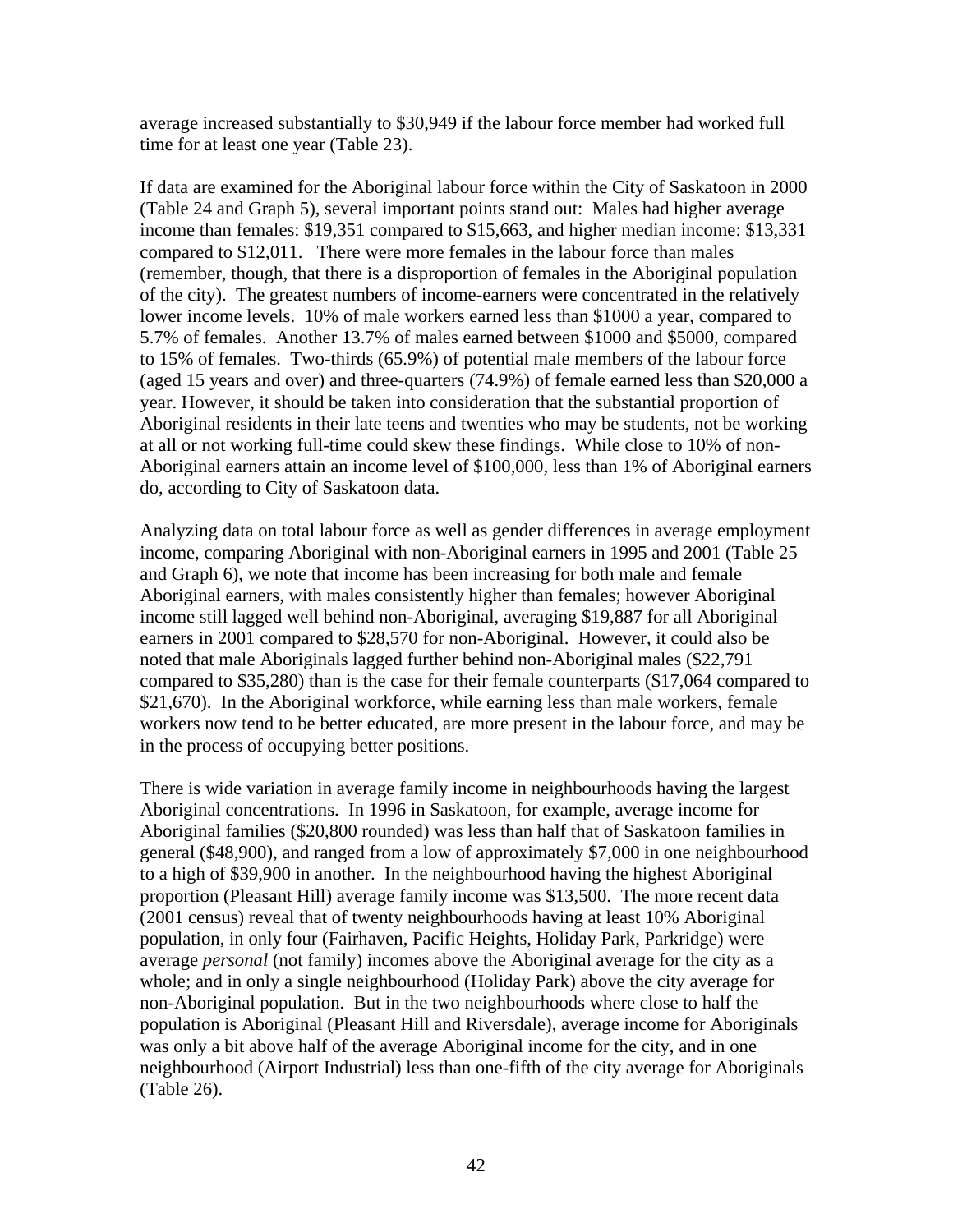average increased substantially to $30,949 if the labour force member had worked full time for at least one year (Table 23).

If data are examined for the Aboriginal labour force within the City of Saskatoon in 2000 (Table 24 and Graph 5), several important points stand out: Males had higher average income than females: $19,351 compared to $15,663, and higher median income: $13,331 compared to $12,011. There were more females in the labour force than males (remember, though, that there is a disproportion of females in the Aboriginal population of the city). The greatest numbers of income-earners were concentrated in the relatively lower income levels. 10% of male workers earned less than $1000 a year, compared to 5.7% of females. Another 13.7% of males earned between $1000 and $5000, compared to 15% of females. Two-thirds (65.9%) of potential male members of the labour force (aged 15 years and over) and three-quarters (74.9%) of female earned less than $20,000 a year. However, it should be taken into consideration that the substantial proportion of Aboriginal residents in their late teens and twenties who may be students, not be working at all or not working full-time could skew these findings. While close to 10% of non-Aboriginal earners attain an income level of $100,000, less than 1% of Aboriginal earners do, according to City of Saskatoon data.

Analyzing data on total labour force as well as gender differences in average employment income, comparing Aboriginal with non-Aboriginal earners in 1995 and 2001 (Table 25 and Graph 6), we note that income has been increasing for both male and female Aboriginal earners, with males consistently higher than females; however Aboriginal income still lagged well behind non-Aboriginal, averaging $19,887 for all Aboriginal earners in 2001 compared to $28,570 for non-Aboriginal. However, it could also be noted that male Aboriginals lagged further behind non-Aboriginal males ($22,791 compared to $35,280) than is the case for their female counterparts ($17,064 compared to $21,670). In the Aboriginal workforce, while earning less than male workers, female workers now tend to be better educated, are more present in the labour force, and may be in the process of occupying better positions.

There is wide variation in average family income in neighbourhoods having the largest Aboriginal concentrations. In 1996 in Saskatoon, for example, average income for Aboriginal families ($20,800 rounded) was less than half that of Saskatoon families in general ($48,900), and ranged from a low of approximately $7,000 in one neighbourhood to a high of $39,900 in another. In the neighbourhood having the highest Aboriginal proportion (Pleasant Hill) average family income was $13,500. The more recent data (2001 census) reveal that of twenty neighbourhoods having at least 10% Aboriginal population, in only four (Fairhaven, Pacific Heights, Holiday Park, Parkridge) were average *personal* (not family) incomes above the Aboriginal average for the city as a whole; and in only a single neighbourhood (Holiday Park) above the city average for non-Aboriginal population. But in the two neighbourhoods where close to half the population is Aboriginal (Pleasant Hill and Riversdale), average income for Aboriginals was only a bit above half of the average Aboriginal income for the city, and in one neighbourhood (Airport Industrial) less than one-fifth of the city average for Aboriginals (Table 26).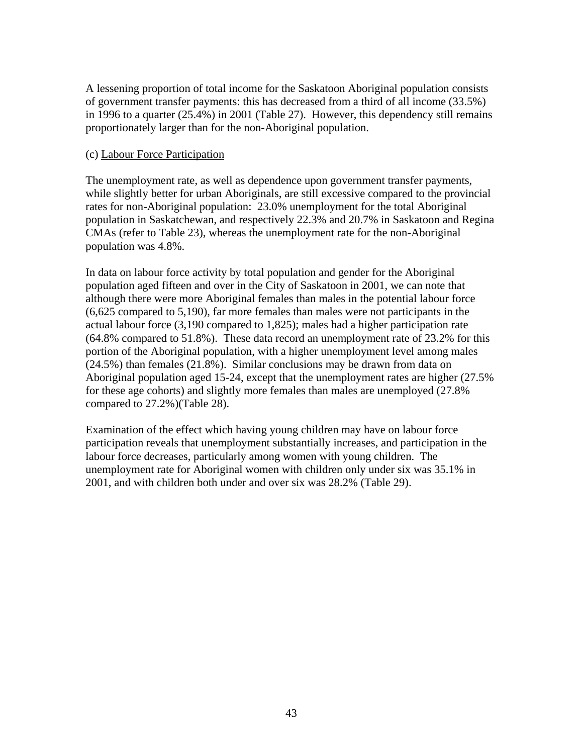A lessening proportion of total income for the Saskatoon Aboriginal population consists of government transfer payments: this has decreased from a third of all income (33.5%) in 1996 to a quarter (25.4%) in 2001 (Table 27). However, this dependency still remains proportionately larger than for the non-Aboriginal population.

(c) <u>Labour Force Participation</u>

The unemployment rate, as well as dependence upon government transfer payments, while slightly better for urban Aboriginals, are still excessive compared to the provincial rates for non-Aboriginal population: 23.0% unemployment for the total Aboriginal population in Saskatchewan, and respectively 22.3% and 20.7% in Saskatoon and Regina CMAs (refer to Table 23), whereas the unemployment rate for the non-Aboriginal population was 4.8%.

In data on labour force activity by total population and gender for the Aboriginal population aged fifteen and over in the City of Saskatoon in 2001, we can note that although there were more Aboriginal females than males in the potential labour force (6,625 compared to 5,190), far more females than males were not participants in the actual labour force (3,190 compared to 1,825); males had a higher participation rate (64.8% compared to 51.8%). These data record an unemployment rate of 23.2% for this portion of the Aboriginal population, with a higher unemployment level among males (24.5%) than females (21.8%). Similar conclusions may be drawn from data on Aboriginal population aged 15-24, except that the unemployment rates are higher (27.5% for these age cohorts) and slightly more females than males are unemployed (27.8% compared to 27.2%)(Table 28).

Examination of the effect which having young children may have on labour force participation reveals that unemployment substantially increases, and participation in the labour force decreases, particularly among women with young children. The unemployment rate for Aboriginal women with children only under six was 35.1% in 2001, and with children both under and over six was 28.2% (Table 29).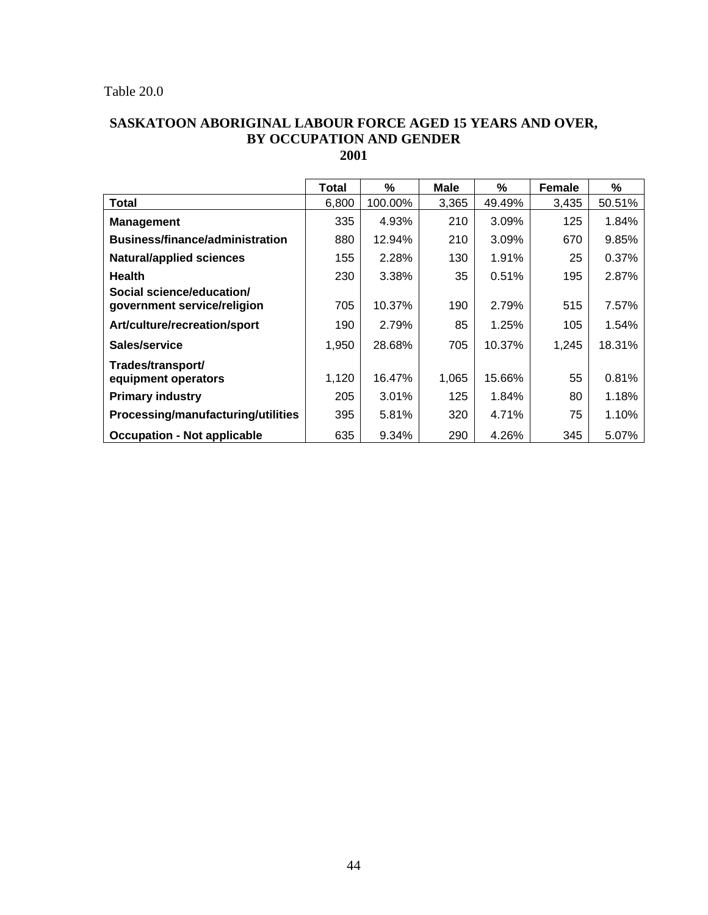Table 20.0

## SASKATOON ABORIGINAL LABOUR FORCE AGED 15 YEARS AND OVER, BY OCCUPATION AND GENDER 2001

| | Total | % | Male | % | Female | % |
|---|---|---|---|---|---|---|
| **Total** | 6,800 | 100.00% | 3,365 | 49.49% | 3,435 | 50.51% |
| **Management** | 335 | 4.93% | 210 | 3.09% | 125 | 1.84% |
| **Business/finance/administration** | 880 | 12.94% | 210 | 3.09% | 670 | 9.85% |
| **Natural/applied sciences** | 155 | 2.28% | 130 | 1.91% | 25 | 0.37% |
| **Health** | 230 | 3.38% | 35 | 0.51% | 195 | 2.87% |
| **Social science/education/ government service/religion** | 705 | 10.37% | 190 | 2.79% | 515 | 7.57% |
| **Art/culture/recreation/sport** | 190 | 2.79% | 85 | 1.25% | 105 | 1.54% |
| **Sales/service** | 1,950 | 28.68% | 705 | 10.37% | 1,245 | 18.31% |
| **Trades/transport/ equipment operators** | 1,120 | 16.47% | 1,065 | 15.66% | 55 | 0.81% |
| **Primary industry** | 205 | 3.01% | 125 | 1.84% | 80 | 1.18% |
| **Processing/manufacturing/utilities** | 395 | 5.81% | 320 | 4.71% | 75 | 1.10% |
| **Occupation - Not applicable** | 635 | 9.34% | 290 | 4.26% | 345 | 5.07% |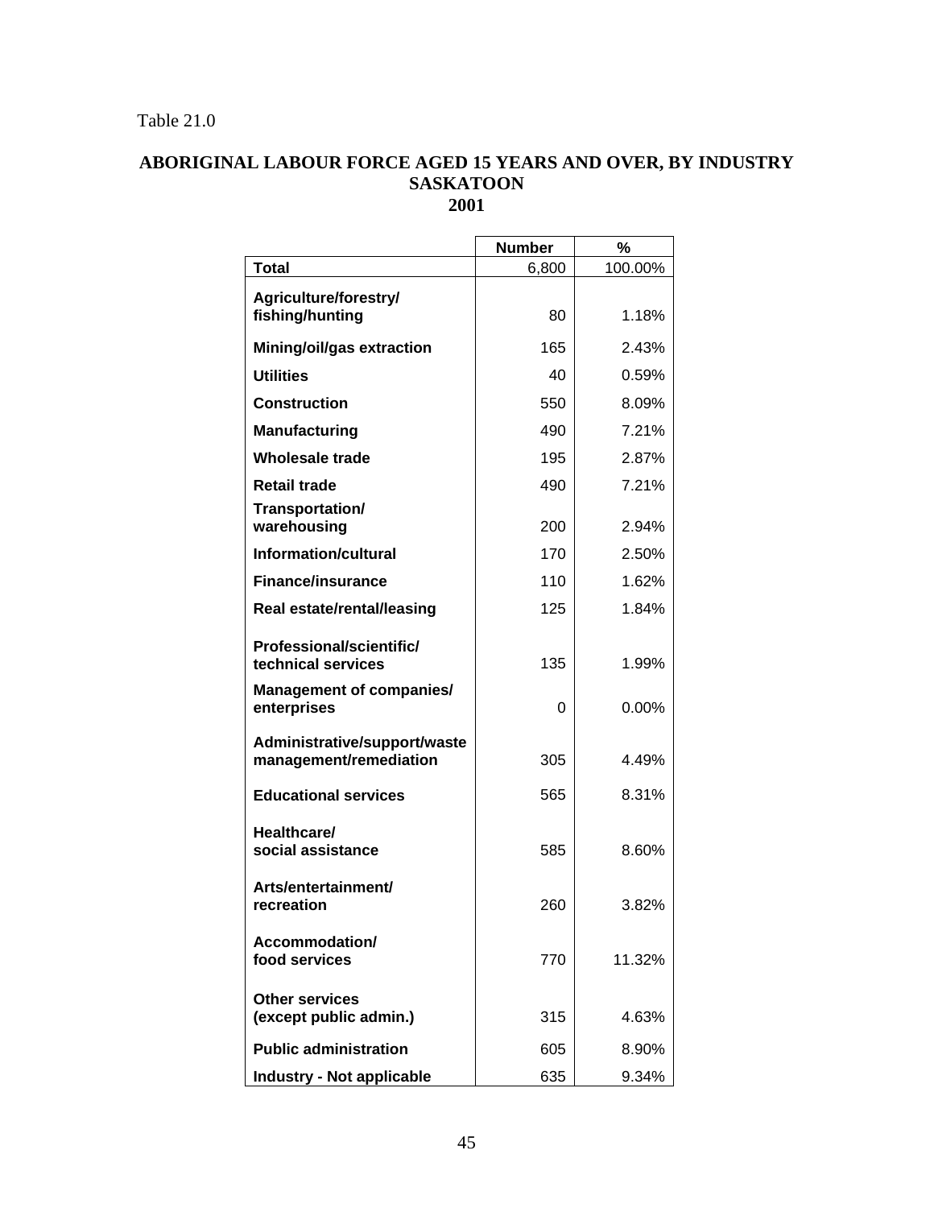Table 21.0

## ABORIGINAL LABOUR FORCE AGED 15 YEARS AND OVER, BY INDUSTRY SASKATOON 2001

| | Number | % |
|---|---|---|
| **Total** | 6,800 | 100.00% |
| **Agriculture/forestry/ fishing/hunting** | 80 | 1.18% |
| **Mining/oil/gas extraction** | 165 | 2.43% |
| **Utilities** | 40 | 0.59% |
| **Construction** | 550 | 8.09% |
| **Manufacturing** | 490 | 7.21% |
| **Wholesale trade** | 195 | 2.87% |
| **Retail trade** | 490 | 7.21% |
| **Transportation/ warehousing** | 200 | 2.94% |
| **Information/cultural** | 170 | 2.50% |
| **Finance/insurance** | 110 | 1.62% |
| **Real estate/rental/leasing** | 125 | 1.84% |
| **Professional/scientific/ technical services** | 135 | 1.99% |
| **Management of companies/ enterprises** | 0 | 0.00% |
| **Administrative/support/waste management/remediation** | 305 | 4.49% |
| **Educational services** | 565 | 8.31% |
| **Healthcare/ social assistance** | 585 | 8.60% |
| **Arts/entertainment/ recreation** | 260 | 3.82% |
| **Accommodation/ food services** | 770 | 11.32% |
| **Other services (except public admin.)** | 315 | 4.63% |
| **Public administration** | 605 | 8.90% |
| **Industry - Not applicable** | 635 | 9.34% |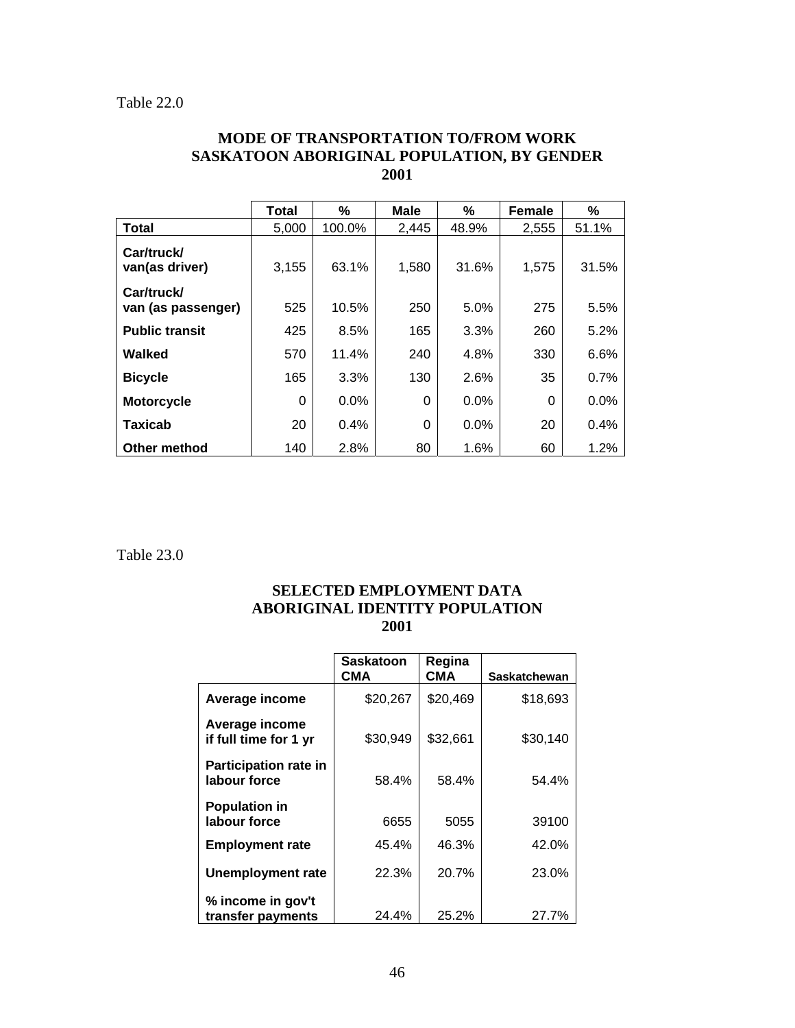Table 22.0

**MODE OF TRANSPORTATION TO/FROM WORK**
**SASKATOON ABORIGINAL POPULATION, BY GENDER**
**2001**

| | Total | % | Male | % | Female | % |
|---|---|---|---|---|---|---|
| **Total** | 5,000 | 100.0% | 2,445 | 48.9% | 2,555 | 51.1% |
| **Car/truck/ van(as driver)** | 3,155 | 63.1% | 1,580 | 31.6% | 1,575 | 31.5% |
| **Car/truck/ van (as passenger)** | 525 | 10.5% | 250 | 5.0% | 275 | 5.5% |
| **Public transit** | 425 | 8.5% | 165 | 3.3% | 260 | 5.2% |
| **Walked** | 570 | 11.4% | 240 | 4.8% | 330 | 6.6% |
| **Bicycle** | 165 | 3.3% | 130 | 2.6% | 35 | 0.7% |
| **Motorcycle** | 0 | 0.0% | 0 | 0.0% | 0 | 0.0% |
| **Taxicab** | 20 | 0.4% | 0 | 0.0% | 20 | 0.4% |
| **Other method** | 140 | 2.8% | 80 | 1.6% | 60 | 1.2% |

Table 23.0

**SELECTED EMPLOYMENT DATA**
**ABORIGINAL IDENTITY POPULATION**
**2001**

| | Saskatoon CMA | Regina CMA | Saskatchewan |
|---|---|---|---|
| **Average income** | $20,267 | $20,469 | $18,693 |
| **Average income if full time for 1 yr** | $30,949 | $32,661 | $30,140 |
| **Participation rate in labour force** | 58.4% | 58.4% | 54.4% |
| **Population in labour force** | 6655 | 5055 | 39100 |
| **Employment rate** | 45.4% | 46.3% | 42.0% |
| **Unemployment rate** | 22.3% | 20.7% | 23.0% |
| **% income in gov't transfer payments** | 24.4% | 25.2% | 27.7% |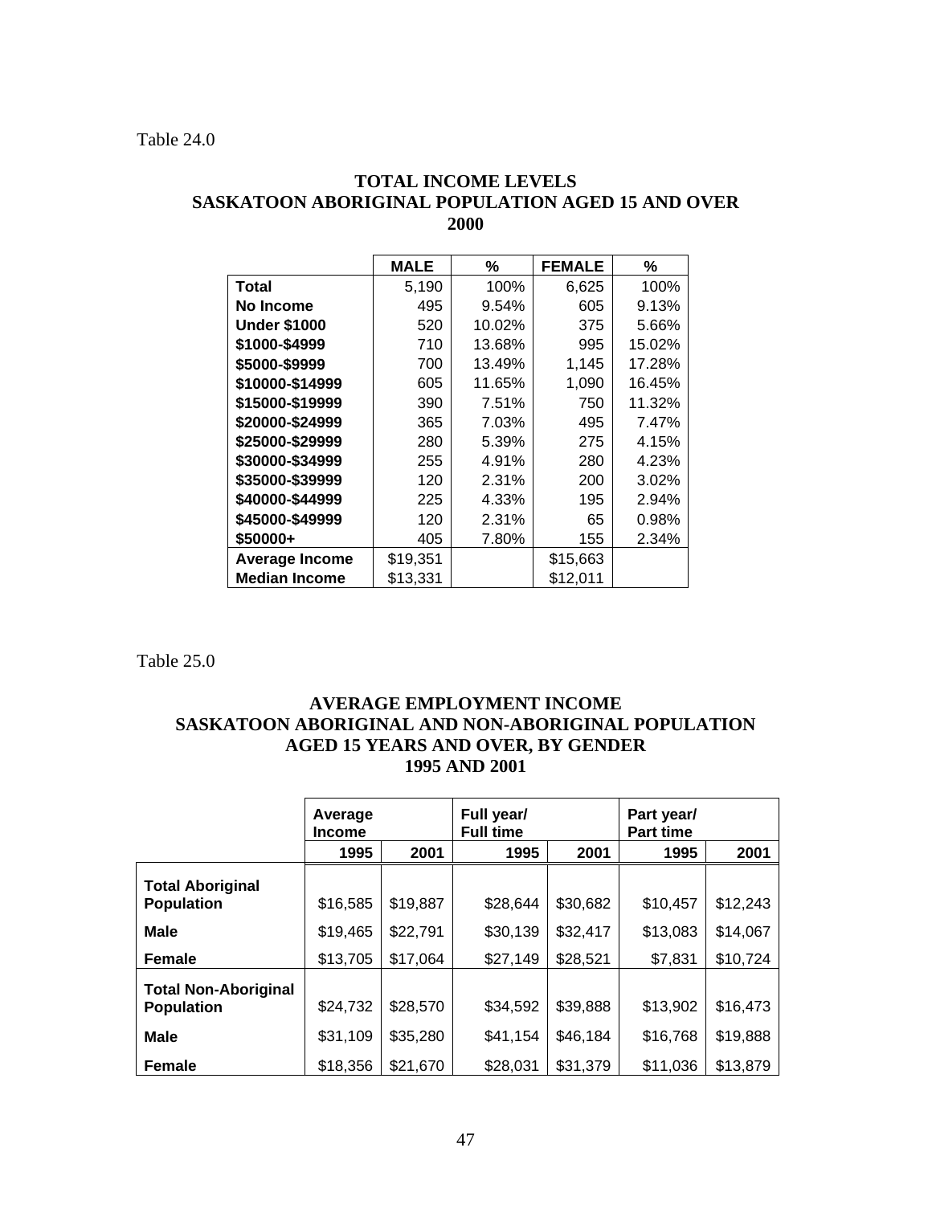Table 24.0

**TOTAL INCOME LEVELS**
**SASKATOON ABORIGINAL POPULATION AGED 15 AND OVER**
**2000**

| | MALE | % | FEMALE | % |
|---|---|---|---|---|
| **Total** | 5,190 | 100% | 6,625 | 100% |
| **No Income** | 495 | 9.54% | 605 | 9.13% |
| **Under $1000** | 520 | 10.02% | 375 | 5.66% |
| **$1000-$4999** | 710 | 13.68% | 995 | 15.02% |
| **$5000-$9999** | 700 | 13.49% | 1,145 | 17.28% |
| **$10000-$14999** | 605 | 11.65% | 1,090 | 16.45% |
| **$15000-$19999** | 390 | 7.51% | 750 | 11.32% |
| **$20000-$24999** | 365 | 7.03% | 495 | 7.47% |
| **$25000-$29999** | 280 | 5.39% | 275 | 4.15% |
| **$30000-$34999** | 255 | 4.91% | 280 | 4.23% |
| **$35000-$39999** | 120 | 2.31% | 200 | 3.02% |
| **$40000-$44999** | 225 | 4.33% | 195 | 2.94% |
| **$45000-$49999** | 120 | 2.31% | 65 | 0.98% |
| **$50000+** | 405 | 7.80% | 155 | 2.34% |
| **Average Income** | $19,351 | | $15,663 | |
| **Median Income** | $13,331 | | $12,011 | |

Table 25.0

**AVERAGE EMPLOYMENT INCOME**
**SASKATOON ABORIGINAL AND NON-ABORIGINAL POPULATION**
**AGED 15 YEARS AND OVER, BY GENDER**
**1995 AND 2001**

| | Average Income | | Full year/ Full time | | Part year/ Part time | |
|---|---|---|---|---|---|---|
| | 1995 | 2001 | 1995 | 2001 | 1995 | 2001 |
| **Total Aboriginal Population** | $16,585 | $19,887 | $28,644 | $30,682 | $10,457 | $12,243 |
| **Male** | $19,465 | $22,791 | $30,139 | $32,417 | $13,083 | $14,067 |
| **Female** | $13,705 | $17,064 | $27,149 | $28,521 | $7,831 | $10,724 |
| **Total Non-Aboriginal Population** | $24,732 | $28,570 | $34,592 | $39,888 | $13,902 | $16,473 |
| **Male** | $31,109 | $35,280 | $41,154 | $46,184 | $16,768 | $19,888 |
| **Female** | $18,356 | $21,670 | $28,031 | $31,379 | $11,036 | $13,879 |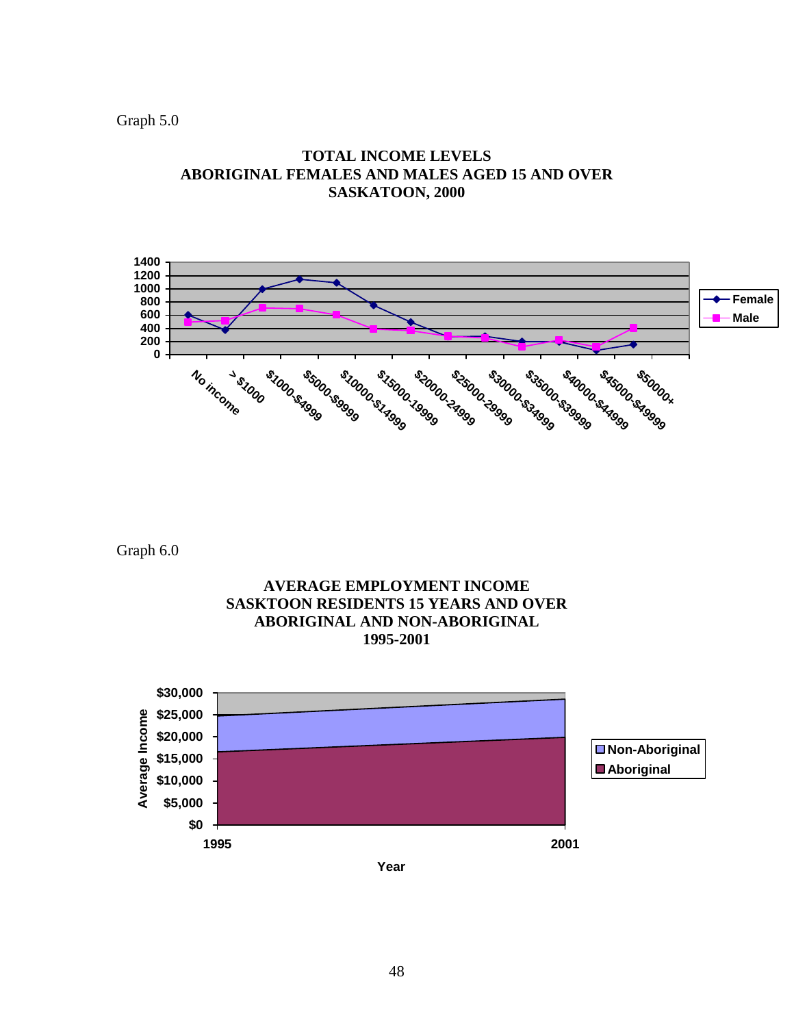Graph 5.0

**TOTAL INCOME LEVELS**
**ABORIGINAL FEMALES AND MALES AGED 15 AND OVER**
**SASKATOON, 2000**

Graph 6.0

**AVERAGE EMPLOYMENT INCOME**
**SASKTOON RESIDENTS 15 YEARS AND OVER**
**ABORIGINAL AND NON-ABORIGINAL**
**1995-2001**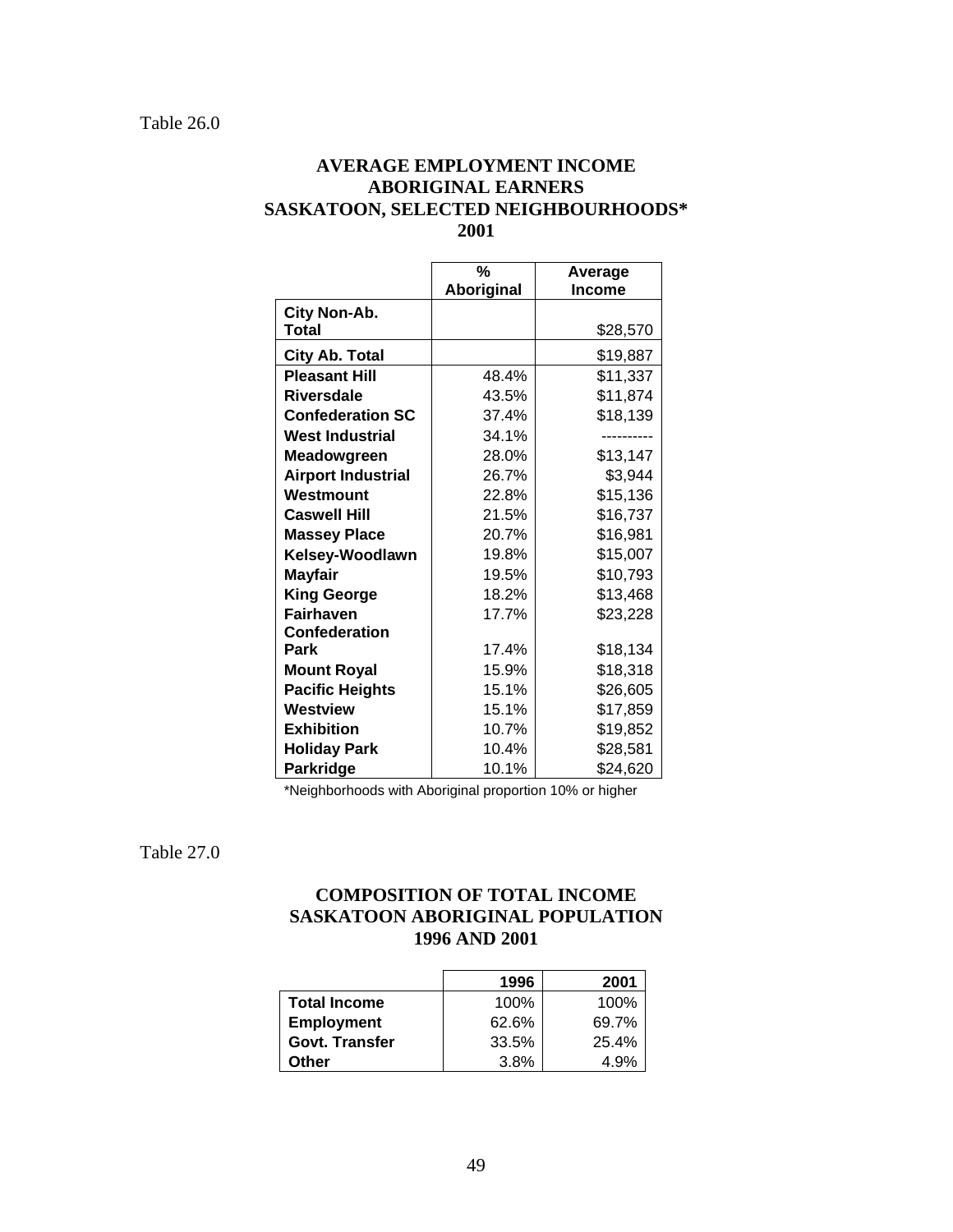Table 26.0

## AVERAGE EMPLOYMENT INCOME ABORIGINAL EARNERS SASKATOON, SELECTED NEIGHBOURHOODS* 2001

| | % Aboriginal | Average Income |
|---|---|---|
| **City Non-Ab. Total** | | $28,570 |
| **City Ab. Total** | | $19,887 |
| **Pleasant Hill** | 48.4% | $11,337 |
| **Riversdale** | 43.5% | $11,874 |
| **Confederation SC** | 37.4% | $18,139 |
| **West Industrial** | 34.1% | ---------- |
| **Meadowgreen** | 28.0% | $13,147 |
| **Airport Industrial** | 26.7% | $3,944 |
| **Westmount** | 22.8% | $15,136 |
| **Caswell Hill** | 21.5% | $16,737 |
| **Massey Place** | 20.7% | $16,981 |
| **Kelsey-Woodlawn** | 19.8% | $15,007 |
| **Mayfair** | 19.5% | $10,793 |
| **King George** | 18.2% | $13,468 |
| **Fairhaven** | 17.7% | $23,228 |
| **Confederation Park** | 17.4% | $18,134 |
| **Mount Royal** | 15.9% | $18,318 |
| **Pacific Heights** | 15.1% | $26,605 |
| **Westview** | 15.1% | $17,859 |
| **Exhibition** | 10.7% | $19,852 |
| **Holiday Park** | 10.4% | $28,581 |
| **Parkridge** | 10.1% | $24,620 |

*Neighborhoods with Aboriginal proportion 10% or higher

Table 27.0

## COMPOSITION OF TOTAL INCOME SASKATOON ABORIGINAL POPULATION 1996 AND 2001

| | 1996 | 2001 |
|---|---|---|
| **Total Income** | 100% | 100% |
| **Employment** | 62.6% | 69.7% |
| **Govt. Transfer** | 33.5% | 25.4% |
| **Other** | 3.8% | 4.9% |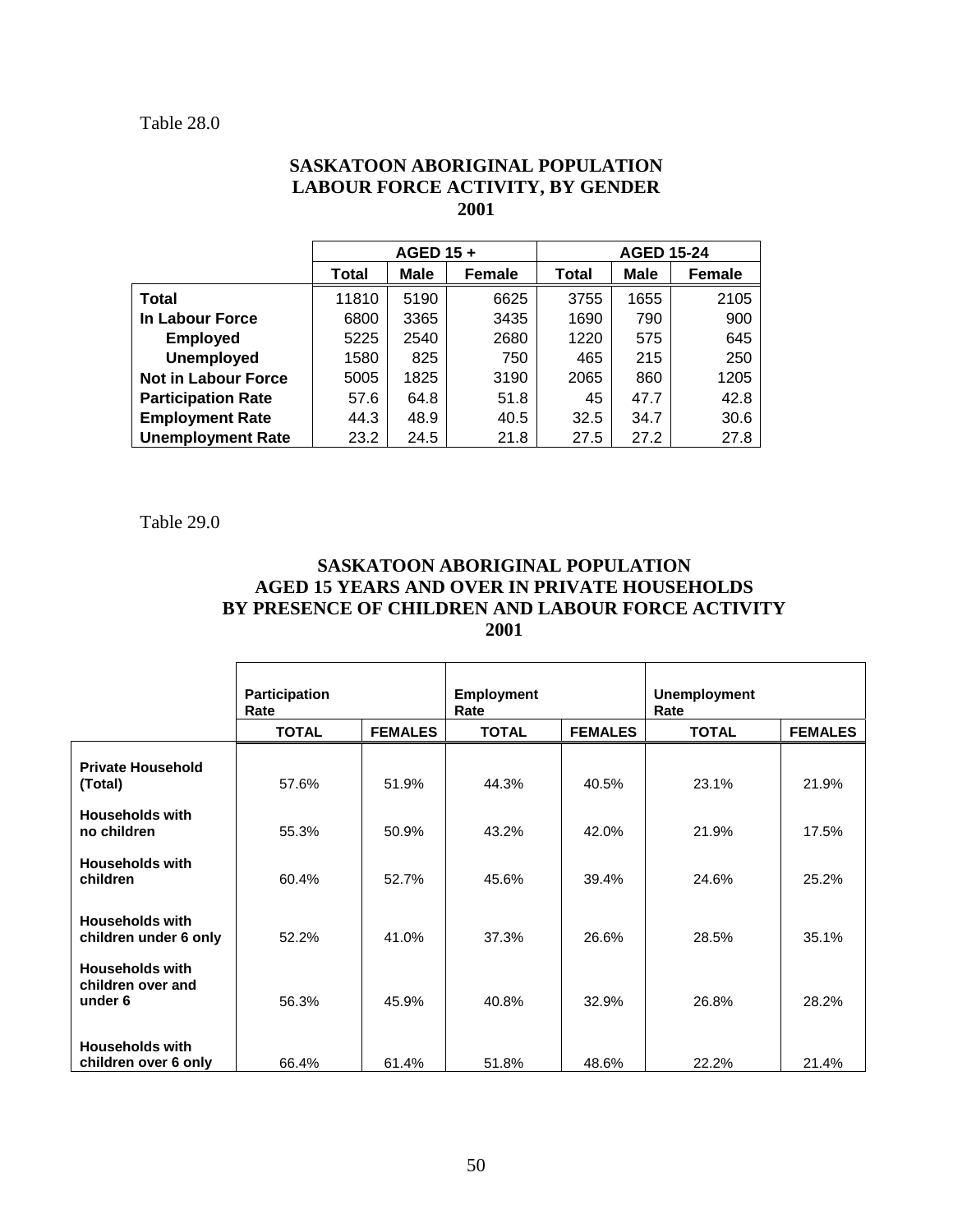Table 28.0

## SASKATOON ABORIGINAL POPULATION LABOUR FORCE ACTIVITY, BY GENDER 2001

| | AGED 15 + | | | AGED 15-24 | | |
|---|---|---|---|---|---|---|
| | Total | Male | Female | Total | Male | Female |
| **Total** | 11810 | 5190 | 6625 | 3755 | 1655 | 2105 |
| **In Labour Force** | 6800 | 3365 | 3435 | 1690 | 790 | 900 |
| **Employed** | 5225 | 2540 | 2680 | 1220 | 575 | 645 |
| **Unemployed** | 1580 | 825 | 750 | 465 | 215 | 250 |
| **Not in Labour Force** | 5005 | 1825 | 3190 | 2065 | 860 | 1205 |
| **Participation Rate** | 57.6 | 64.8 | 51.8 | 45 | 47.7 | 42.8 |
| **Employment Rate** | 44.3 | 48.9 | 40.5 | 32.5 | 34.7 | 30.6 |
| **Unemployment Rate** | 23.2 | 24.5 | 21.8 | 27.5 | 27.2 | 27.8 |

Table 29.0

## SASKATOON ABORIGINAL POPULATION AGED 15 YEARS AND OVER IN PRIVATE HOUSEHOLDS BY PRESENCE OF CHILDREN AND LABOUR FORCE ACTIVITY 2001

| | Participation Rate | | Employment Rate | | Unemployment Rate | |
|---|---|---|---|---|---|---|
| | TOTAL | FEMALES | TOTAL | FEMALES | TOTAL | FEMALES |
| **Private Household (Total)** | 57.6% | 51.9% | 44.3% | 40.5% | 23.1% | 21.9% |
| **Households with no children** | 55.3% | 50.9% | 43.2% | 42.0% | 21.9% | 17.5% |
| **Households with children** | 60.4% | 52.7% | 45.6% | 39.4% | 24.6% | 25.2% |
| **Households with children under 6 only** | 52.2% | 41.0% | 37.3% | 26.6% | 28.5% | 35.1% |
| **Households with children over and under 6** | 56.3% | 45.9% | 40.8% | 32.9% | 26.8% | 28.2% |
| **Households with children over 6 only** | 66.4% | 61.4% | 51.8% | 48.6% | 22.2% | 21.4% |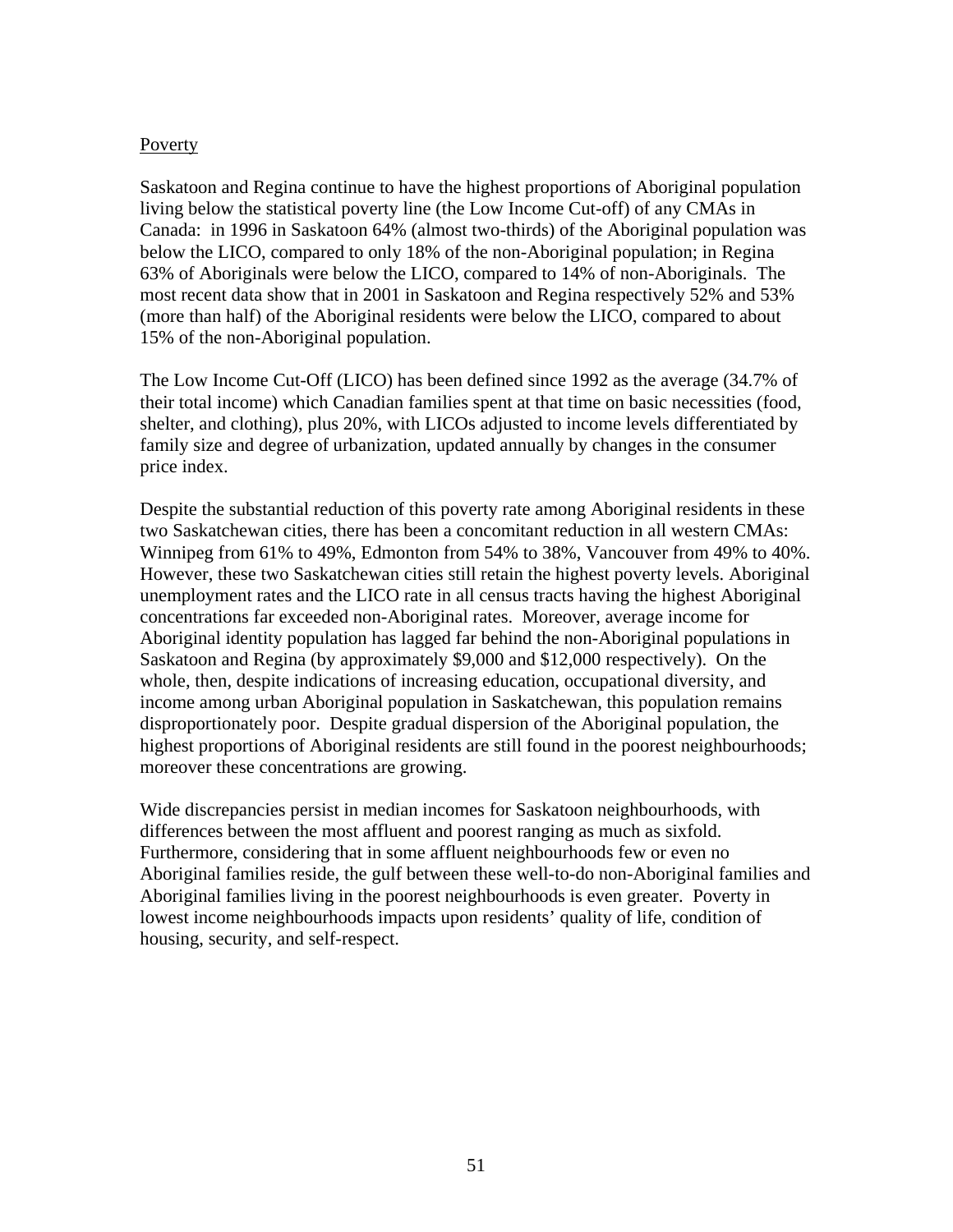<u>Poverty</u>

Saskatoon and Regina continue to have the highest proportions of Aboriginal population living below the statistical poverty line (the Low Income Cut-off) of any CMAs in Canada: in 1996 in Saskatoon 64% (almost two-thirds) of the Aboriginal population was below the LICO, compared to only 18% of the non-Aboriginal population; in Regina 63% of Aboriginals were below the LICO, compared to 14% of non-Aboriginals. The most recent data show that in 2001 in Saskatoon and Regina respectively 52% and 53% (more than half) of the Aboriginal residents were below the LICO, compared to about 15% of the non-Aboriginal population.

The Low Income Cut-Off (LICO) has been defined since 1992 as the average (34.7% of their total income) which Canadian families spent at that time on basic necessities (food, shelter, and clothing), plus 20%, with LICOs adjusted to income levels differentiated by family size and degree of urbanization, updated annually by changes in the consumer price index.

Despite the substantial reduction of this poverty rate among Aboriginal residents in these two Saskatchewan cities, there has been a concomitant reduction in all western CMAs: Winnipeg from 61% to 49%, Edmonton from 54% to 38%, Vancouver from 49% to 40%. However, these two Saskatchewan cities still retain the highest poverty levels. Aboriginal unemployment rates and the LICO rate in all census tracts having the highest Aboriginal concentrations far exceeded non-Aboriginal rates. Moreover, average income for Aboriginal identity population has lagged far behind the non-Aboriginal populations in Saskatoon and Regina (by approximately $9,000 and $12,000 respectively). On the whole, then, despite indications of increasing education, occupational diversity, and income among urban Aboriginal population in Saskatchewan, this population remains disproportionately poor. Despite gradual dispersion of the Aboriginal population, the highest proportions of Aboriginal residents are still found in the poorest neighbourhoods; moreover these concentrations are growing.

Wide discrepancies persist in median incomes for Saskatoon neighbourhoods, with differences between the most affluent and poorest ranging as much as sixfold. Furthermore, considering that in some affluent neighbourhoods few or even no Aboriginal families reside, the gulf between these well-to-do non-Aboriginal families and Aboriginal families living in the poorest neighbourhoods is even greater. Poverty in lowest income neighbourhoods impacts upon residents' quality of life, condition of housing, security, and self-respect.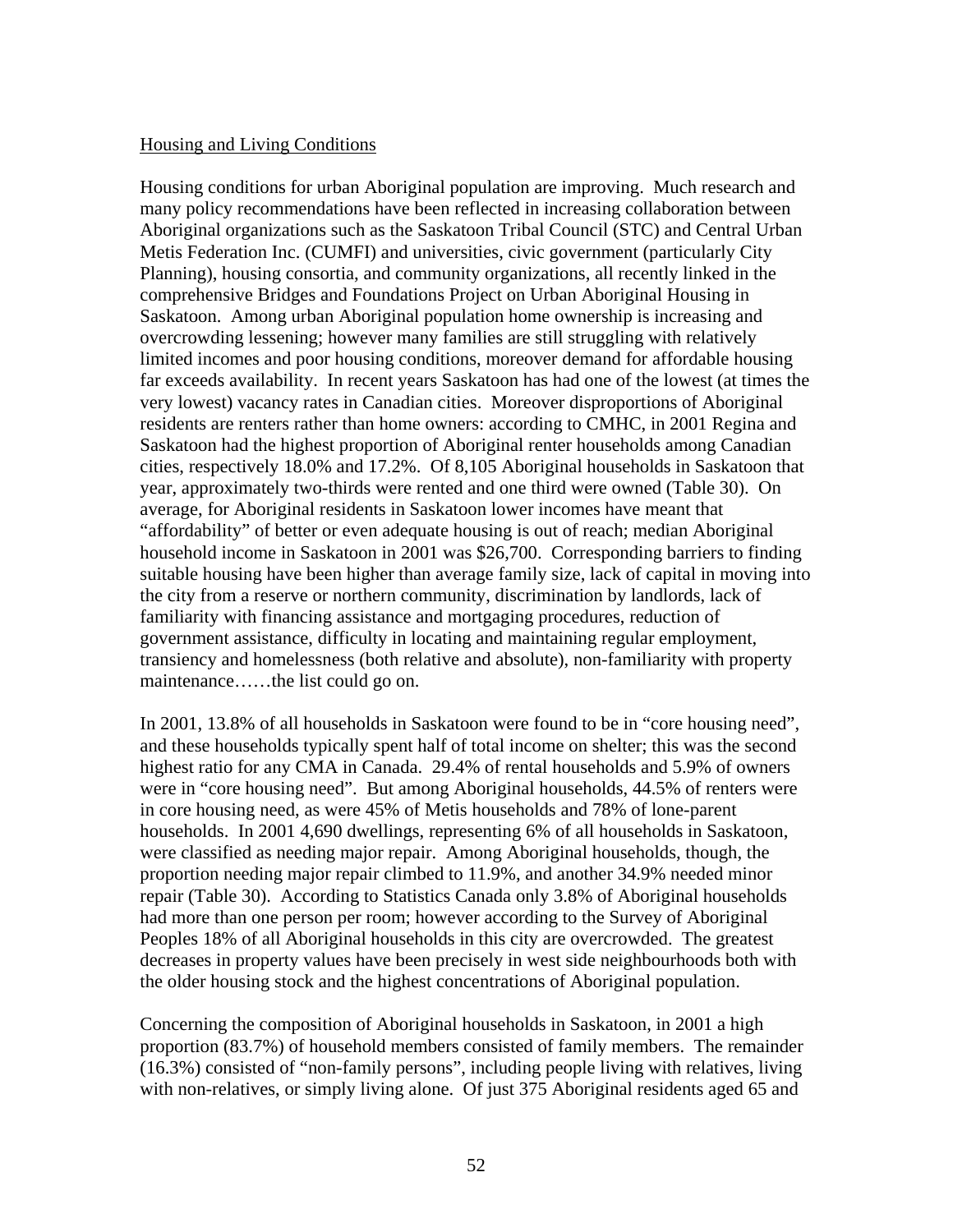## Housing and Living Conditions

Housing conditions for urban Aboriginal population are improving. Much research and many policy recommendations have been reflected in increasing collaboration between Aboriginal organizations such as the Saskatoon Tribal Council (STC) and Central Urban Metis Federation Inc. (CUMFI) and universities, civic government (particularly City Planning), housing consortia, and community organizations, all recently linked in the comprehensive Bridges and Foundations Project on Urban Aboriginal Housing in Saskatoon. Among urban Aboriginal population home ownership is increasing and overcrowding lessening; however many families are still struggling with relatively limited incomes and poor housing conditions, moreover demand for affordable housing far exceeds availability. In recent years Saskatoon has had one of the lowest (at times the very lowest) vacancy rates in Canadian cities. Moreover disproportions of Aboriginal residents are renters rather than home owners: according to CMHC, in 2001 Regina and Saskatoon had the highest proportion of Aboriginal renter households among Canadian cities, respectively 18.0% and 17.2%. Of 8,105 Aboriginal households in Saskatoon that year, approximately two-thirds were rented and one third were owned (Table 30). On average, for Aboriginal residents in Saskatoon lower incomes have meant that "affordability" of better or even adequate housing is out of reach; median Aboriginal household income in Saskatoon in 2001 was $26,700. Corresponding barriers to finding suitable housing have been higher than average family size, lack of capital in moving into the city from a reserve or northern community, discrimination by landlords, lack of familiarity with financing assistance and mortgaging procedures, reduction of government assistance, difficulty in locating and maintaining regular employment, transiency and homelessness (both relative and absolute), non-familiarity with property maintenance……the list could go on.

In 2001, 13.8% of all households in Saskatoon were found to be in "core housing need", and these households typically spent half of total income on shelter; this was the second highest ratio for any CMA in Canada. 29.4% of rental households and 5.9% of owners were in "core housing need". But among Aboriginal households, 44.5% of renters were in core housing need, as were 45% of Metis households and 78% of lone-parent households. In 2001 4,690 dwellings, representing 6% of all households in Saskatoon, were classified as needing major repair. Among Aboriginal households, though, the proportion needing major repair climbed to 11.9%, and another 34.9% needed minor repair (Table 30). According to Statistics Canada only 3.8% of Aboriginal households had more than one person per room; however according to the Survey of Aboriginal Peoples 18% of all Aboriginal households in this city are overcrowded. The greatest decreases in property values have been precisely in west side neighbourhoods both with the older housing stock and the highest concentrations of Aboriginal population.

Concerning the composition of Aboriginal households in Saskatoon, in 2001 a high proportion (83.7%) of household members consisted of family members. The remainder (16.3%) consisted of "non-family persons", including people living with relatives, living with non-relatives, or simply living alone. Of just 375 Aboriginal residents aged 65 and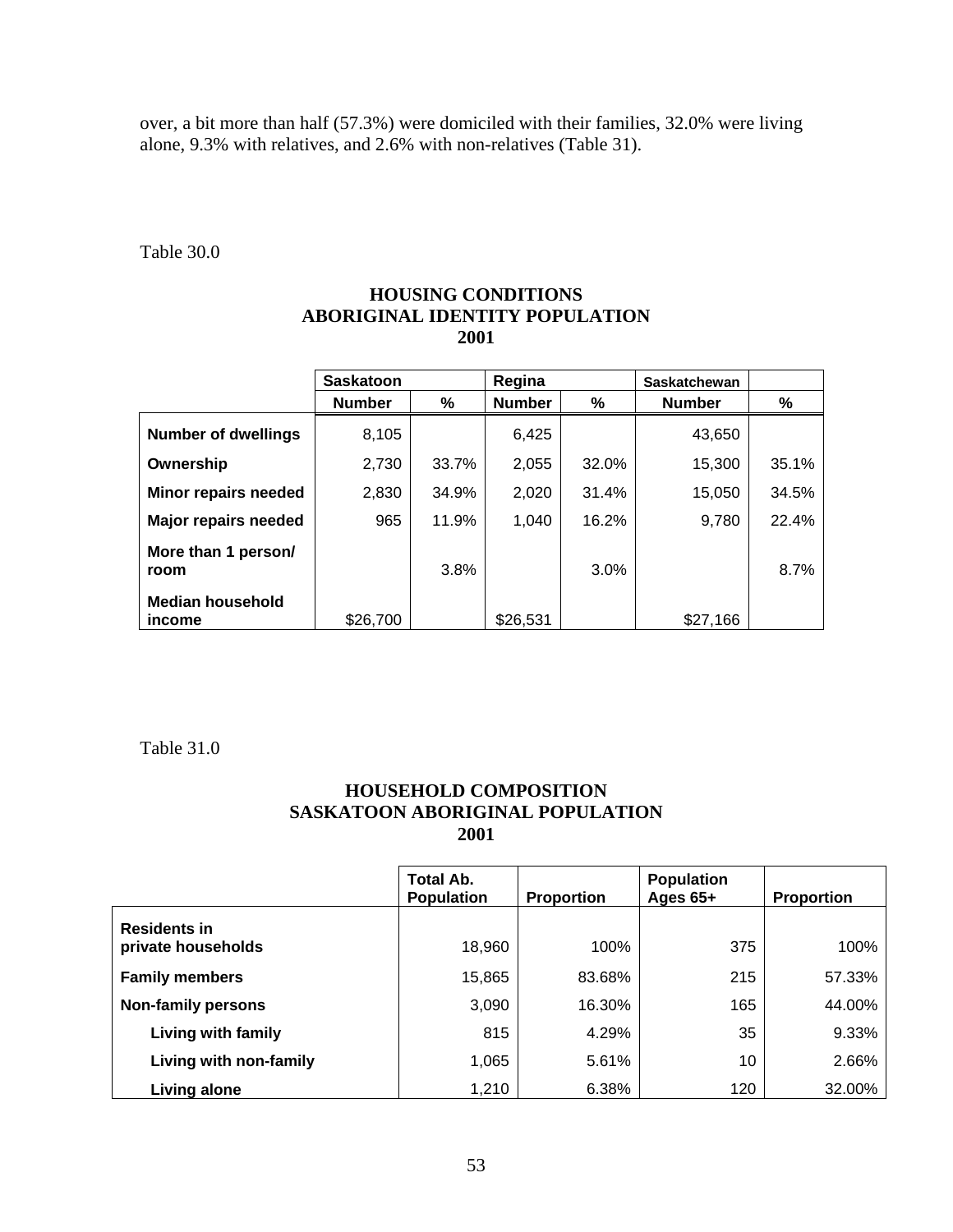over, a bit more than half (57.3%) were domiciled with their families, 32.0% were living alone, 9.3% with relatives, and 2.6% with non-relatives (Table 31).

Table 30.0

**HOUSING CONDITIONS**
**ABORIGINAL IDENTITY POPULATION**
**2001**

| | Saskatoon | | Regina | | Saskatchewan | |
|---|---|---|---|---|---|---|
| | **Number** | **%** | **Number** | **%** | **Number** | **%** |
| **Number of dwellings** | 8,105 | | 6,425 | | 43,650 | |
| **Ownership** | 2,730 | 33.7% | 2,055 | 32.0% | 15,300 | 35.1% |
| **Minor repairs needed** | 2,830 | 34.9% | 2,020 | 31.4% | 15,050 | 34.5% |
| **Major repairs needed** | 965 | 11.9% | 1,040 | 16.2% | 9,780 | 22.4% |
| **More than 1 person/ room** | | 3.8% | | 3.0% | | 8.7% |
| **Median household income** | $26,700 | | $26,531 | | $27,166 | |

Table 31.0

**HOUSEHOLD COMPOSITION**
**SASKATOON ABORIGINAL POPULATION**
**2001**

| | Total Ab. Population | Proportion | Population Ages 65+ | Proportion |
|---|---|---|---|---|
| **Residents in private households** | 18,960 | 100% | 375 | 100% |
| **Family members** | 15,865 | 83.68% | 215 | 57.33% |
| **Non-family persons** | 3,090 | 16.30% | 165 | 44.00% |
| **Living with family** | 815 | 4.29% | 35 | 9.33% |
| **Living with non-family** | 1,065 | 5.61% | 10 | 2.66% |
| **Living alone** | 1,210 | 6.38% | 120 | 32.00% |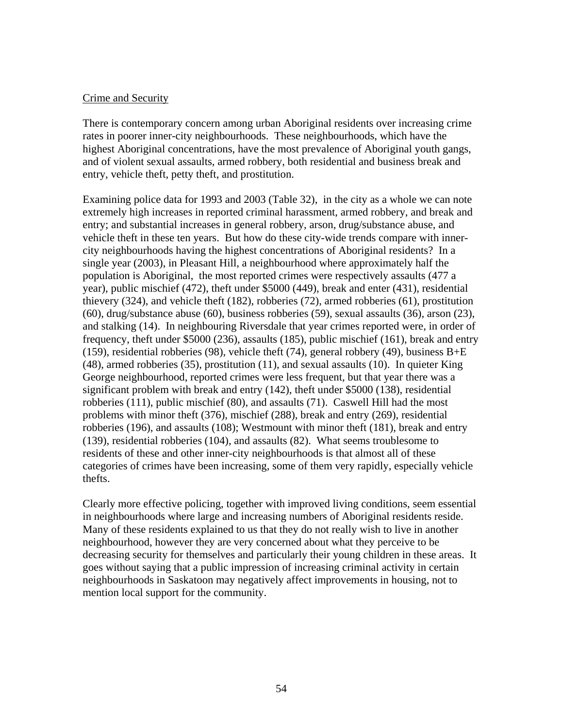Crime and Security

There is contemporary concern among urban Aboriginal residents over increasing crime rates in poorer inner-city neighbourhoods. These neighbourhoods, which have the highest Aboriginal concentrations, have the most prevalence of Aboriginal youth gangs, and of violent sexual assaults, armed robbery, both residential and business break and entry, vehicle theft, petty theft, and prostitution.

Examining police data for 1993 and 2003 (Table 32), in the city as a whole we can note extremely high increases in reported criminal harassment, armed robbery, and break and entry; and substantial increases in general robbery, arson, drug/substance abuse, and vehicle theft in these ten years. But how do these city-wide trends compare with inner-city neighbourhoods having the highest concentrations of Aboriginal residents? In a single year (2003), in Pleasant Hill, a neighbourhood where approximately half the population is Aboriginal, the most reported crimes were respectively assaults (477 a year), public mischief (472), theft under $5000 (449), break and enter (431), residential thievery (324), and vehicle theft (182), robberies (72), armed robberies (61), prostitution (60), drug/substance abuse (60), business robberies (59), sexual assaults (36), arson (23), and stalking (14). In neighbouring Riversdale that year crimes reported were, in order of frequency, theft under $5000 (236), assaults (185), public mischief (161), break and entry (159), residential robberies (98), vehicle theft (74), general robbery (49), business B+E (48), armed robberies (35), prostitution (11), and sexual assaults (10). In quieter King George neighbourhood, reported crimes were less frequent, but that year there was a significant problem with break and entry (142), theft under $5000 (138), residential robberies (111), public mischief (80), and assaults (71). Caswell Hill had the most problems with minor theft (376), mischief (288), break and entry (269), residential robberies (196), and assaults (108); Westmount with minor theft (181), break and entry (139), residential robberies (104), and assaults (82). What seems troublesome to residents of these and other inner-city neighbourhoods is that almost all of these categories of crimes have been increasing, some of them very rapidly, especially vehicle thefts.

Clearly more effective policing, together with improved living conditions, seem essential in neighbourhoods where large and increasing numbers of Aboriginal residents reside. Many of these residents explained to us that they do not really wish to live in another neighbourhood, however they are very concerned about what they perceive to be decreasing security for themselves and particularly their young children in these areas. It goes without saying that a public impression of increasing criminal activity in certain neighbourhoods in Saskatoon may negatively affect improvements in housing, not to mention local support for the community.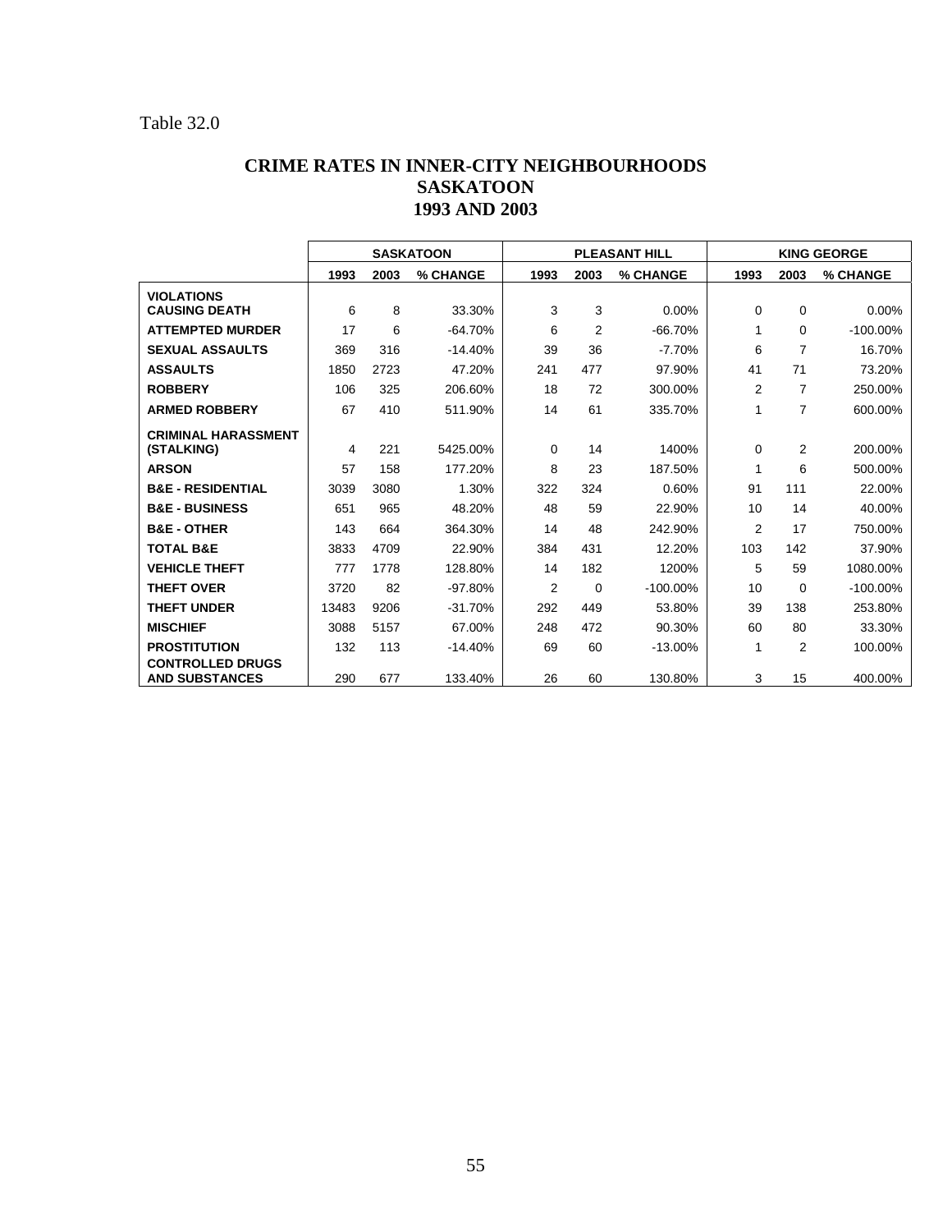Table 32.0

## CRIME RATES IN INNER-CITY NEIGHBOURHOODS
## SASKATOON
## 1993 AND 2003

| | SASKATOON | | | PLEASANT HILL | | | KING GEORGE | | |
|---|---|---|---|---|---|---|---|---|---|
| | 1993 | 2003 | % CHANGE | 1993 | 2003 | % CHANGE | 1993 | 2003 | % CHANGE |
| **VIOLATIONS CAUSING DEATH** | 6 | 8 | 33.30% | 3 | 3 | 0.00% | 0 | 0 | 0.00% |
| **ATTEMPTED MURDER** | 17 | 6 | -64.70% | 6 | 2 | -66.70% | 1 | 0 | -100.00% |
| **SEXUAL ASSAULTS** | 369 | 316 | -14.40% | 39 | 36 | -7.70% | 6 | 7 | 16.70% |
| **ASSAULTS** | 1850 | 2723 | 47.20% | 241 | 477 | 97.90% | 41 | 71 | 73.20% |
| **ROBBERY** | 106 | 325 | 206.60% | 18 | 72 | 300.00% | 2 | 7 | 250.00% |
| **ARMED ROBBERY** | 67 | 410 | 511.90% | 14 | 61 | 335.70% | 1 | 7 | 600.00% |
| **CRIMINAL HARASSMENT (STALKING)** | 4 | 221 | 5425.00% | 0 | 14 | 1400% | 0 | 2 | 200.00% |
| **ARSON** | 57 | 158 | 177.20% | 8 | 23 | 187.50% | 1 | 6 | 500.00% |
| **B&E - RESIDENTIAL** | 3039 | 3080 | 1.30% | 322 | 324 | 0.60% | 91 | 111 | 22.00% |
| **B&E - BUSINESS** | 651 | 965 | 48.20% | 48 | 59 | 22.90% | 10 | 14 | 40.00% |
| **B&E - OTHER** | 143 | 664 | 364.30% | 14 | 48 | 242.90% | 2 | 17 | 750.00% |
| **TOTAL B&E** | 3833 | 4709 | 22.90% | 384 | 431 | 12.20% | 103 | 142 | 37.90% |
| **VEHICLE THEFT** | 777 | 1778 | 128.80% | 14 | 182 | 1200% | 5 | 59 | 1080.00% |
| **THEFT OVER** | 3720 | 82 | -97.80% | 2 | 0 | -100.00% | 10 | 0 | -100.00% |
| **THEFT UNDER** | 13483 | 9206 | -31.70% | 292 | 449 | 53.80% | 39 | 138 | 253.80% |
| **MISCHIEF** | 3088 | 5157 | 67.00% | 248 | 472 | 90.30% | 60 | 80 | 33.30% |
| **PROSTITUTION** | 132 | 113 | -14.40% | 69 | 60 | -13.00% | 1 | 2 | 100.00% |
| **CONTROLLED DRUGS AND SUBSTANCES** | 290 | 677 | 133.40% | 26 | 60 | 130.80% | 3 | 15 | 400.00% |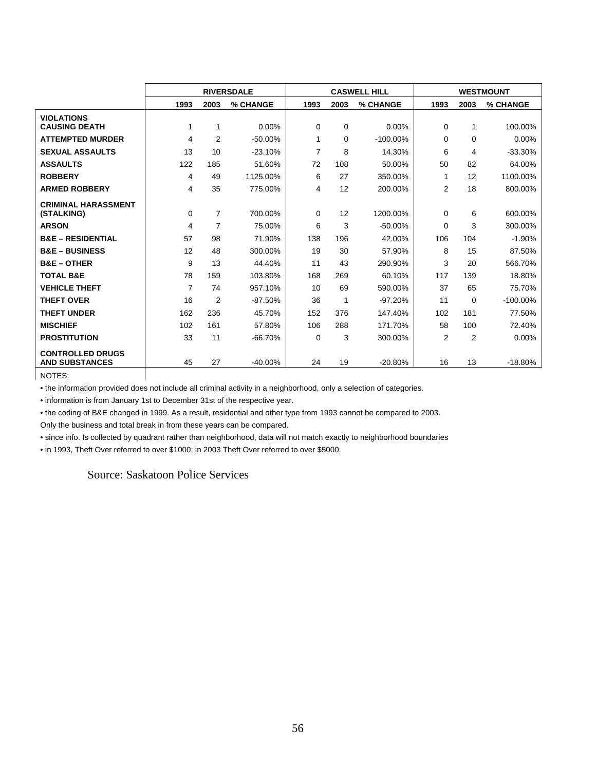| | RIVERSDALE | | | CASWELL HILL | | | WESTMOUNT | | |
|---|---|---|---|---|---|---|---|---|---|
| | 1993 | 2003 | % CHANGE | 1993 | 2003 | % CHANGE | 1993 | 2003 | % CHANGE |
| **VIOLATIONS CAUSING DEATH** | 1 | 1 | 0.00% | 0 | 0 | 0.00% | 0 | 1 | 100.00% |
| **ATTEMPTED MURDER** | 4 | 2 | -50.00% | 1 | 0 | -100.00% | 0 | 0 | 0.00% |
| **SEXUAL ASSAULTS** | 13 | 10 | -23.10% | 7 | 8 | 14.30% | 6 | 4 | -33.30% |
| **ASSAULTS** | 122 | 185 | 51.60% | 72 | 108 | 50.00% | 50 | 82 | 64.00% |
| **ROBBERY** | 4 | 49 | 1125.00% | 6 | 27 | 350.00% | 1 | 12 | 1100.00% |
| **ARMED ROBBERY** | 4 | 35 | 775.00% | 4 | 12 | 200.00% | 2 | 18 | 800.00% |
| **CRIMINAL HARASSMENT (STALKING)** | 0 | 7 | 700.00% | 0 | 12 | 1200.00% | 0 | 6 | 600.00% |
| **ARSON** | 4 | 7 | 75.00% | 6 | 3 | -50.00% | 0 | 3 | 300.00% |
| **B&E – RESIDENTIAL** | 57 | 98 | 71.90% | 138 | 196 | 42.00% | 106 | 104 | -1.90% |
| **B&E – BUSINESS** | 12 | 48 | 300.00% | 19 | 30 | 57.90% | 8 | 15 | 87.50% |
| **B&E – OTHER** | 9 | 13 | 44.40% | 11 | 43 | 290.90% | 3 | 20 | 566.70% |
| **TOTAL B&E** | 78 | 159 | 103.80% | 168 | 269 | 60.10% | 117 | 139 | 18.80% |
| **VEHICLE THEFT** | 7 | 74 | 957.10% | 10 | 69 | 590.00% | 37 | 65 | 75.70% |
| **THEFT OVER** | 16 | 2 | -87.50% | 36 | 1 | -97.20% | 11 | 0 | -100.00% |
| **THEFT UNDER** | 162 | 236 | 45.70% | 152 | 376 | 147.40% | 102 | 181 | 77.50% |
| **MISCHIEF** | 102 | 161 | 57.80% | 106 | 288 | 171.70% | 58 | 100 | 72.40% |
| **PROSTITUTION** | 33 | 11 | -66.70% | 0 | 3 | 300.00% | 2 | 2 | 0.00% |
| **CONTROLLED DRUGS AND SUBSTANCES** | 45 | 27 | -40.00% | 24 | 19 | -20.80% | 16 | 13 | -18.80% |

NOTES:

• the information provided does not include all criminal activity in a neighborhood, only a selection of categories.

• information is from January 1st to December 31st of the respective year.

• the coding of B&E changed in 1999. As a result, residential and other type from 1993 cannot be compared to 2003.
Only the business and total break in from these years can be compared.

• since info. Is collected by quadrant rather than neighborhood, data will not match exactly to neighborhood boundaries

• in 1993, Theft Over referred to over $1000; in 2003 Theft Over referred to over $5000.

Source: Saskatoon Police Services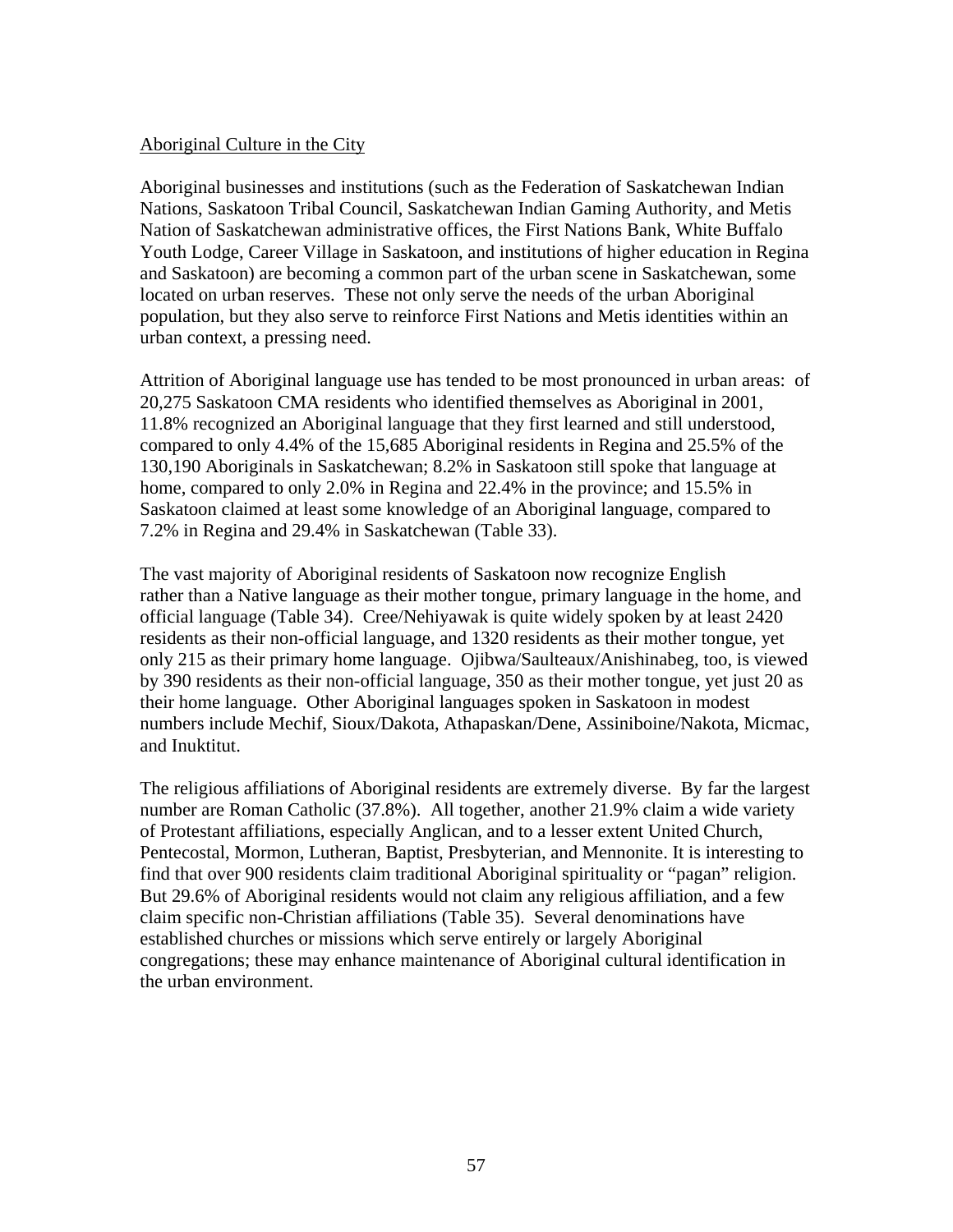## Aboriginal Culture in the City

Aboriginal businesses and institutions (such as the Federation of Saskatchewan Indian Nations, Saskatoon Tribal Council, Saskatchewan Indian Gaming Authority, and Metis Nation of Saskatchewan administrative offices, the First Nations Bank, White Buffalo Youth Lodge, Career Village in Saskatoon, and institutions of higher education in Regina and Saskatoon) are becoming a common part of the urban scene in Saskatchewan, some located on urban reserves. These not only serve the needs of the urban Aboriginal population, but they also serve to reinforce First Nations and Metis identities within an urban context, a pressing need.

Attrition of Aboriginal language use has tended to be most pronounced in urban areas: of 20,275 Saskatoon CMA residents who identified themselves as Aboriginal in 2001, 11.8% recognized an Aboriginal language that they first learned and still understood, compared to only 4.4% of the 15,685 Aboriginal residents in Regina and 25.5% of the 130,190 Aboriginals in Saskatchewan; 8.2% in Saskatoon still spoke that language at home, compared to only 2.0% in Regina and 22.4% in the province; and 15.5% in Saskatoon claimed at least some knowledge of an Aboriginal language, compared to 7.2% in Regina and 29.4% in Saskatchewan (Table 33).

The vast majority of Aboriginal residents of Saskatoon now recognize English rather than a Native language as their mother tongue, primary language in the home, and official language (Table 34). Cree/Nehiyawak is quite widely spoken by at least 2420 residents as their non-official language, and 1320 residents as their mother tongue, yet only 215 as their primary home language. Ojibwa/Saulteaux/Anishinabeg, too, is viewed by 390 residents as their non-official language, 350 as their mother tongue, yet just 20 as their home language. Other Aboriginal languages spoken in Saskatoon in modest numbers include Mechif, Sioux/Dakota, Athapaskan/Dene, Assiniboine/Nakota, Micmac, and Inuktitut.

The religious affiliations of Aboriginal residents are extremely diverse. By far the largest number are Roman Catholic (37.8%). All together, another 21.9% claim a wide variety of Protestant affiliations, especially Anglican, and to a lesser extent United Church, Pentecostal, Mormon, Lutheran, Baptist, Presbyterian, and Mennonite. It is interesting to find that over 900 residents claim traditional Aboriginal spirituality or "pagan" religion. But 29.6% of Aboriginal residents would not claim any religious affiliation, and a few claim specific non-Christian affiliations (Table 35). Several denominations have established churches or missions which serve entirely or largely Aboriginal congregations; these may enhance maintenance of Aboriginal cultural identification in the urban environment.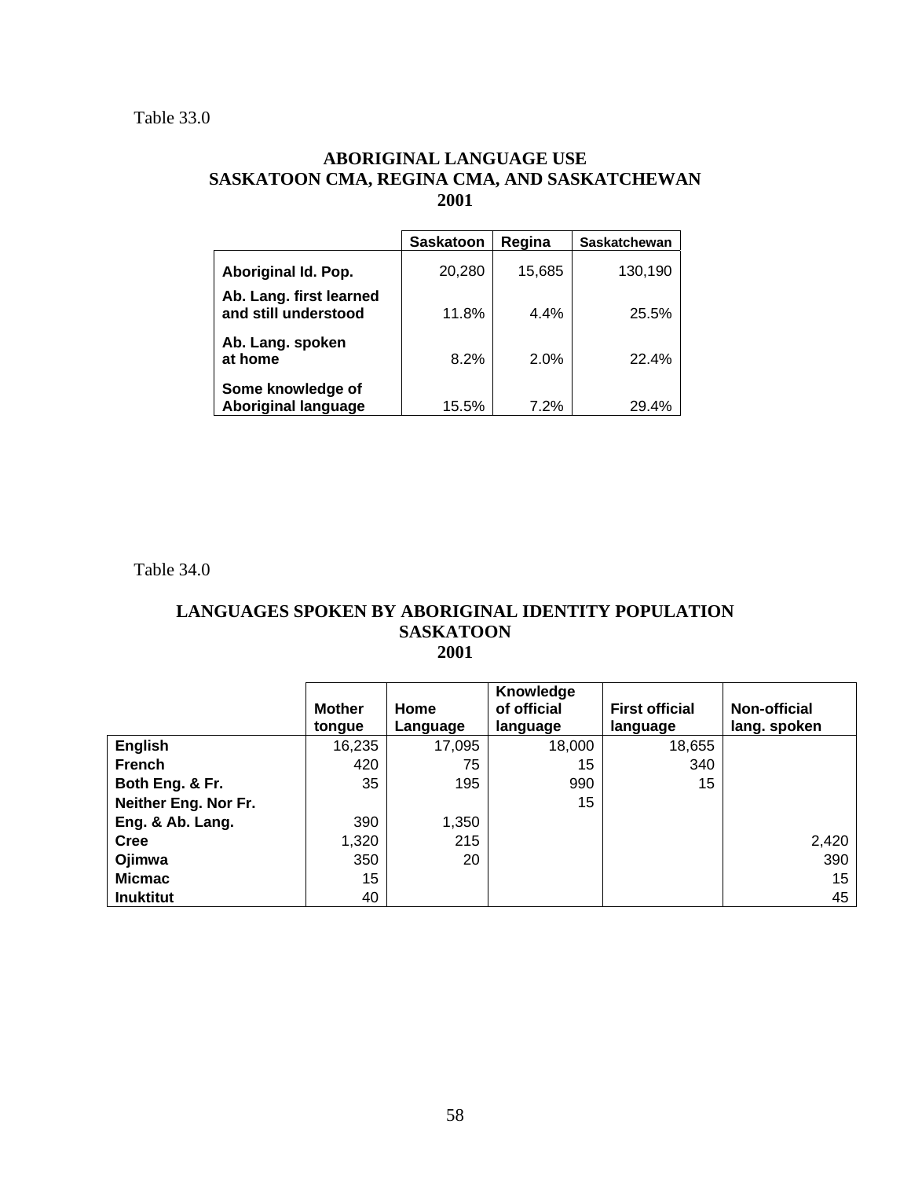Table 33.0

### ABORIGINAL LANGUAGE USE
### SASKATOON CMA, REGINA CMA, AND SASKATCHEWAN
### 2001

| | Saskatoon | Regina | Saskatchewan |
|---|---|---|---|
| **Aboriginal Id. Pop.** | 20,280 | 15,685 | 130,190 |
| **Ab. Lang. first learned and still understood** | 11.8% | 4.4% | 25.5% |
| **Ab. Lang. spoken at home** | 8.2% | 2.0% | 22.4% |
| **Some knowledge of Aboriginal language** | 15.5% | 7.2% | 29.4% |

Table 34.0

### LANGUAGES SPOKEN BY ABORIGINAL IDENTITY POPULATION
### SASKATOON
### 2001

| | Mother tongue | Home Language | Knowledge of official language | First official language | Non-official lang. spoken |
|---|---|---|---|---|---|
| **English** | 16,235 | 17,095 | 18,000 | 18,655 | |
| **French** | 420 | 75 | 15 | 340 | |
| **Both Eng. & Fr.** | 35 | 195 | 990 | 15 | |
| **Neither Eng. Nor Fr.** | | | 15 | | |
| **Eng. & Ab. Lang.** | 390 | 1,350 | | | |
| **Cree** | 1,320 | 215 | | | 2,420 |
| **Ojimwa** | 350 | 20 | | | 390 |
| **Micmac** | 15 | | | | 15 |
| **Inuktitut** | 40 | | | | 45 |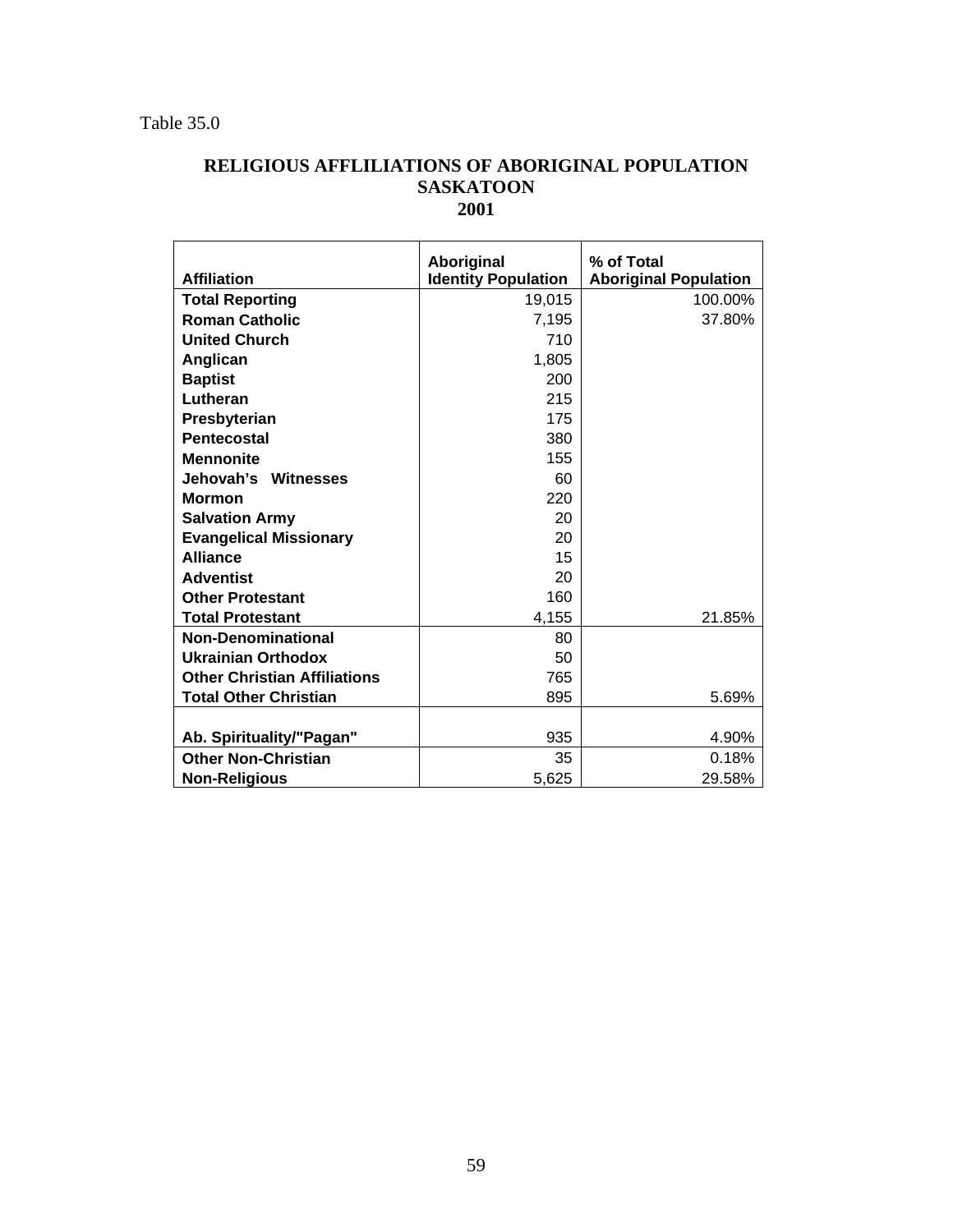Table 35.0

**RELIGIOUS AFFLILIATIONS OF ABORIGINAL POPULATION SASKATOON 2001**

| Affiliation | Aboriginal Identity Population | % of Total Aboriginal Population |
|---|---|---|
| **Total Reporting** | 19,015 | 100.00% |
| **Roman Catholic** | 7,195 | 37.80% |
| **United Church** | 710 | |
| **Anglican** | 1,805 | |
| **Baptist** | 200 | |
| **Lutheran** | 215 | |
| **Presbyterian** | 175 | |
| **Pentecostal** | 380 | |
| **Mennonite** | 155 | |
| **Jehovah's Witnesses** | 60 | |
| **Mormon** | 220 | |
| **Salvation Army** | 20 | |
| **Evangelical Missionary** | 20 | |
| **Alliance** | 15 | |
| **Adventist** | 20 | |
| **Other Protestant** | 160 | |
| **Total Protestant** | 4,155 | 21.85% |
| **Non-Denominational** | 80 | |
| **Ukrainian Orthodox** | 50 | |
| **Other Christian Affiliations** | 765 | |
| **Total Other Christian** | 895 | 5.69% |
| **Ab. Spirituality/"Pagan"** | 935 | 4.90% |
| **Other Non-Christian** | 35 | 0.18% |
| **Non-Religious** | 5,625 | 29.58% |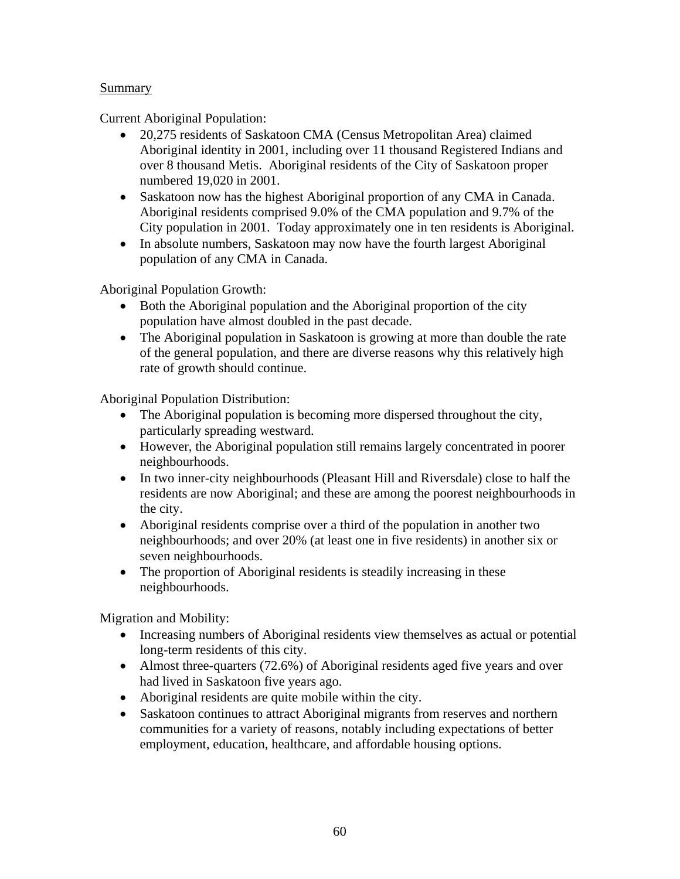## Summary

Current Aboriginal Population:

- 20,275 residents of Saskatoon CMA (Census Metropolitan Area) claimed Aboriginal identity in 2001, including over 11 thousand Registered Indians and over 8 thousand Metis. Aboriginal residents of the City of Saskatoon proper numbered 19,020 in 2001.
- Saskatoon now has the highest Aboriginal proportion of any CMA in Canada. Aboriginal residents comprised 9.0% of the CMA population and 9.7% of the City population in 2001. Today approximately one in ten residents is Aboriginal.
- In absolute numbers, Saskatoon may now have the fourth largest Aboriginal population of any CMA in Canada.

Aboriginal Population Growth:

- Both the Aboriginal population and the Aboriginal proportion of the city population have almost doubled in the past decade.
- The Aboriginal population in Saskatoon is growing at more than double the rate of the general population, and there are diverse reasons why this relatively high rate of growth should continue.

Aboriginal Population Distribution:

- The Aboriginal population is becoming more dispersed throughout the city, particularly spreading westward.
- However, the Aboriginal population still remains largely concentrated in poorer neighbourhoods.
- In two inner-city neighbourhoods (Pleasant Hill and Riversdale) close to half the residents are now Aboriginal; and these are among the poorest neighbourhoods in the city.
- Aboriginal residents comprise over a third of the population in another two neighbourhoods; and over 20% (at least one in five residents) in another six or seven neighbourhoods.
- The proportion of Aboriginal residents is steadily increasing in these neighbourhoods.

Migration and Mobility:

- Increasing numbers of Aboriginal residents view themselves as actual or potential long-term residents of this city.
- Almost three-quarters (72.6%) of Aboriginal residents aged five years and over had lived in Saskatoon five years ago.
- Aboriginal residents are quite mobile within the city.
- Saskatoon continues to attract Aboriginal migrants from reserves and northern communities for a variety of reasons, notably including expectations of better employment, education, healthcare, and affordable housing options.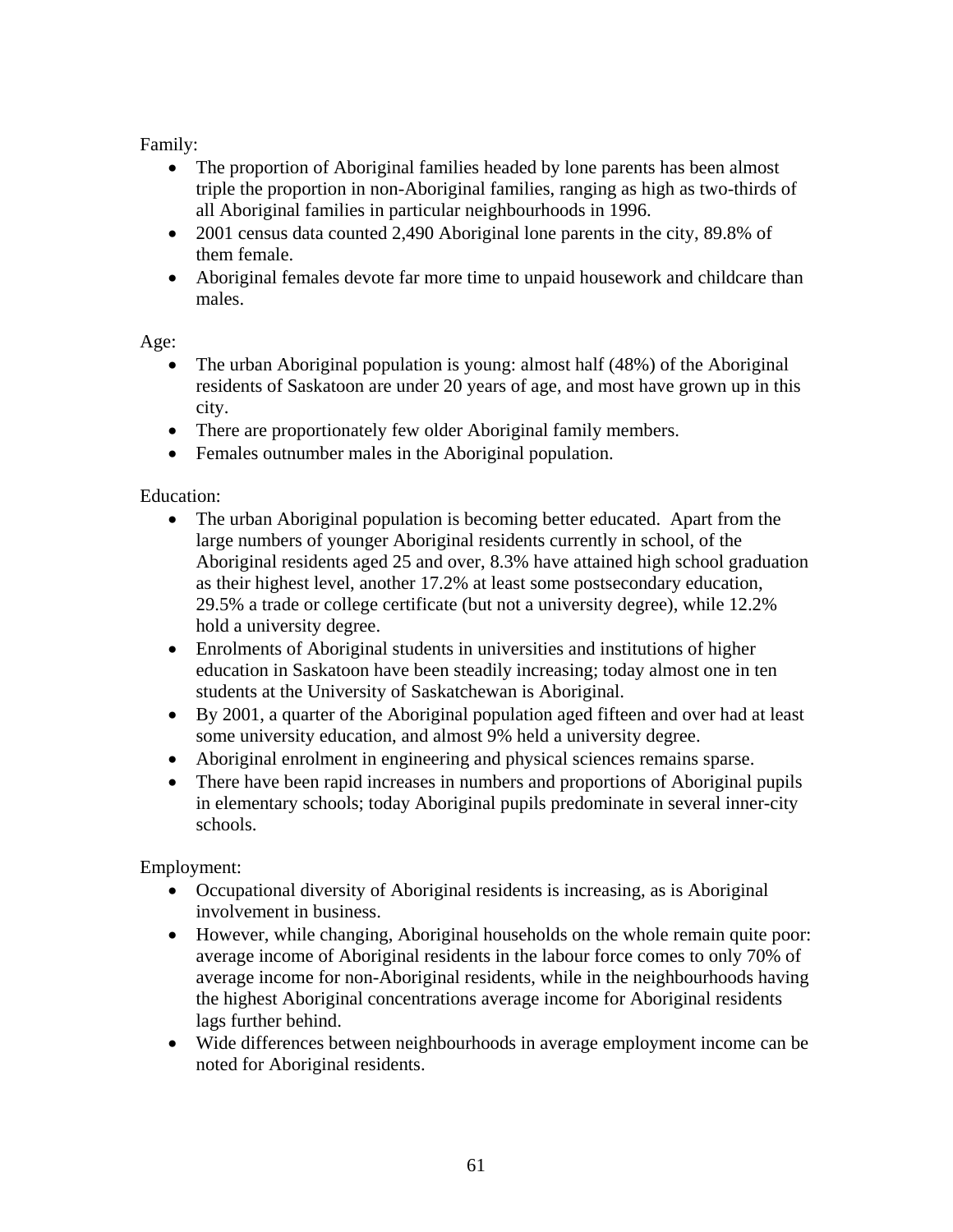Family:

- The proportion of Aboriginal families headed by lone parents has been almost triple the proportion in non-Aboriginal families, ranging as high as two-thirds of all Aboriginal families in particular neighbourhoods in 1996.
- 2001 census data counted 2,490 Aboriginal lone parents in the city, 89.8% of them female.
- Aboriginal females devote far more time to unpaid housework and childcare than males.

Age:

- The urban Aboriginal population is young: almost half (48%) of the Aboriginal residents of Saskatoon are under 20 years of age, and most have grown up in this city.
- There are proportionately few older Aboriginal family members.
- Females outnumber males in the Aboriginal population.

Education:

- The urban Aboriginal population is becoming better educated. Apart from the large numbers of younger Aboriginal residents currently in school, of the Aboriginal residents aged 25 and over, 8.3% have attained high school graduation as their highest level, another 17.2% at least some postsecondary education, 29.5% a trade or college certificate (but not a university degree), while 12.2% hold a university degree.
- Enrolments of Aboriginal students in universities and institutions of higher education in Saskatoon have been steadily increasing; today almost one in ten students at the University of Saskatchewan is Aboriginal.
- By 2001, a quarter of the Aboriginal population aged fifteen and over had at least some university education, and almost 9% held a university degree.
- Aboriginal enrolment in engineering and physical sciences remains sparse.
- There have been rapid increases in numbers and proportions of Aboriginal pupils in elementary schools; today Aboriginal pupils predominate in several inner-city schools.

Employment:

- Occupational diversity of Aboriginal residents is increasing, as is Aboriginal involvement in business.
- However, while changing, Aboriginal households on the whole remain quite poor: average income of Aboriginal residents in the labour force comes to only 70% of average income for non-Aboriginal residents, while in the neighbourhoods having the highest Aboriginal concentrations average income for Aboriginal residents lags further behind.
- Wide differences between neighbourhoods in average employment income can be noted for Aboriginal residents.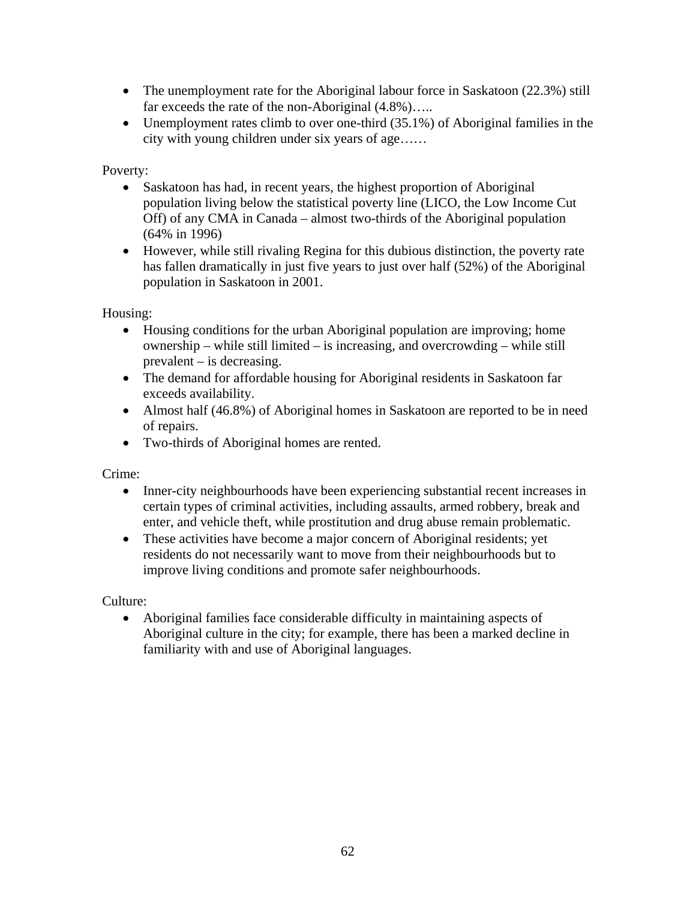- The unemployment rate for the Aboriginal labour force in Saskatoon (22.3%) still far exceeds the rate of the non-Aboriginal (4.8%)…..
- Unemployment rates climb to over one-third (35.1%) of Aboriginal families in the city with young children under six years of age……

Poverty:

- Saskatoon has had, in recent years, the highest proportion of Aboriginal population living below the statistical poverty line (LICO, the Low Income Cut Off) of any CMA in Canada – almost two-thirds of the Aboriginal population (64% in 1996)
- However, while still rivaling Regina for this dubious distinction, the poverty rate has fallen dramatically in just five years to just over half (52%) of the Aboriginal population in Saskatoon in 2001.

Housing:

- Housing conditions for the urban Aboriginal population are improving; home ownership – while still limited – is increasing, and overcrowding – while still prevalent – is decreasing.
- The demand for affordable housing for Aboriginal residents in Saskatoon far exceeds availability.
- Almost half (46.8%) of Aboriginal homes in Saskatoon are reported to be in need of repairs.
- Two-thirds of Aboriginal homes are rented.

Crime:

- Inner-city neighbourhoods have been experiencing substantial recent increases in certain types of criminal activities, including assaults, armed robbery, break and enter, and vehicle theft, while prostitution and drug abuse remain problematic.
- These activities have become a major concern of Aboriginal residents; yet residents do not necessarily want to move from their neighbourhoods but to improve living conditions and promote safer neighbourhoods.

Culture:

- Aboriginal families face considerable difficulty in maintaining aspects of Aboriginal culture in the city; for example, there has been a marked decline in familiarity with and use of Aboriginal languages.